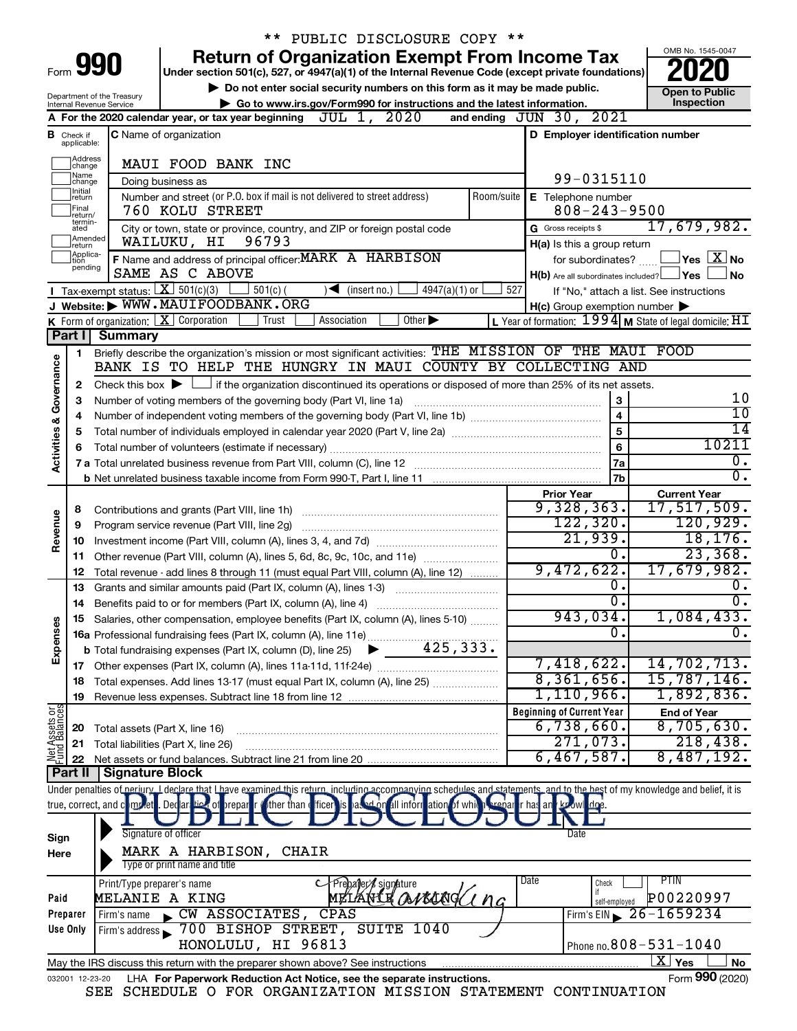** PUBLIC DISCLOSURE COPY **

Form **990**

# Return of Organization Exempt From Income Tax

Under section 501(c), 527, or 4947(a)(1) of the Internal Revenue Code (except private foundations)

▶ Do not enter social security numbers on this form as it may be made public.

▶ Go to www.irs.gov/Form990 for instructions and the latest information.

OMB No. 1545-0047

**2020**

**Open to Public Inspection**

Department of the Treasury
Internal Revenue Service

**A** For the 2020 calendar year, or tax year beginning JUL 1, 2020 and ending JUN 30, 2021

**B** Check if applicable: Address change, Name change, Initial return, Final return/terminated, Amended return, Application pending

**C** Name of organization: MAUI FOOD BANK INC

Doing business as

Number and street (or P.O. box if mail is not delivered to street address): 760 KOLU STREET | Room/suite

City or town, state or province, country, and ZIP or foreign postal code: WAILUKU, HI 96793

**F** Name and address of principal officer: MARK A HARBISON, SAME AS C ABOVE

**D** Employer identification number: 99-0315110

**E** Telephone number: 808-243-9500

**G** Gross receipts $ 17,679,982.

**H(a)** Is this a group return for subordinates? ☐ Yes ☒ No

**H(b)** Are all subordinates included? ☐ Yes ☐ No
If "No," attach a list. See instructions

**H(c)** Group exemption number ▶

**I** Tax-exempt status: ☒ 501(c)(3) ☐ 501(c) ( ) ◀ (insert no.) ☐ 4947(a)(1) or ☐ 527

**J** Website: ▶ WWW.MAUIFOODBANK.ORG

**K** Form of organization: ☒ Corporation ☐ Trust ☐ Association ☐ Other ▶

**L** Year of formation: 1994 **M** State of legal domicile: HI

## Part I Summary

**Activities & Governance**

1 Briefly describe the organization's mission or most significant activities: THE MISSION OF THE MAUI FOOD BANK IS TO HELP THE HUNGRY IN MAUI COUNTY BY COLLECTING AND

2 Check this box ▶ ☐ if the organization discontinued its operations or disposed of more than 25% of its net assets.

| | | | |
|---|---|---|---|
| 3 | Number of voting members of the governing body (Part VI, line 1a) | 3 | 10 |
| 4 | Number of independent voting members of the governing body (Part VI, line 1b) | 4 | 10 |
| 5 | Total number of individuals employed in calendar year 2020 (Part V, line 2a) | 5 | 14 |
| 6 | Total number of volunteers (estimate if necessary) | 6 | 10211 |
| 7a | Total unrelated business revenue from Part VIII, column (C), line 12 | 7a | 0. |
| b | Net unrelated business taxable income from Form 990-T, Part I, line 11 | 7b | 0. |

| | | | Prior Year | Current Year |
|---|---|---|---|---|
| **Revenue** | 8 | Contributions and grants (Part VIII, line 1h) | 9,328,363. | 17,517,509. |
| | 9 | Program service revenue (Part VIII, line 2g) | 122,320. | 120,929. |
| | 10 | Investment income (Part VIII, column (A), lines 3, 4, and 7d) | 21,939. | 18,176. |
| | 11 | Other revenue (Part VIII, column (A), lines 5, 6d, 8c, 9c, 10c, and 11e) | 0. | 23,368. |
| | 12 | Total revenue - add lines 8 through 11 (must equal Part VIII, column (A), line 12) | 9,472,622. | 17,679,982. |
| **Expenses** | 13 | Grants and similar amounts paid (Part IX, column (A), lines 1-3) | 0. | 0. |
| | 14 | Benefits paid to or for members (Part IX, column (A), line 4) | 0. | 0. |
| | 15 | Salaries, other compensation, employee benefits (Part IX, column (A), lines 5-10) | 943,034. | 1,084,433. |
| | 16a | Professional fundraising fees (Part IX, column (A), line 11e) | 0. | 0. |
| | b | Total fundraising expenses (Part IX, column (D), line 25) ▶ 425,333. | | |
| | 17 | Other expenses (Part IX, column (A), lines 11a-11d, 11f-24e) | 7,418,622. | 14,702,713. |
| | 18 | Total expenses. Add lines 13-17 (must equal Part IX, column (A), line 25) | 8,361,656. | 15,787,146. |
| | 19 | Revenue less expenses. Subtract line 18 from line 12 | 1,110,966. | 1,892,836. |

| | | | Beginning of Current Year | End of Year |
|---|---|---|---|---|
| **Net Assets or Fund Balances** | 20 | Total assets (Part X, line 16) | 6,738,660. | 8,705,630. |
| | 21 | Total liabilities (Part X, line 26) | 271,073. | 218,438. |
| | 22 | Net assets or fund balances. Subtract line 21 from line 20 | 6,467,587. | 8,487,192. |

## Part II Signature Block

Under penalties of perjury, I declare that I have examined this return, including accompanying schedules and statements, and to the best of my knowledge and belief, it is true, correct, and complete. Declaration of preparer (other than officer) is based on all information of which preparer has any knowledge.

PUBLIC DISCLOSURE

**Sign Here**

Signature of officer | Date

MARK A HARBISON, CHAIR
Type or print name and title

| | | | | | |
|---|---|---|---|---|---|
| **Paid Preparer Use Only** | Print/Type preparer's name: MELANIE A KING | Preparer's signature: MELANIE A KING | Date | Check ☐ if self-employed | PTIN P00220997 |
| | Firm's name ▶ CW ASSOCIATES, CPAS | | | Firm's EIN ▶ 26-1659234 | |
| | Firm's address ▶ 700 BISHOP STREET, SUITE 1040, HONOLULU, HI 96813 | | | Phone no. 808-531-1040 | |

May the IRS discuss this return with the preparer shown above? See instructions ☒ Yes ☐ No

032001 12-23-20 LHA For Paperwork Reduction Act Notice, see the separate instructions. Form **990** (2020)

SEE SCHEDULE O FOR ORGANIZATION MISSION STATEMENT CONTINUATION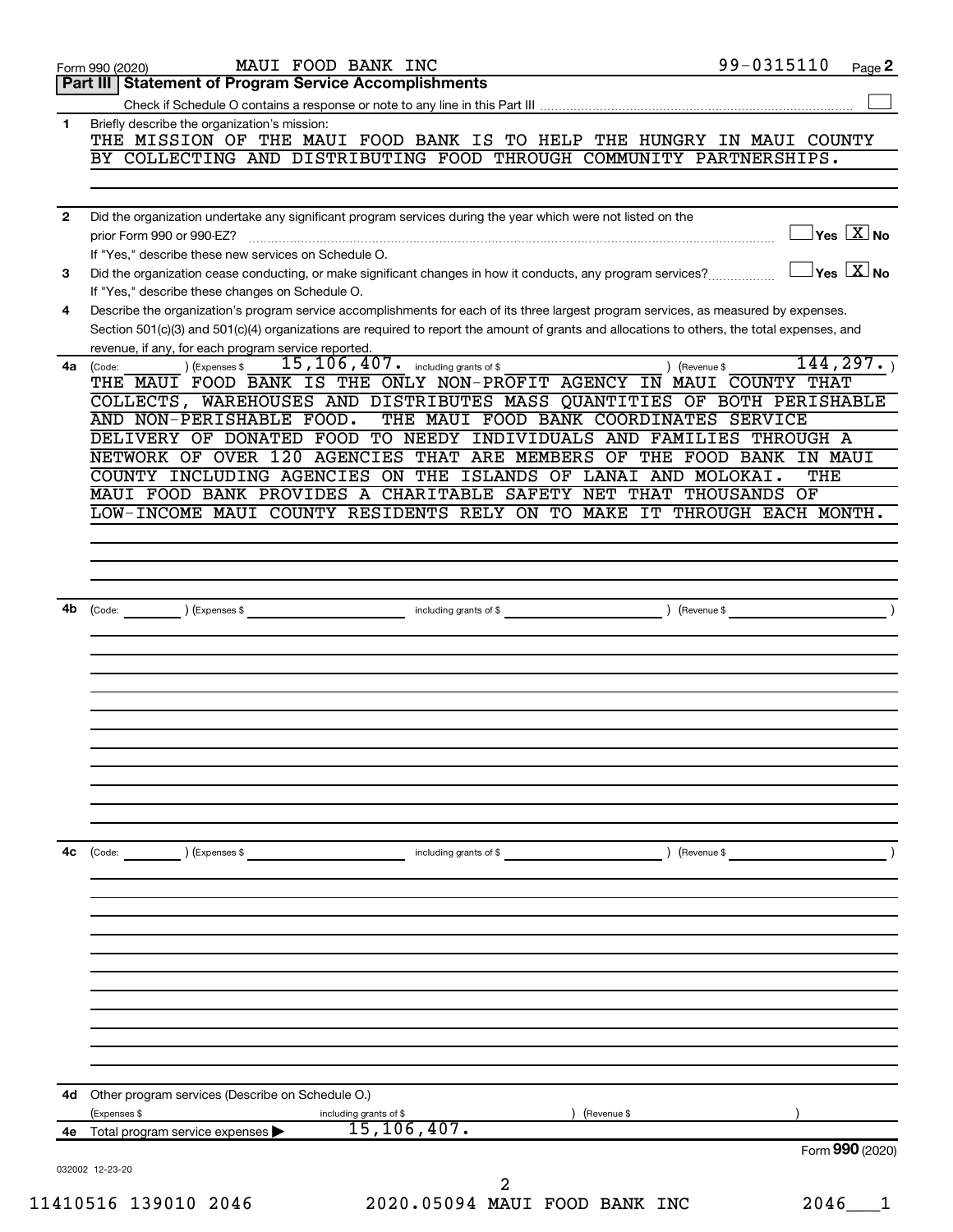Form 990 (2020) MAUI FOOD BANK INC 99-0315110 Page 2

## Part III Statement of Program Service Accomplishments

Check if Schedule O contains a response or note to any line in this Part III ☐

**1** Briefly describe the organization's mission:

THE MISSION OF THE MAUI FOOD BANK IS TO HELP THE HUNGRY IN MAUI COUNTY BY COLLECTING AND DISTRIBUTING FOOD THROUGH COMMUNITY PARTNERSHIPS.

**2** Did the organization undertake any significant program services during the year which were not listed on the prior Form 990 or 990-EZ? ☐ Yes ☒ No

If "Yes," describe these new services on Schedule O.

**3** Did the organization cease conducting, or make significant changes in how it conducts, any program services? ☐ Yes ☒ No

If "Yes," describe these changes on Schedule O.

**4** Describe the organization's program service accomplishments for each of its three largest program services, as measured by expenses. Section 501(c)(3) and 501(c)(4) organizations are required to report the amount of grants and allocations to others, the total expenses, and revenue, if any, for each program service reported.

**4a** (Code: ) (Expenses $ 15,106,407. including grants of $ ) (Revenue $ 144,297. )

THE MAUI FOOD BANK IS THE ONLY NON-PROFIT AGENCY IN MAUI COUNTY THAT COLLECTS, WAREHOUSES AND DISTRIBUTES MASS QUANTITIES OF BOTH PERISHABLE AND NON-PERISHABLE FOOD. THE MAUI FOOD BANK COORDINATES SERVICE DELIVERY OF DONATED FOOD TO NEEDY INDIVIDUALS AND FAMILIES THROUGH A NETWORK OF OVER 120 AGENCIES THAT ARE MEMBERS OF THE FOOD BANK IN MAUI COUNTY INCLUDING AGENCIES ON THE ISLANDS OF LANAI AND MOLOKAI. THE MAUI FOOD BANK PROVIDES A CHARITABLE SAFETY NET THAT THOUSANDS OF LOW-INCOME MAUI COUNTY RESIDENTS RELY ON TO MAKE IT THROUGH EACH MONTH.

**4b** (Code: ) (Expenses $ including grants of $ ) (Revenue $ )

**4c** (Code: ) (Expenses $ including grants of $ ) (Revenue $ )

**4d** Other program services (Describe on Schedule O.)

(Expenses $ including grants of $ ) (Revenue $ )

**4e** Total program service expenses ▶ 15,106,407.

Form 990 (2020)

032002 12-23-20

11410516 139010 2046 2020.05094 MAUI FOOD BANK INC 2046___1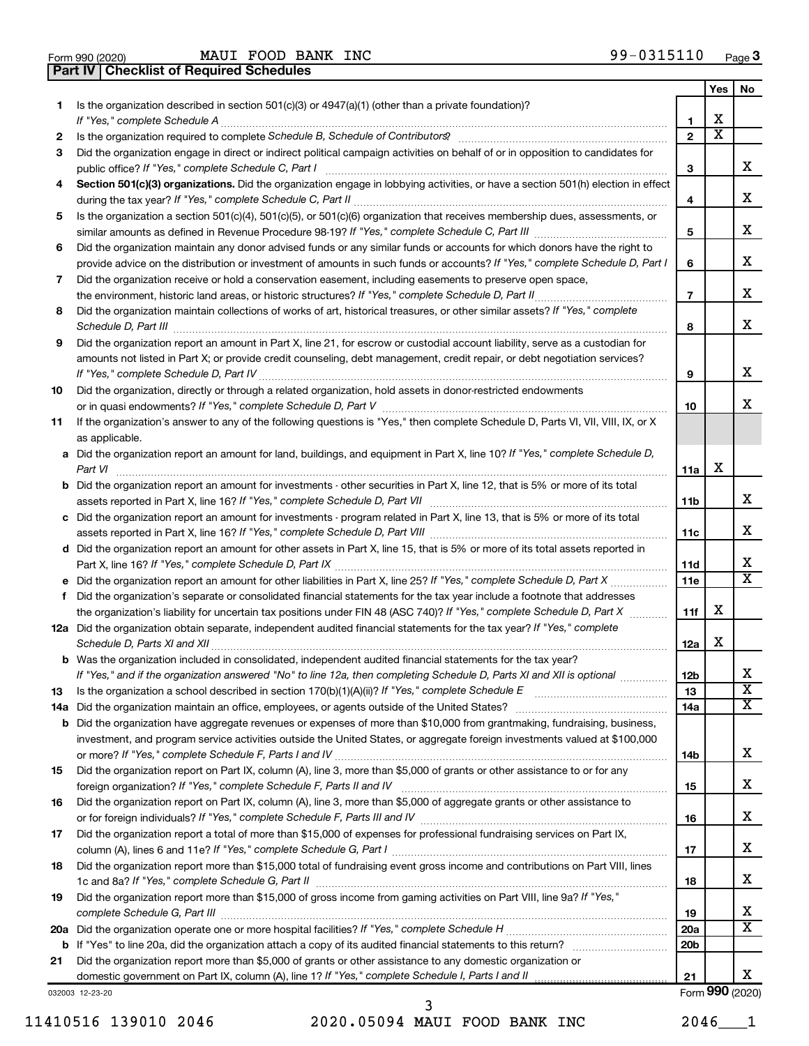Form 990 (2020) MAUI FOOD BANK INC 99-0315110 Page 3

**Part IV | Checklist of Required Schedules**

| | | | Yes | No |
|---|---|---|---|---|
| 1 | Is the organization described in section 501(c)(3) or 4947(a)(1) (other than a private foundation)? *If "Yes," complete Schedule A* | 1 | X | |
| 2 | Is the organization required to complete *Schedule B, Schedule of Contributors*? | 2 | X | |
| 3 | Did the organization engage in direct or indirect political campaign activities on behalf of or in opposition to candidates for public office? *If "Yes," complete Schedule C, Part I* | 3 | | X |
| 4 | **Section 501(c)(3) organizations.** Did the organization engage in lobbying activities, or have a section 501(h) election in effect during the tax year? *If "Yes," complete Schedule C, Part II* | 4 | | X |
| 5 | Is the organization a section 501(c)(4), 501(c)(5), or 501(c)(6) organization that receives membership dues, assessments, or similar amounts as defined in Revenue Procedure 98-19? *If "Yes," complete Schedule C, Part III* | 5 | | X |
| 6 | Did the organization maintain any donor advised funds or any similar funds or accounts for which donors have the right to provide advice on the distribution or investment of amounts in such funds or accounts? *If "Yes," complete Schedule D, Part I* | 6 | | X |
| 7 | Did the organization receive or hold a conservation easement, including easements to preserve open space, the environment, historic land areas, or historic structures? *If "Yes," complete Schedule D, Part II* | 7 | | X |
| 8 | Did the organization maintain collections of works of art, historical treasures, or other similar assets? *If "Yes," complete Schedule D, Part III* | 8 | | X |
| 9 | Did the organization report an amount in Part X, line 21, for escrow or custodial account liability, serve as a custodian for amounts not listed in Part X; or provide credit counseling, debt management, credit repair, or debt negotiation services? *If "Yes," complete Schedule D, Part IV* | 9 | | X |
| 10 | Did the organization, directly or through a related organization, hold assets in donor-restricted endowments or in quasi endowments? *If "Yes," complete Schedule D, Part V* | 10 | | X |
| 11 | If the organization's answer to any of the following questions is "Yes," then complete Schedule D, Parts VI, VII, VIII, IX, or X as applicable. | | | |
| a | Did the organization report an amount for land, buildings, and equipment in Part X, line 10? *If "Yes," complete Schedule D, Part VI* | 11a | X | |
| b | Did the organization report an amount for investments - other securities in Part X, line 12, that is 5% or more of its total assets reported in Part X, line 16? *If "Yes," complete Schedule D, Part VII* | 11b | | X |
| c | Did the organization report an amount for investments - program related in Part X, line 13, that is 5% or more of its total assets reported in Part X, line 16? *If "Yes," complete Schedule D, Part VIII* | 11c | | X |
| d | Did the organization report an amount for other assets in Part X, line 15, that is 5% or more of its total assets reported in Part X, line 16? *If "Yes," complete Schedule D, Part IX* | 11d | | X |
| e | Did the organization report an amount for other liabilities in Part X, line 25? *If "Yes," complete Schedule D, Part X* | 11e | | X |
| f | Did the organization's separate or consolidated financial statements for the tax year include a footnote that addresses the organization's liability for uncertain tax positions under FIN 48 (ASC 740)? *If "Yes," complete Schedule D, Part X* | 11f | X | |
| 12a | Did the organization obtain separate, independent audited financial statements for the tax year? *If "Yes," complete Schedule D, Parts XI and XII* | 12a | X | |
| b | Was the organization included in consolidated, independent audited financial statements for the tax year? *If "Yes," and if the organization answered "No" to line 12a, then completing Schedule D, Parts XI and XII is optional* | 12b | | X |
| 13 | Is the organization a school described in section 170(b)(1)(A)(ii)? *If "Yes," complete Schedule E* | 13 | | X |
| 14a | Did the organization maintain an office, employees, or agents outside of the United States? | 14a | | X |
| b | Did the organization have aggregate revenues or expenses of more than $10,000 from grantmaking, fundraising, business, investment, and program service activities outside the United States, or aggregate foreign investments valued at $100,000 or more? *If "Yes," complete Schedule F, Parts I and IV* | 14b | | X |
| 15 | Did the organization report on Part IX, column (A), line 3, more than $5,000 of grants or other assistance to or for any foreign organization? *If "Yes," complete Schedule F, Parts II and IV* | 15 | | X |
| 16 | Did the organization report on Part IX, column (A), line 3, more than $5,000 of aggregate grants or other assistance to or for foreign individuals? *If "Yes," complete Schedule F, Parts III and IV* | 16 | | X |
| 17 | Did the organization report a total of more than $15,000 of expenses for professional fundraising services on Part IX, column (A), lines 6 and 11e? *If "Yes," complete Schedule G, Part I* | 17 | | X |
| 18 | Did the organization report more than $15,000 total of fundraising event gross income and contributions on Part VIII, lines 1c and 8a? *If "Yes," complete Schedule G, Part II* | 18 | | X |
| 19 | Did the organization report more than $15,000 of gross income from gaming activities on Part VIII, line 9a? *If "Yes," complete Schedule G, Part III* | 19 | | X |
| 20a | Did the organization operate one or more hospital facilities? *If "Yes," complete Schedule H* | 20a | | X |
| b | If "Yes" to line 20a, did the organization attach a copy of its audited financial statements to this return? | 20b | | |
| 21 | Did the organization report more than $5,000 of grants or other assistance to any domestic organization or domestic government on Part IX, column (A), line 1? *If "Yes," complete Schedule I, Parts I and II* | 21 | | X |

032003 12-23-20 Form **990** (2020)

11410516 139010 2046 2020.05094 MAUI FOOD BANK INC 2046___1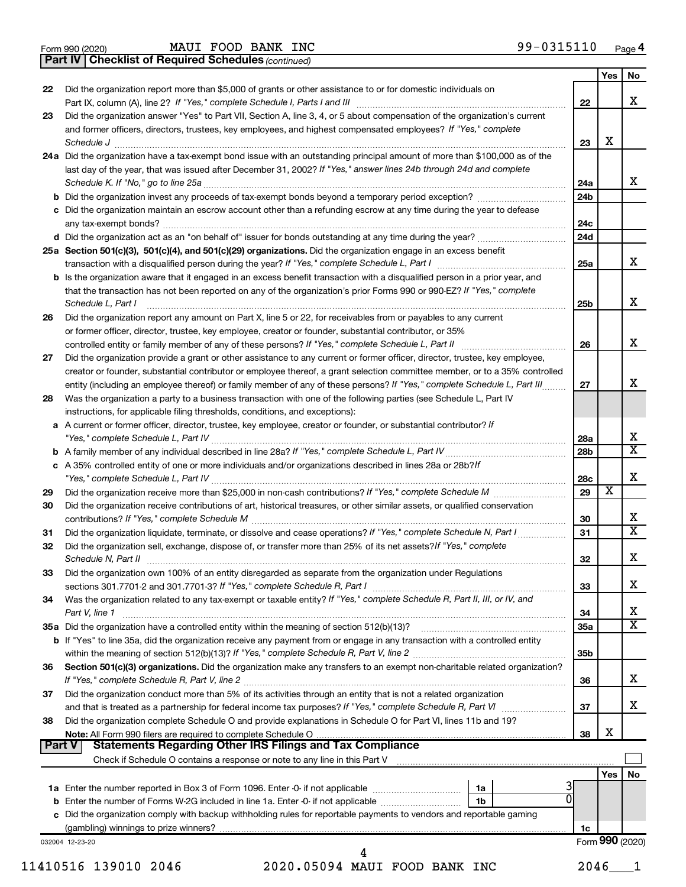Form 990 (2020) MAUI FOOD BANK INC 99-0315110 Page 4

**Part IV | Checklist of Required Schedules** *(continued)*

| | | | Yes | No |
|---|---|---|---|---|
| 22 | Did the organization report more than $5,000 of grants or other assistance to or for domestic individuals on Part IX, column (A), line 2? *If "Yes," complete Schedule I, Parts I and III* | 22 | | X |
| 23 | Did the organization answer "Yes" to Part VII, Section A, line 3, 4, or 5 about compensation of the organization's current and former officers, directors, trustees, key employees, and highest compensated employees? *If "Yes," complete Schedule J* | 23 | X | |
| 24a | Did the organization have a tax-exempt bond issue with an outstanding principal amount of more than $100,000 as of the last day of the year, that was issued after December 31, 2002? *If "Yes," answer lines 24b through 24d and complete Schedule K. If "No," go to line 25a* | 24a | | X |
| b | Did the organization invest any proceeds of tax-exempt bonds beyond a temporary period exception? | 24b | | |
| c | Did the organization maintain an escrow account other than a refunding escrow at any time during the year to defease any tax-exempt bonds? | 24c | | |
| d | Did the organization act as an "on behalf of" issuer for bonds outstanding at any time during the year? | 24d | | |
| 25a | **Section 501(c)(3), 501(c)(4), and 501(c)(29) organizations.** Did the organization engage in an excess benefit transaction with a disqualified person during the year? *If "Yes," complete Schedule L, Part I* | 25a | | X |
| b | Is the organization aware that it engaged in an excess benefit transaction with a disqualified person in a prior year, and that the transaction has not been reported on any of the organization's prior Forms 990 or 990-EZ? *If "Yes," complete Schedule L, Part I* | 25b | | X |
| 26 | Did the organization report any amount on Part X, line 5 or 22, for receivables from or payables to any current or former officer, director, trustee, key employee, creator or founder, substantial contributor, or 35% controlled entity or family member of any of these persons? *If "Yes," complete Schedule L, Part II* | 26 | | X |
| 27 | Did the organization provide a grant or other assistance to any current or former officer, director, trustee, key employee, creator or founder, substantial contributor or employee thereof, a grant selection committee member, or to a 35% controlled entity (including an employee thereof) or family member of any of these persons? *If "Yes," complete Schedule L, Part III* | 27 | | X |
| 28 | Was the organization a party to a business transaction with one of the following parties (see Schedule L, Part IV instructions, for applicable filing thresholds, conditions, and exceptions): | | | |
| a | A current or former officer, director, trustee, key employee, creator or founder, or substantial contributor? *If "Yes," complete Schedule L, Part IV* | 28a | | X |
| b | A family member of any individual described in line 28a? *If "Yes," complete Schedule L, Part IV* | 28b | | X |
| c | A 35% controlled entity of one or more individuals and/or organizations described in lines 28a or 28b? *If "Yes," complete Schedule L, Part IV* | 28c | | X |
| 29 | Did the organization receive more than $25,000 in non-cash contributions? *If "Yes," complete Schedule M* | 29 | X | |
| 30 | Did the organization receive contributions of art, historical treasures, or other similar assets, or qualified conservation contributions? *If "Yes," complete Schedule M* | 30 | | X |
| 31 | Did the organization liquidate, terminate, or dissolve and cease operations? *If "Yes," complete Schedule N, Part I* | 31 | | X |
| 32 | Did the organization sell, exchange, dispose of, or transfer more than 25% of its net assets? *If "Yes," complete Schedule N, Part II* | 32 | | X |
| 33 | Did the organization own 100% of an entity disregarded as separate from the organization under Regulations sections 301.7701-2 and 301.7701-3? *If "Yes," complete Schedule R, Part I* | 33 | | X |
| 34 | Was the organization related to any tax-exempt or taxable entity? *If "Yes," complete Schedule R, Part II, III, or IV, and Part V, line 1* | 34 | | X |
| 35a | Did the organization have a controlled entity within the meaning of section 512(b)(13)? | 35a | | X |
| b | If "Yes" to line 35a, did the organization receive any payment from or engage in any transaction with a controlled entity within the meaning of section 512(b)(13)? *If "Yes," complete Schedule R, Part V, line 2* | 35b | | |
| 36 | **Section 501(c)(3) organizations.** Did the organization make any transfers to an exempt non-charitable related organization? *If "Yes," complete Schedule R, Part V, line 2* | 36 | | X |
| 37 | Did the organization conduct more than 5% of its activities through an entity that is not a related organization and that is treated as a partnership for federal income tax purposes? *If "Yes," complete Schedule R, Part VI* | 37 | | X |
| 38 | Did the organization complete Schedule O and provide explanations in Schedule O for Part VI, lines 11b and 19? **Note:** All Form 990 filers are required to complete Schedule O | 38 | X | |

**Part V | Statements Regarding Other IRS Filings and Tax Compliance**

Check if Schedule O contains a response or note to any line in this Part V ☐

| | | | | | Yes | No |
|---|---|---|---|---|---|---|
| 1a | Enter the number reported in Box 3 of Form 1096. Enter -0- if not applicable | 1a | 3 | | | |
| b | Enter the number of Forms W-2G included in line 1a. Enter -0- if not applicable | 1b | 0 | | | |
| c | Did the organization comply with backup withholding rules for reportable payments to vendors and reportable gaming (gambling) winnings to prize winners? | | | 1c | | |

032004 12-23-20

Form **990** (2020)

11410516 139010 2046 2020.05094 MAUI FOOD BANK INC 2046___1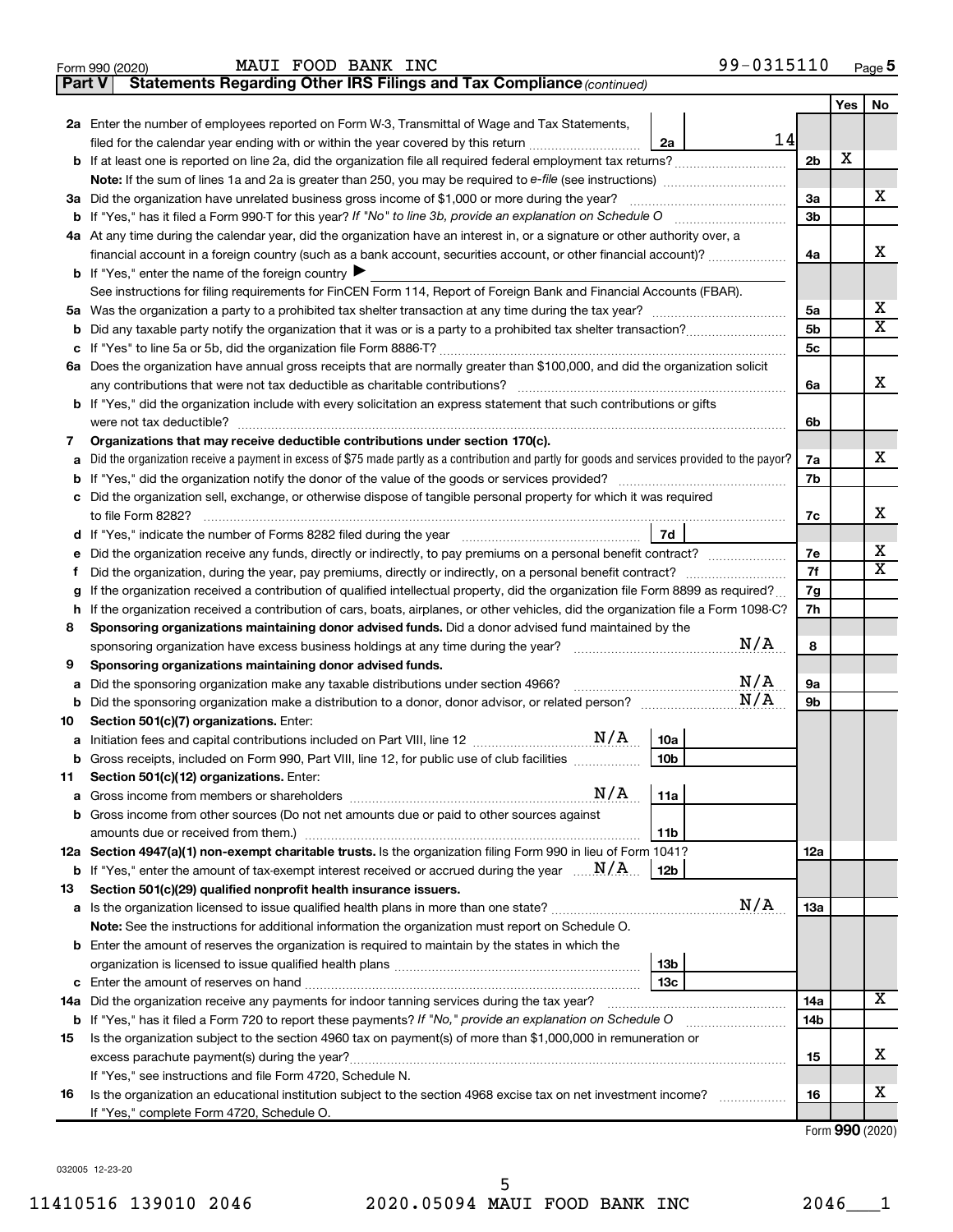Form 990 (2020) MAUI FOOD BANK INC 99-0315110 Page 5

**Part V Statements Regarding Other IRS Filings and Tax Compliance** *(continued)*

| | | | | Yes | No |
|---|---|---|---|---|---|
| 2a | Enter the number of employees reported on Form W-3, Transmittal of Wage and Tax Statements, filed for the calendar year ending with or within the year covered by this return | 2a | 14 | | |
| b | If at least one is reported on line 2a, did the organization file all required federal employment tax returns? | | | 2b: X | |
| | **Note:** If the sum of lines 1a and 2a is greater than 250, you may be required to *e-file* (see instructions) | | | | |
| 3a | Did the organization have unrelated business gross income of $1,000 or more during the year? | | | 3a | X |
| b | If "Yes," has it filed a Form 990-T for this year? *If "No" to line 3b, provide an explanation on Schedule O* | | | 3b | |
| 4a | At any time during the calendar year, did the organization have an interest in, or a signature or other authority over, a financial account in a foreign country (such as a bank account, securities account, or other financial account)? | | | 4a | X |
| b | If "Yes," enter the name of the foreign country ▶ | | | | |
| | See instructions for filing requirements for FinCEN Form 114, Report of Foreign Bank and Financial Accounts (FBAR). | | | | |
| 5a | Was the organization a party to a prohibited tax shelter transaction at any time during the tax year? | | | 5a | X |
| b | Did any taxable party notify the organization that it was or is a party to a prohibited tax shelter transaction? | | | 5b | X |
| c | If "Yes" to line 5a or 5b, did the organization file Form 8886-T? | | | 5c | |
| 6a | Does the organization have annual gross receipts that are normally greater than $100,000, and did the organization solicit any contributions that were not tax deductible as charitable contributions? | | | 6a | X |
| b | If "Yes," did the organization include with every solicitation an express statement that such contributions or gifts were not tax deductible? | | | 6b | |
| 7 | **Organizations that may receive deductible contributions under section 170(c).** | | | | |
| a | Did the organization receive a payment in excess of $75 made partly as a contribution and partly for goods and services provided to the payor? | | | 7a | X |
| b | If "Yes," did the organization notify the donor of the value of the goods or services provided? | | | 7b | |
| c | Did the organization sell, exchange, or otherwise dispose of tangible personal property for which it was required to file Form 8282? | | | 7c | X |
| d | If "Yes," indicate the number of Forms 8282 filed during the year | 7d | | | |
| e | Did the organization receive any funds, directly or indirectly, to pay premiums on a personal benefit contract? | | | 7e | X |
| f | Did the organization, during the year, pay premiums, directly or indirectly, on a personal benefit contract? | | | 7f | X |
| g | If the organization received a contribution of qualified intellectual property, did the organization file Form 8899 as required? | | | 7g | |
| h | If the organization received a contribution of cars, boats, airplanes, or other vehicles, did the organization file a Form 1098-C? | | | 7h | |
| 8 | **Sponsoring organizations maintaining donor advised funds.** Did a donor advised fund maintained by the sponsoring organization have excess business holdings at any time during the year? N/A | | | 8 | |
| 9 | **Sponsoring organizations maintaining donor advised funds.** | | | | |
| a | Did the sponsoring organization make any taxable distributions under section 4966? N/A | | | 9a | |
| b | Did the sponsoring organization make a distribution to a donor, donor advisor, or related person? N/A | | | 9b | |
| 10 | **Section 501(c)(7) organizations.** Enter: | | | | |
| a | Initiation fees and capital contributions included on Part VIII, line 12 N/A | 10a | | | |
| b | Gross receipts, included on Form 990, Part VIII, line 12, for public use of club facilities | 10b | | | |
| 11 | **Section 501(c)(12) organizations.** Enter: | | | | |
| a | Gross income from members or shareholders N/A | 11a | | | |
| b | Gross income from other sources (Do not net amounts due or paid to other sources against amounts due or received from them.) | 11b | | | |
| 12a | **Section 4947(a)(1) non-exempt charitable trusts.** Is the organization filing Form 990 in lieu of Form 1041? | | | 12a | |
| b | If "Yes," enter the amount of tax-exempt interest received or accrued during the year N/A | 12b | | | |
| 13 | **Section 501(c)(29) qualified nonprofit health insurance issuers.** | | | | |
| a | Is the organization licensed to issue qualified health plans in more than one state? N/A | | | 13a | |
| | **Note:** See the instructions for additional information the organization must report on Schedule O. | | | | |
| b | Enter the amount of reserves the organization is required to maintain by the states in which the organization is licensed to issue qualified health plans | 13b | | | |
| c | Enter the amount of reserves on hand | 13c | | | |
| 14a | Did the organization receive any payments for indoor tanning services during the tax year? | | | 14a | X |
| b | If "Yes," has it filed a Form 720 to report these payments? *If "No," provide an explanation on Schedule O* | | | 14b | |
| 15 | Is the organization subject to the section 4960 tax on payment(s) of more than $1,000,000 in remuneration or excess parachute payment(s) during the year? | | | 15 | X |
| | If "Yes," see instructions and file Form 4720, Schedule N. | | | | |
| 16 | Is the organization an educational institution subject to the section 4968 excise tax on net investment income? | | | 16 | X |
| | If "Yes," complete Form 4720, Schedule O. | | | | |

Form **990** (2020)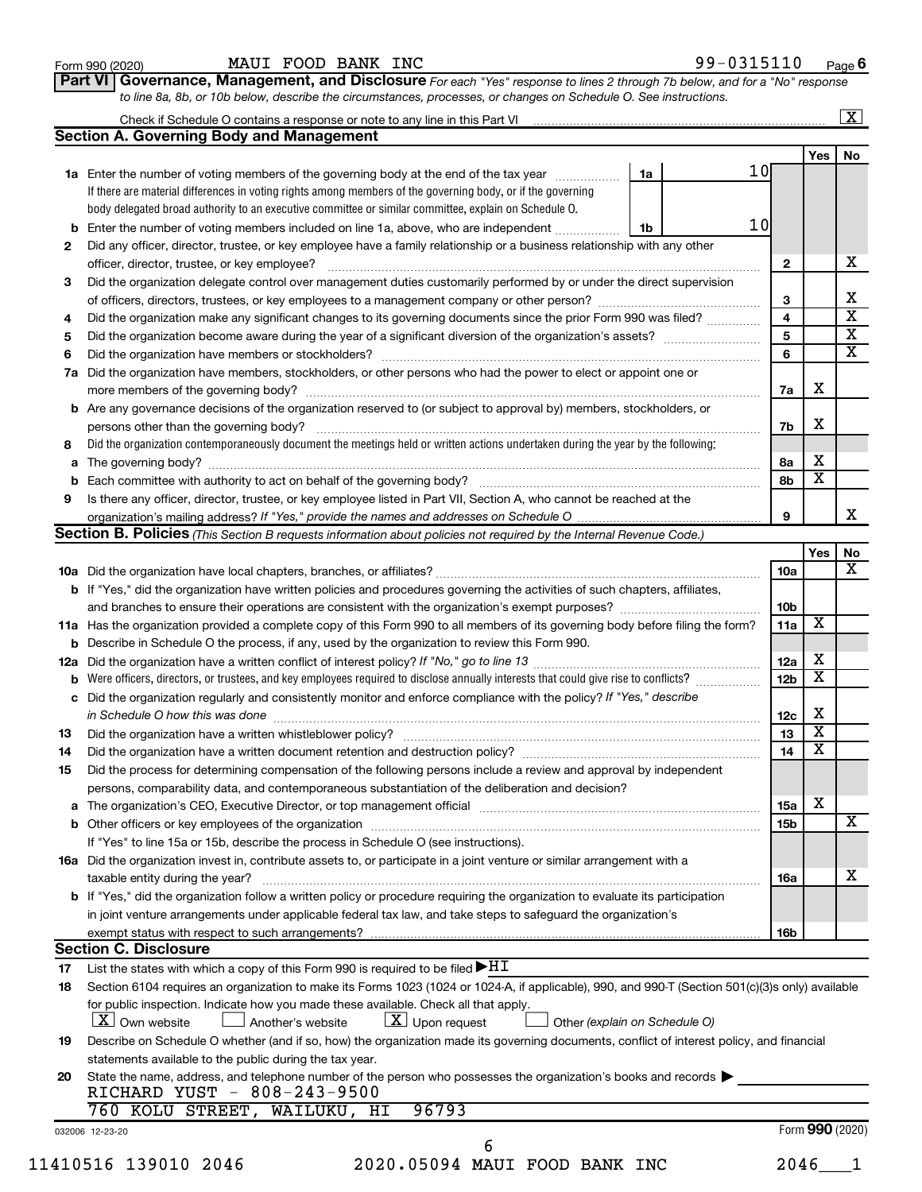Form 990 (2020) MAUI FOOD BANK INC 99-0315110 Page 6

**Part VI Governance, Management, and Disclosure** *For each "Yes" response to lines 2 through 7b below, and for a "No" response to line 8a, 8b, or 10b below, describe the circumstances, processes, or changes on Schedule O. See instructions.*

Check if Schedule O contains a response or note to any line in this Part VI ☒

## Section A. Governing Body and Management

| | | | Yes | No |
|---|---|---|---|---|
| **1a** | Enter the number of voting members of the governing body at the end of the tax year — **1a** 10. If there are material differences in voting rights among members of the governing body, or if the governing body delegated broad authority to an executive committee or similar committee, explain on Schedule O. | | | |
| **b** | Enter the number of voting members included on line 1a, above, who are independent — **1b** 10 | | | |
| **2** | Did any officer, director, trustee, or key employee have a family relationship or a business relationship with any other officer, director, trustee, or key employee? | 2 | | X |
| **3** | Did the organization delegate control over management duties customarily performed by or under the direct supervision of officers, directors, trustees, or key employees to a management company or other person? | 3 | | X |
| **4** | Did the organization make any significant changes to its governing documents since the prior Form 990 was filed? | 4 | | X |
| **5** | Did the organization become aware during the year of a significant diversion of the organization's assets? | 5 | | X |
| **6** | Did the organization have members or stockholders? | 6 | | X |
| **7a** | Did the organization have members, stockholders, or other persons who had the power to elect or appoint one or more members of the governing body? | 7a | X | |
| **b** | Are any governance decisions of the organization reserved to (or subject to approval by) members, stockholders, or persons other than the governing body? | 7b | X | |
| **8** | Did the organization contemporaneously document the meetings held or written actions undertaken during the year by the following: | | | |
| **a** | The governing body? | 8a | X | |
| **b** | Each committee with authority to act on behalf of the governing body? | 8b | X | |
| **9** | Is there any officer, director, trustee, or key employee listed in Part VII, Section A, who cannot be reached at the organization's mailing address? *If "Yes," provide the names and addresses on Schedule O* | 9 | | X |

## Section B. Policies *(This Section B requests information about policies not required by the Internal Revenue Code.)*

| | | | Yes | No |
|---|---|---|---|---|
| **10a** | Did the organization have local chapters, branches, or affiliates? | 10a | | X |
| **b** | If "Yes," did the organization have written policies and procedures governing the activities of such chapters, affiliates, and branches to ensure their operations are consistent with the organization's exempt purposes? | 10b | | |
| **11a** | Has the organization provided a complete copy of this Form 990 to all members of its governing body before filing the form? | 11a | X | |
| **b** | Describe in Schedule O the process, if any, used by the organization to review this Form 990. | | | |
| **12a** | Did the organization have a written conflict of interest policy? *If "No," go to line 13* | 12a | X | |
| **b** | Were officers, directors, or trustees, and key employees required to disclose annually interests that could give rise to conflicts? | 12b | X | |
| **c** | Did the organization regularly and consistently monitor and enforce compliance with the policy? *If "Yes," describe in Schedule O how this was done* | 12c | X | |
| **13** | Did the organization have a written whistleblower policy? | 13 | X | |
| **14** | Did the organization have a written document retention and destruction policy? | 14 | X | |
| **15** | Did the process for determining compensation of the following persons include a review and approval by independent persons, comparability data, and contemporaneous substantiation of the deliberation and decision? | | | |
| **a** | The organization's CEO, Executive Director, or top management official | 15a | X | |
| **b** | Other officers or key employees of the organization | 15b | | X |
| | If "Yes" to line 15a or 15b, describe the process in Schedule O (see instructions). | | | |
| **16a** | Did the organization invest in, contribute assets to, or participate in a joint venture or similar arrangement with a taxable entity during the year? | 16a | | X |
| **b** | If "Yes," did the organization follow a written policy or procedure requiring the organization to evaluate its participation in joint venture arrangements under applicable federal tax law, and take steps to safeguard the organization's exempt status with respect to such arrangements? | 16b | | |

## Section C. Disclosure

**17** List the states with which a copy of this Form 990 is required to be filed ▶ HI

**18** Section 6104 requires an organization to make its Forms 1023 (1024 or 1024-A, if applicable), 990, and 990-T (Section 501(c)(3)s only) available for public inspection. Indicate how you made these available. Check all that apply.

☒ Own website ☐ Another's website ☒ Upon request ☐ Other *(explain on Schedule O)*

**19** Describe on Schedule O whether (and if so, how) the organization made its governing documents, conflict of interest policy, and financial statements available to the public during the tax year.

**20** State the name, address, and telephone number of the person who possesses the organization's books and records ▶

RICHARD YUST - 808-243-9500
760 KOLU STREET, WAILUKU, HI 96793

032006 12-23-20 Form **990** (2020)

11410516 139010 2046 2020.05094 MAUI FOOD BANK INC 2046___1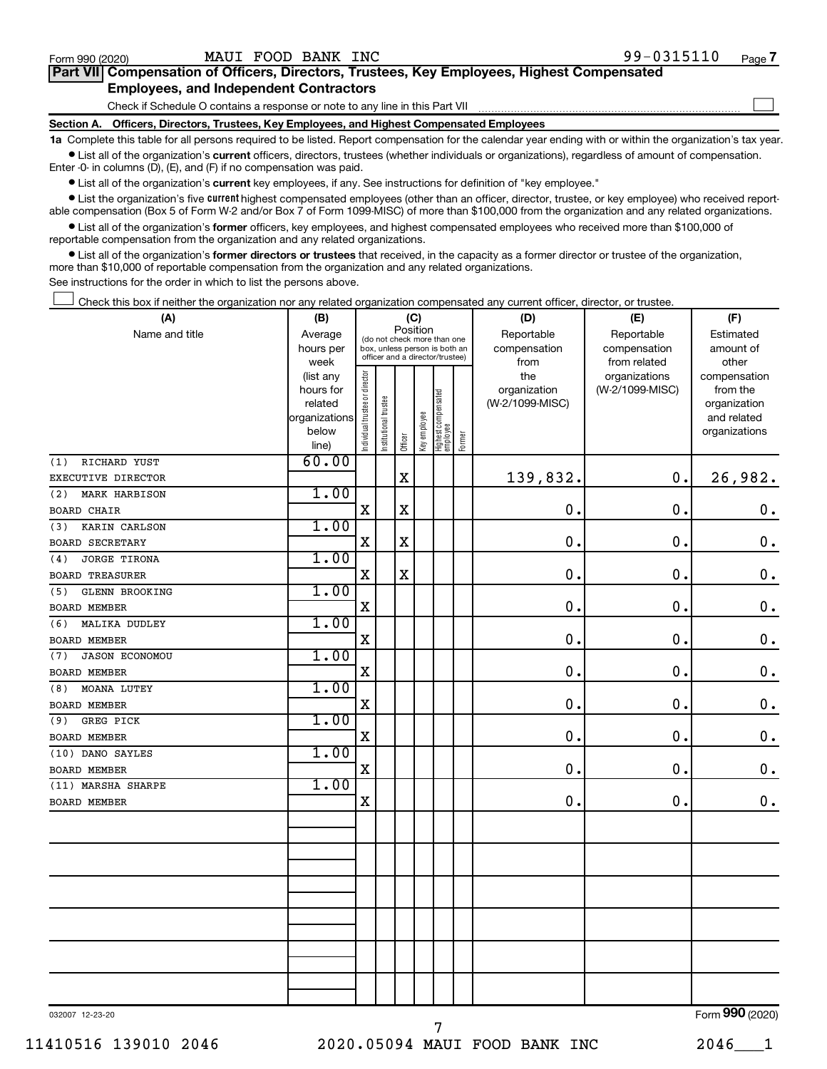Form 990 (2020) MAUI FOOD BANK INC 99-0315110 Page 7

**Part VII Compensation of Officers, Directors, Trustees, Key Employees, Highest Compensated Employees, and Independent Contractors**

Check if Schedule O contains a response or note to any line in this Part VII ☐

**Section A. Officers, Directors, Trustees, Key Employees, and Highest Compensated Employees**

**1a** Complete this table for all persons required to be listed. Report compensation for the calendar year ending with or within the organization's tax year.

- List all of the organization's **current** officers, directors, trustees (whether individuals or organizations), regardless of amount of compensation. Enter -0- in columns (D), (E), and (F) if no compensation was paid.
- List all of the organization's **current** key employees, if any. See instructions for definition of "key employee."
- List the organization's five **current** highest compensated employees (other than an officer, director, trustee, or key employee) who received reportable compensation (Box 5 of Form W-2 and/or Box 7 of Form 1099-MISC) of more than $100,000 from the organization and any related organizations.
- List all of the organization's **former** officers, key employees, and highest compensated employees who received more than $100,000 of reportable compensation from the organization and any related organizations.
- List all of the organization's **former directors or trustees** that received, in the capacity as a former director or trustee of the organization, more than $10,000 of reportable compensation from the organization and any related organizations.

See instructions for the order in which to list the persons above.

☐ Check this box if neither the organization nor any related organization compensated any current officer, director, or trustee.

| (A) Name and title | (B) Average hours per week (list any hours for related organizations below line) | (C) Position: Individual trustee or director | Institutional trustee | Officer | Key employee | Highest compensated employee | Former | (D) Reportable compensation from the organization (W-2/1099-MISC) | (E) Reportable compensation from related organizations (W-2/1099-MISC) | (F) Estimated amount of other compensation from the organization and related organizations |
|---|---|---|---|---|---|---|---|---|---|---|
| (1) RICHARD YUST<br>EXECUTIVE DIRECTOR | 60.00 | | | X | | | | 139,832. | 0. | 26,982. |
| (2) MARK HARBISON<br>BOARD CHAIR | 1.00 | X | | X | | | | 0. | 0. | 0. |
| (3) KARIN CARLSON<br>BOARD SECRETARY | 1.00 | X | | X | | | | 0. | 0. | 0. |
| (4) JORGE TIRONA<br>BOARD TREASURER | 1.00 | X | | X | | | | 0. | 0. | 0. |
| (5) GLENN BROOKING<br>BOARD MEMBER | 1.00 | X | | | | | | 0. | 0. | 0. |
| (6) MALIKA DUDLEY<br>BOARD MEMBER | 1.00 | X | | | | | | 0. | 0. | 0. |
| (7) JASON ECONOMOU<br>BOARD MEMBER | 1.00 | X | | | | | | 0. | 0. | 0. |
| (8) MOANA LUTEY<br>BOARD MEMBER | 1.00 | X | | | | | | 0. | 0. | 0. |
| (9) GREG PICK<br>BOARD MEMBER | 1.00 | X | | | | | | 0. | 0. | 0. |
| (10) DANO SAYLES<br>BOARD MEMBER | 1.00 | X | | | | | | 0. | 0. | 0. |
| (11) MARSHA SHARPE<br>BOARD MEMBER | 1.00 | X | | | | | | 0. | 0. | 0. |

032007 12-23-20 Form 990 (2020)

11410516 139010 2046 2020.05094 MAUI FOOD BANK INC 2046___1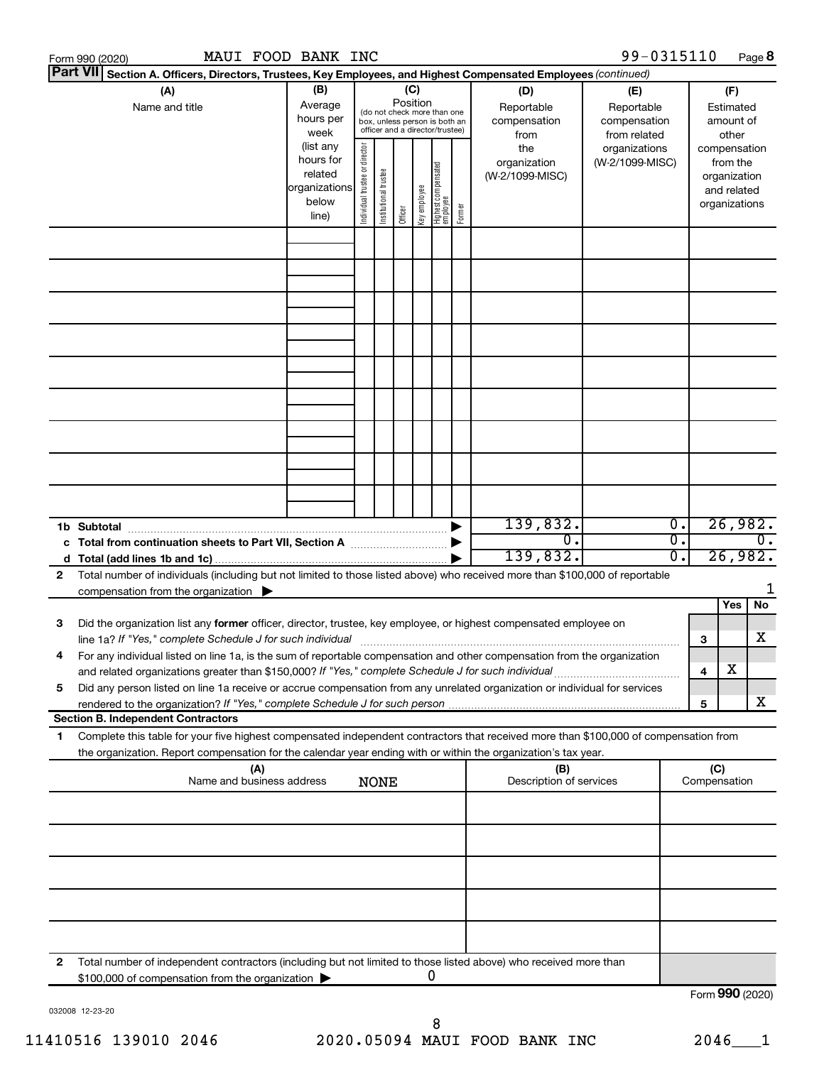Form 990 (2020) MAUI FOOD BANK INC 99-0315110 Page 8

**Part VII Section A. Officers, Directors, Trustees, Key Employees, and Highest Compensated Employees** *(continued)*

| (A) Name and title | (B) Average hours per week (list any hours for related organizations below line) | (C) Position (do not check more than one box, unless person is both an officer and a director/trustee): Individual trustee or director | Institutional trustee | Officer | Key employee | Highest compensated employee | Former | (D) Reportable compensation from the organization (W-2/1099-MISC) | (E) Reportable compensation from related organizations (W-2/1099-MISC) | (F) Estimated amount of other compensation from the organization and related organizations |
|---|---|---|---|---|---|---|---|---|---|---|
| | | | | | | | | | | |
| | | | | | | | | | | |
| | | | | | | | | | | |
| | | | | | | | | | | |
| | | | | | | | | | | |
| | | | | | | | | | | |
| | | | | | | | | | | |
| | | | | | | | | | | |
| | | | | | | | | | | |
| **1b Subtotal** | | | | | | | | 139,832. | 0. | 26,982. |
| **c Total from continuation sheets to Part VII, Section A** | | | | | | | | 0. | 0. | 0. |
| **d Total (add lines 1b and 1c)** | | | | | | | | 139,832. | 0. | 26,982. |

**2** Total number of individuals (including but not limited to those listed above) who received more than $100,000 of reportable compensation from the organization ▶ 1

| | | | Yes | No |
|---|---|---|---|---|
| **3** | Did the organization list any **former** officer, director, trustee, key employee, or highest compensated employee on line 1a? *If "Yes," complete Schedule J for such individual* | 3 | | X |
| **4** | For any individual listed on line 1a, is the sum of reportable compensation and other compensation from the organization and related organizations greater than $150,000? *If "Yes," complete Schedule J for such individual* | 4 | X | |
| **5** | Did any person listed on line 1a receive or accrue compensation from any unrelated organization or individual for services rendered to the organization? *If "Yes," complete Schedule J for such person* | 5 | | X |

**Section B. Independent Contractors**

**1** Complete this table for your five highest compensated independent contractors that received more than $100,000 of compensation from the organization. Report compensation for the calendar year ending with or within the organization's tax year.

| (A) Name and business address | (B) Description of services | (C) Compensation |
|---|---|---|
| NONE | | |
| | | |
| | | |
| | | |
| | | |
| | | |

**2** Total number of independent contractors (including but not limited to those listed above) who received more than $100,000 of compensation from the organization ▶ 0

Form **990** (2020)

032008 12-23-20

11410516 139010 2046 2020.05094 MAUI FOOD BANK INC 2046___1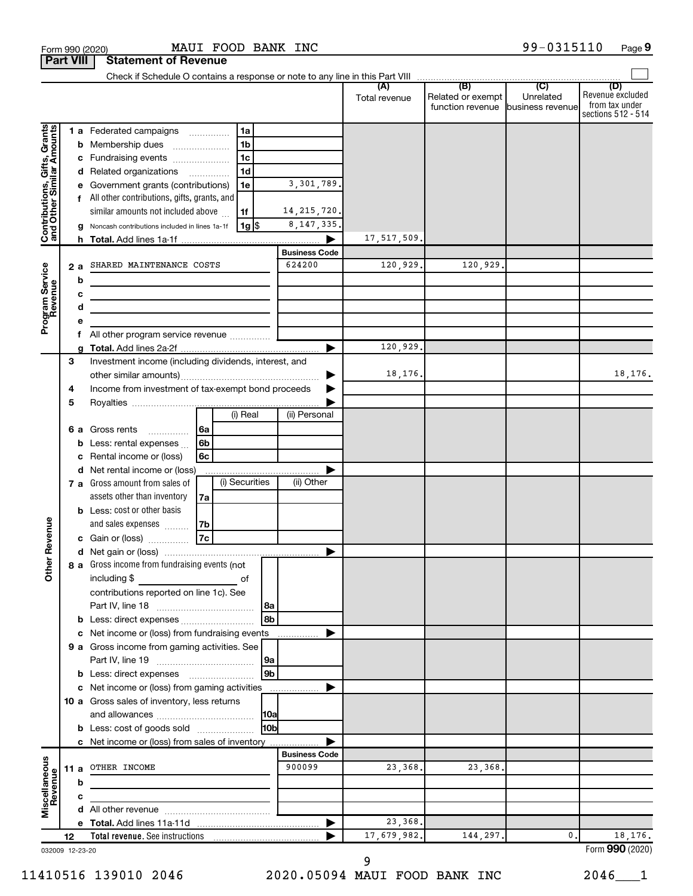Form 990 (2020) MAUI FOOD BANK INC 99-0315110

## Part VIII Statement of Revenue

Check if Schedule O contains a response or note to any line in this Part VIII

| | | | | (A) Total revenue | (B) Related or exempt function revenue | (C) Unrelated business revenue | (D) Revenue excluded from tax under sections 512 - 514 |
|---|---|---|---|---|---|---|---|
| **Contributions, Gifts, Grants and Other Similar Amounts** | 1 a Federated campaigns | 1a | | | | | |
| | b Membership dues | 1b | | | | | |
| | c Fundraising events | 1c | | | | | |
| | d Related organizations | 1d | | | | | |
| | e Government grants (contributions) | 1e | 3,301,789. | | | | |
| | f All other contributions, gifts, grants, and similar amounts not included above | 1f | 14,215,720. | | | | |
| | g Noncash contributions included in lines 1a-1f | 1g $ | 8,147,335. | | | | |
| | h **Total.** Add lines 1a-1f | | | 17,517,509. | | | |
| | | | **Business Code** | | | | |
| **Program Service Revenue** | 2 a SHARED MAINTENANCE COSTS | | 624200 | 120,929. | 120,929. | | |
| | b | | | | | | |
| | c | | | | | | |
| | d | | | | | | |
| | e | | | | | | |
| | f All other program service revenue | | | | | | |
| | g **Total.** Add lines 2a-2f | | | 120,929. | | | |
| **Other Revenue** | 3 Investment income (including dividends, interest, and other similar amounts) | | | 18,176. | | | 18,176. |
| | 4 Income from investment of tax-exempt bond proceeds | | | | | | |
| | 5 Royalties | | | | | | |
| | | | (i) Real / (ii) Personal | | | | |
| | 6 a Gross rents | 6a | | | | | |
| | b Less: rental expenses | 6b | | | | | |
| | c Rental income or (loss) | 6c | | | | | |
| | d Net rental income or (loss) | | | | | | |
| | | | (i) Securities / (ii) Other | | | | |
| | 7 a Gross amount from sales of assets other than inventory | 7a | | | | | |
| | b Less: cost or other basis and sales expenses | 7b | | | | | |
| | c Gain or (loss) | 7c | | | | | |
| | d Net gain or (loss) | | | | | | |
| | 8 a Gross income from fundraising events (not including $ of contributions reported on line 1c). See Part IV, line 18 | 8a | | | | | |
| | b Less: direct expenses | 8b | | | | | |
| | c Net income or (loss) from fundraising events | | | | | | |
| | 9 a Gross income from gaming activities. See Part IV, line 19 | 9a | | | | | |
| | b Less: direct expenses | 9b | | | | | |
| | c Net income or (loss) from gaming activities | | | | | | |
| | 10 a Gross sales of inventory, less returns and allowances | 10a | | | | | |
| | b Less: cost of goods sold | 10b | | | | | |
| | c Net income or (loss) from sales of inventory | | | | | | |
| | | | **Business Code** | | | | |
| **Miscellaneous Revenue** | 11 a OTHER INCOME | | 900099 | 23,368. | 23,368. | | |
| | b | | | | | | |
| | c | | | | | | |
| | d All other revenue | | | | | | |
| | e **Total.** Add lines 11a-11d | | | 23,368. | | | |
| | 12 **Total revenue.** See instructions | | | 17,679,982. | 144,297. | 0. | 18,176. |

032009 12-23-20

Form **990** (2020)

11410516 139010 2046 2020.05094 MAUI FOOD BANK INC 2046___1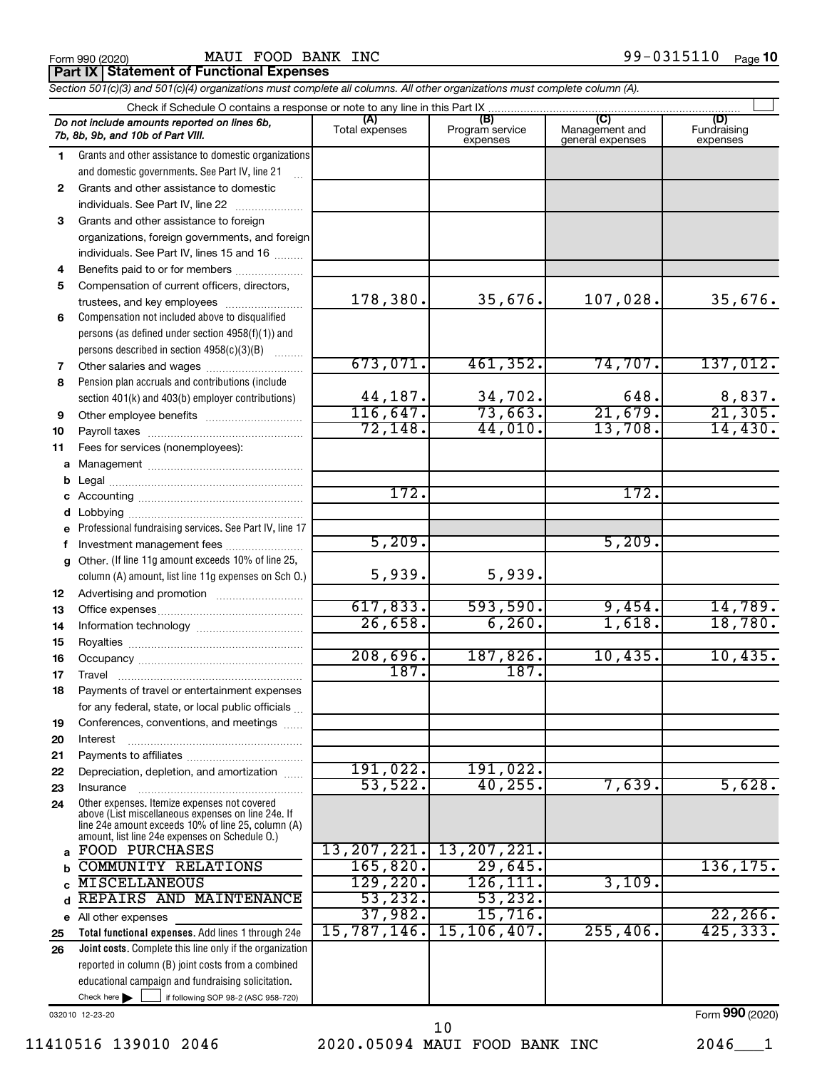Form 990 (2020) MAUI FOOD BANK INC 99-0315110 Page 10

**Part IX | Statement of Functional Expenses**

*Section 501(c)(3) and 501(c)(4) organizations must complete all columns. All other organizations must complete column (A).*

Check if Schedule O contains a response or note to any line in this Part IX ☐

| | *Do not include amounts reported on lines 6b, 7b, 8b, 9b, and 10b of Part VIII.* | (A) Total expenses | (B) Program service expenses | (C) Management and general expenses | (D) Fundraising expenses |
|---|---|---|---|---|---|
| 1 | Grants and other assistance to domestic organizations and domestic governments. See Part IV, line 21 | | | | |
| 2 | Grants and other assistance to domestic individuals. See Part IV, line 22 | | | | |
| 3 | Grants and other assistance to foreign organizations, foreign governments, and foreign individuals. See Part IV, lines 15 and 16 | | | | |
| 4 | Benefits paid to or for members | | | | |
| 5 | Compensation of current officers, directors, trustees, and key employees | 178,380. | 35,676. | 107,028. | 35,676. |
| 6 | Compensation not included above to disqualified persons (as defined under section 4958(f)(1)) and persons described in section 4958(c)(3)(B) | | | | |
| 7 | Other salaries and wages | 673,071. | 461,352. | 74,707. | 137,012. |
| 8 | Pension plan accruals and contributions (include section 401(k) and 403(b) employer contributions) | 44,187. | 34,702. | 648. | 8,837. |
| 9 | Other employee benefits | 116,647. | 73,663. | 21,679. | 21,305. |
| 10 | Payroll taxes | 72,148. | 44,010. | 13,708. | 14,430. |
| 11 | Fees for services (nonemployees): | | | | |
| a | Management | | | | |
| b | Legal | | | | |
| c | Accounting | 172. | | 172. | |
| d | Lobbying | | | | |
| e | Professional fundraising services. See Part IV, line 17 | | | | |
| f | Investment management fees | 5,209. | | 5,209. | |
| g | Other. (If line 11g amount exceeds 10% of line 25, column (A) amount, list line 11g expenses on Sch O.) | 5,939. | 5,939. | | |
| 12 | Advertising and promotion | | | | |
| 13 | Office expenses | 617,833. | 593,590. | 9,454. | 14,789. |
| 14 | Information technology | 26,658. | 6,260. | 1,618. | 18,780. |
| 15 | Royalties | | | | |
| 16 | Occupancy | 208,696. | 187,826. | 10,435. | 10,435. |
| 17 | Travel | 187. | 187. | | |
| 18 | Payments of travel or entertainment expenses for any federal, state, or local public officials | | | | |
| 19 | Conferences, conventions, and meetings | | | | |
| 20 | Interest | | | | |
| 21 | Payments to affiliates | | | | |
| 22 | Depreciation, depletion, and amortization | 191,022. | 191,022. | | |
| 23 | Insurance | 53,522. | 40,255. | 7,639. | 5,628. |
| 24 | Other expenses. Itemize expenses not covered above (List miscellaneous expenses on line 24e. If line 24e amount exceeds 10% of line 25, column (A) amount, list line 24e expenses on Schedule O.) | | | | |
| a | FOOD PURCHASES | 13,207,221. | 13,207,221. | | |
| b | COMMUNITY RELATIONS | 165,820. | 29,645. | | 136,175. |
| c | MISCELLANEOUS | 129,220. | 126,111. | 3,109. | |
| d | REPAIRS AND MAINTENANCE | 53,232. | 53,232. | | |
| e | All other expenses | 37,982. | 15,716. | | 22,266. |
| 25 | **Total functional expenses.** Add lines 1 through 24e | 15,787,146. | 15,106,407. | 255,406. | 425,333. |
| 26 | **Joint costs.** Complete this line only if the organization reported in column (B) joint costs from a combined educational campaign and fundraising solicitation. Check here ☐ if following SOP 98-2 (ASC 958-720) | | | | |

032010 12-23-20 Form **990** (2020)

11410516 139010 2046 2020.05094 MAUI FOOD BANK INC 2046___1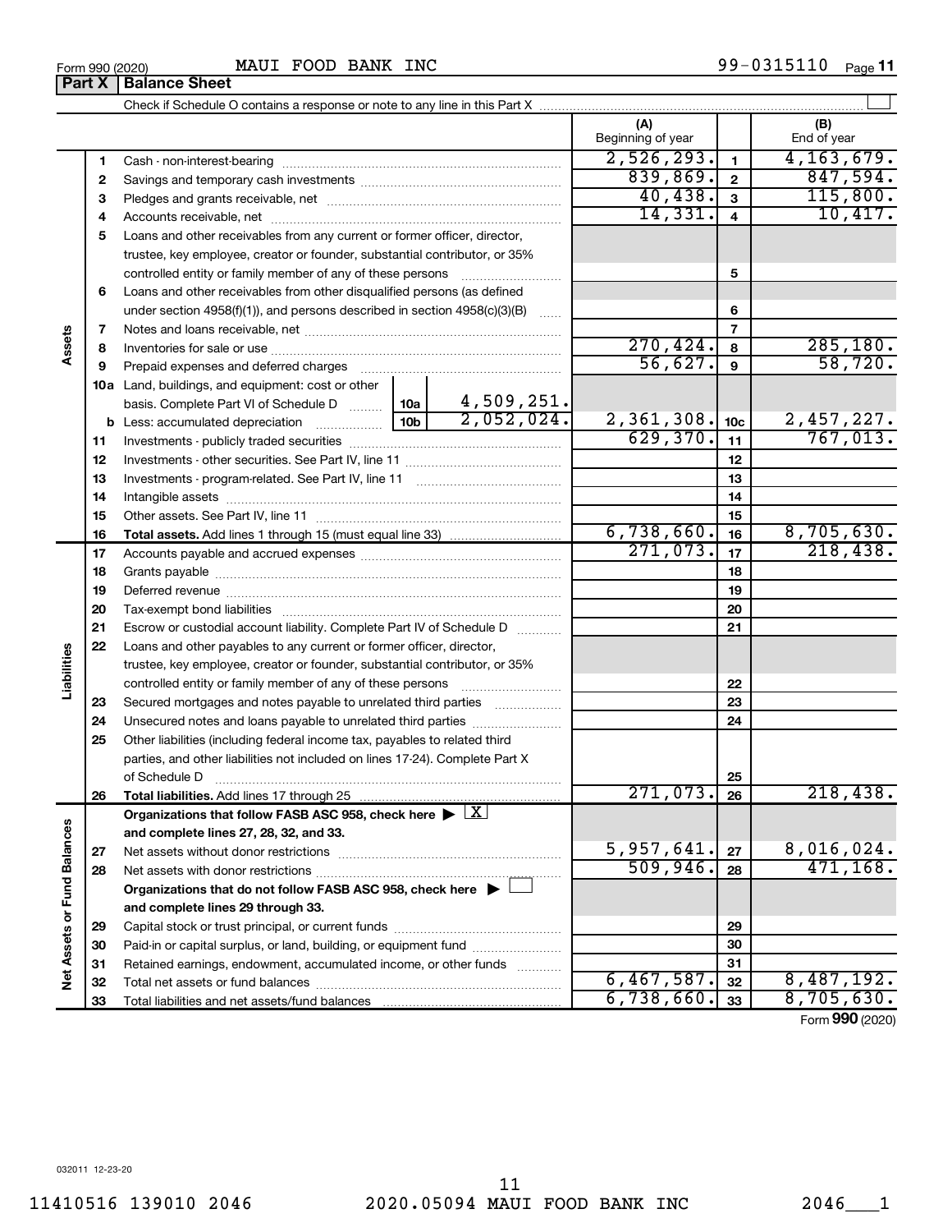Form 990 (2020) MAUI FOOD BANK INC 99-0315110

## Part X Balance Sheet

Check if Schedule O contains a response or note to any line in this Part X

| Section | Line | Description | | | (A) Beginning of year | | (B) End of year |
|---|---|---|---|---|---|---|---|
| Assets | 1 | Cash - non-interest-bearing | | | 2,526,293. | 1 | 4,163,679. |
| | 2 | Savings and temporary cash investments | | | 839,869. | 2 | 847,594. |
| | 3 | Pledges and grants receivable, net | | | 40,438. | 3 | 115,800. |
| | 4 | Accounts receivable, net | | | 14,331. | 4 | 10,417. |
| | 5 | Loans and other receivables from any current or former officer, director, trustee, key employee, creator or founder, substantial contributor, or 35% controlled entity or family member of any of these persons | | | | 5 | |
| | 6 | Loans and other receivables from other disqualified persons (as defined under section 4958(f)(1)), and persons described in section 4958(c)(3)(B) | | | | 6 | |
| | 7 | Notes and loans receivable, net | | | | 7 | |
| | 8 | Inventories for sale or use | | | 270,424. | 8 | 285,180. |
| | 9 | Prepaid expenses and deferred charges | | | 56,627. | 9 | 58,720. |
| | 10a | Land, buildings, and equipment: cost or other basis. Complete Part VI of Schedule D | 10a | 4,509,251. | | | |
| | b | Less: accumulated depreciation | 10b | 2,052,024. | 2,361,308. | 10c | 2,457,227. |
| | 11 | Investments - publicly traded securities | | | 629,370. | 11 | 767,013. |
| | 12 | Investments - other securities. See Part IV, line 11 | | | | 12 | |
| | 13 | Investments - program-related. See Part IV, line 11 | | | | 13 | |
| | 14 | Intangible assets | | | | 14 | |
| | 15 | Other assets. See Part IV, line 11 | | | | 15 | |
| | 16 | **Total assets.** Add lines 1 through 15 (must equal line 33) | | | 6,738,660. | 16 | 8,705,630. |
| Liabilities | 17 | Accounts payable and accrued expenses | | | 271,073. | 17 | 218,438. |
| | 18 | Grants payable | | | | 18 | |
| | 19 | Deferred revenue | | | | 19 | |
| | 20 | Tax-exempt bond liabilities | | | | 20 | |
| | 21 | Escrow or custodial account liability. Complete Part IV of Schedule D | | | | 21 | |
| | 22 | Loans and other payables to any current or former officer, director, trustee, key employee, creator or founder, substantial contributor, or 35% controlled entity or family member of any of these persons | | | | 22 | |
| | 23 | Secured mortgages and notes payable to unrelated third parties | | | | 23 | |
| | 24 | Unsecured notes and loans payable to unrelated third parties | | | | 24 | |
| | 25 | Other liabilities (including federal income tax, payables to related third parties, and other liabilities not included on lines 17-24). Complete Part X of Schedule D | | | | 25 | |
| | 26 | **Total liabilities.** Add lines 17 through 25 | | | 271,073. | 26 | 218,438. |
| Net Assets or Fund Balances | | **Organizations that follow FASB ASC 958, check here ▶ [X] and complete lines 27, 28, 32, and 33.** | | | | | |
| | 27 | Net assets without donor restrictions | | | 5,957,641. | 27 | 8,016,024. |
| | 28 | Net assets with donor restrictions | | | 509,946. | 28 | 471,168. |
| | | **Organizations that do not follow FASB ASC 958, check here ▶ [ ] and complete lines 29 through 33.** | | | | | |
| | 29 | Capital stock or trust principal, or current funds | | | | 29 | |
| | 30 | Paid-in or capital surplus, or land, building, or equipment fund | | | | 30 | |
| | 31 | Retained earnings, endowment, accumulated income, or other funds | | | | 31 | |
| | 32 | Total net assets or fund balances | | | 6,467,587. | 32 | 8,487,192. |
| | 33 | Total liabilities and net assets/fund balances | | | 6,738,660. | 33 | 8,705,630. |

Form **990** (2020)

032011 12-23-20

11410516 139010 2046 2020.05094 MAUI FOOD BANK INC 2046___1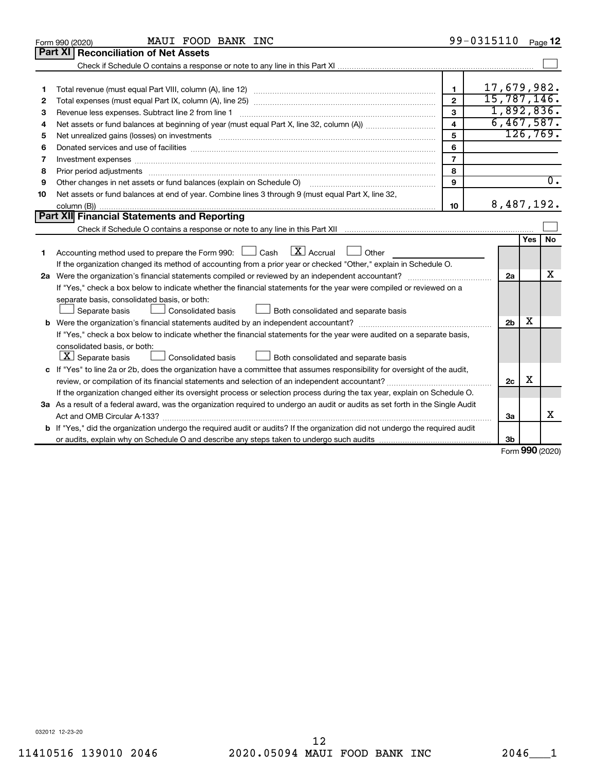Form 990 (2020) MAUI FOOD BANK INC 99-0315110 Page 12

## Part XI Reconciliation of Net Assets

Check if Schedule O contains a response or note to any line in this Part XI ☐

| | | | |
|---|---|---|---|
| 1 | Total revenue (must equal Part VIII, column (A), line 12) | 1 | 17,679,982. |
| 2 | Total expenses (must equal Part IX, column (A), line 25) | 2 | 15,787,146. |
| 3 | Revenue less expenses. Subtract line 2 from line 1 | 3 | 1,892,836. |
| 4 | Net assets or fund balances at beginning of year (must equal Part X, line 32, column (A)) | 4 | 6,467,587. |
| 5 | Net unrealized gains (losses) on investments | 5 | 126,769. |
| 6 | Donated services and use of facilities | 6 | |
| 7 | Investment expenses | 7 | |
| 8 | Prior period adjustments | 8 | |
| 9 | Other changes in net assets or fund balances (explain on Schedule O) | 9 | 0. |
| 10 | Net assets or fund balances at end of year. Combine lines 3 through 9 (must equal Part X, line 32, column (B)) | 10 | 8,487,192. |

## Part XII Financial Statements and Reporting

Check if Schedule O contains a response or note to any line in this Part XII ☐

| | | | Yes | No |
|---|---|---|---|---|
| 1 | Accounting method used to prepare the Form 990: ☐ Cash ☒ Accrual ☐ Other<br>If the organization changed its method of accounting from a prior year or checked "Other," explain in Schedule O. | | | |
| 2a | Were the organization's financial statements compiled or reviewed by an independent accountant?<br>If "Yes," check a box below to indicate whether the financial statements for the year were compiled or reviewed on a separate basis, consolidated basis, or both:<br>☐ Separate basis ☐ Consolidated basis ☐ Both consolidated and separate basis | 2a | | X |
| b | Were the organization's financial statements audited by an independent accountant?<br>If "Yes," check a box below to indicate whether the financial statements for the year were audited on a separate basis, consolidated basis, or both:<br>☒ Separate basis ☐ Consolidated basis ☐ Both consolidated and separate basis | 2b | X | |
| c | If "Yes" to line 2a or 2b, does the organization have a committee that assumes responsibility for oversight of the audit, review, or compilation of its financial statements and selection of an independent accountant?<br>If the organization changed either its oversight process or selection process during the tax year, explain on Schedule O. | 2c | X | |
| 3a | As a result of a federal award, was the organization required to undergo an audit or audits as set forth in the Single Audit Act and OMB Circular A-133? | 3a | | X |
| b | If "Yes," did the organization undergo the required audit or audits? If the organization did not undergo the required audit or audits, explain why on Schedule O and describe any steps taken to undergo such audits | 3b | | |

Form 990 (2020)

032012 12-23-20

11410516 139010 2046 2020.05094 MAUI FOOD BANK INC 2046___1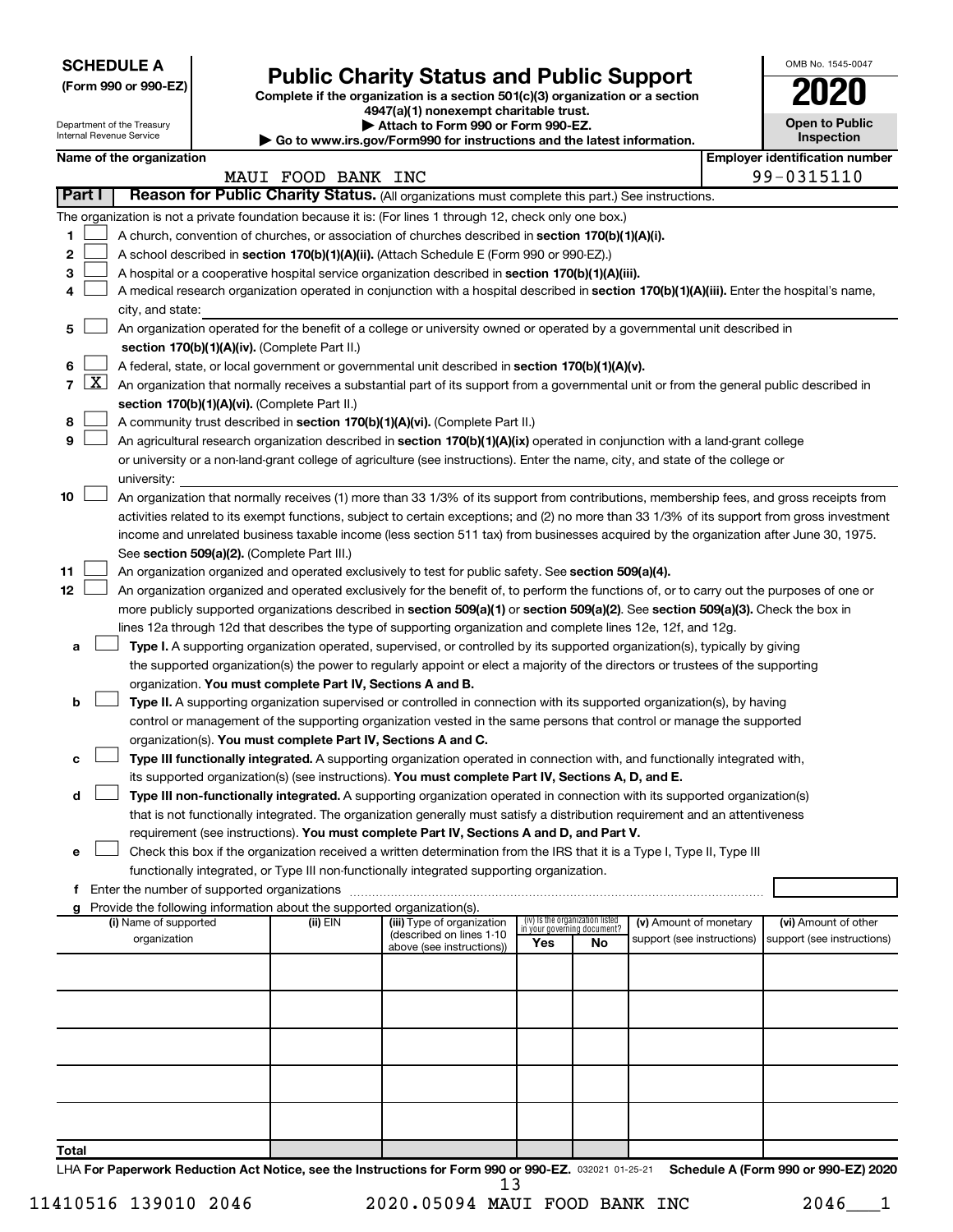**SCHEDULE A**
**(Form 990 or 990-EZ)**

Department of the Treasury
Internal Revenue Service

# Public Charity Status and Public Support

**Complete if the organization is a section 501(c)(3) organization or a section 4947(a)(1) nonexempt charitable trust.**
**▶ Attach to Form 990 or Form 990-EZ.**
**▶ Go to www.irs.gov/Form990 for instructions and the latest information.**

OMB No. 1545-0047
**2020**
**Open to Public Inspection**

**Name of the organization:** MAUI FOOD BANK INC
**Employer identification number:** 99-0315110

## Part I — Reason for Public Charity Status. (All organizations must complete this part.) See instructions.

The organization is not a private foundation because it is: (For lines 1 through 12, check only one box.)

1. ☐ A church, convention of churches, or association of churches described in **section 170(b)(1)(A)(i).**
2. ☐ A school described in **section 170(b)(1)(A)(ii).** (Attach Schedule E (Form 990 or 990-EZ).)
3. ☐ A hospital or a cooperative hospital service organization described in **section 170(b)(1)(A)(iii).**
4. ☐ A medical research organization operated in conjunction with a hospital described in **section 170(b)(1)(A)(iii).** Enter the hospital's name, city, and state:
5. ☐ An organization operated for the benefit of a college or university owned or operated by a governmental unit described in **section 170(b)(1)(A)(iv).** (Complete Part II.)
6. ☐ A federal, state, or local government or governmental unit described in **section 170(b)(1)(A)(v).**
7. ☒ An organization that normally receives a substantial part of its support from a governmental unit or from the general public described in **section 170(b)(1)(A)(vi).** (Complete Part II.)
8. ☐ A community trust described in **section 170(b)(1)(A)(vi).** (Complete Part II.)
9. ☐ An agricultural research organization described in **section 170(b)(1)(A)(ix)** operated in conjunction with a land-grant college or university or a non-land-grant college of agriculture (see instructions). Enter the name, city, and state of the college or university:
10. ☐ An organization that normally receives (1) more than 33 1/3% of its support from contributions, membership fees, and gross receipts from activities related to its exempt functions, subject to certain exceptions; and (2) no more than 33 1/3% of its support from gross investment income and unrelated business taxable income (less section 511 tax) from businesses acquired by the organization after June 30, 1975. See **section 509(a)(2).** (Complete Part III.)
11. ☐ An organization organized and operated exclusively to test for public safety. See **section 509(a)(4).**
12. ☐ An organization organized and operated exclusively for the benefit of, to perform the functions of, or to carry out the purposes of one or more publicly supported organizations described in **section 509(a)(1)** or **section 509(a)(2).** See **section 509(a)(3).** Check the box in lines 12a through 12d that describes the type of supporting organization and complete lines 12e, 12f, and 12g.
   - **a** ☐ **Type I.** A supporting organization operated, supervised, or controlled by its supported organization(s), typically by giving the supported organization(s) the power to regularly appoint or elect a majority of the directors or trustees of the supporting organization. **You must complete Part IV, Sections A and B.**
   - **b** ☐ **Type II.** A supporting organization supervised or controlled in connection with its supported organization(s), by having control or management of the supporting organization vested in the same persons that control or manage the supported organization(s). **You must complete Part IV, Sections A and C.**
   - **c** ☐ **Type III functionally integrated.** A supporting organization operated in connection with, and functionally integrated with, its supported organization(s) (see instructions). **You must complete Part IV, Sections A, D, and E.**
   - **d** ☐ **Type III non-functionally integrated.** A supporting organization operated in connection with its supported organization(s) that is not functionally integrated. The organization generally must satisfy a distribution requirement and an attentiveness requirement (see instructions). **You must complete Part IV, Sections A and D, and Part V.**
   - **e** ☐ Check this box if the organization received a written determination from the IRS that it is a Type I, Type II, Type III functionally integrated, or Type III non-functionally integrated supporting organization.
   - **f** Enter the number of supported organizations
   - **g** Provide the following information about the supported organization(s).

| (i) Name of supported organization | (ii) EIN | (iii) Type of organization (described on lines 1-10 above (see instructions)) | (iv) Is the organization listed in your governing document? Yes | No | (v) Amount of monetary support (see instructions) | (vi) Amount of other support (see instructions) |
|---|---|---|---|---|---|---|
| | | | | | | |
| | | | | | | |
| | | | | | | |
| | | | | | | |
| | | | | | | |
| **Total** | | | | | | |

LHA **For Paperwork Reduction Act Notice, see the Instructions for Form 990 or 990-EZ.** 032021 01-25-21 **Schedule A (Form 990 or 990-EZ) 2020**

11410516 139010 2046 2020.05094 MAUI FOOD BANK INC 2046___1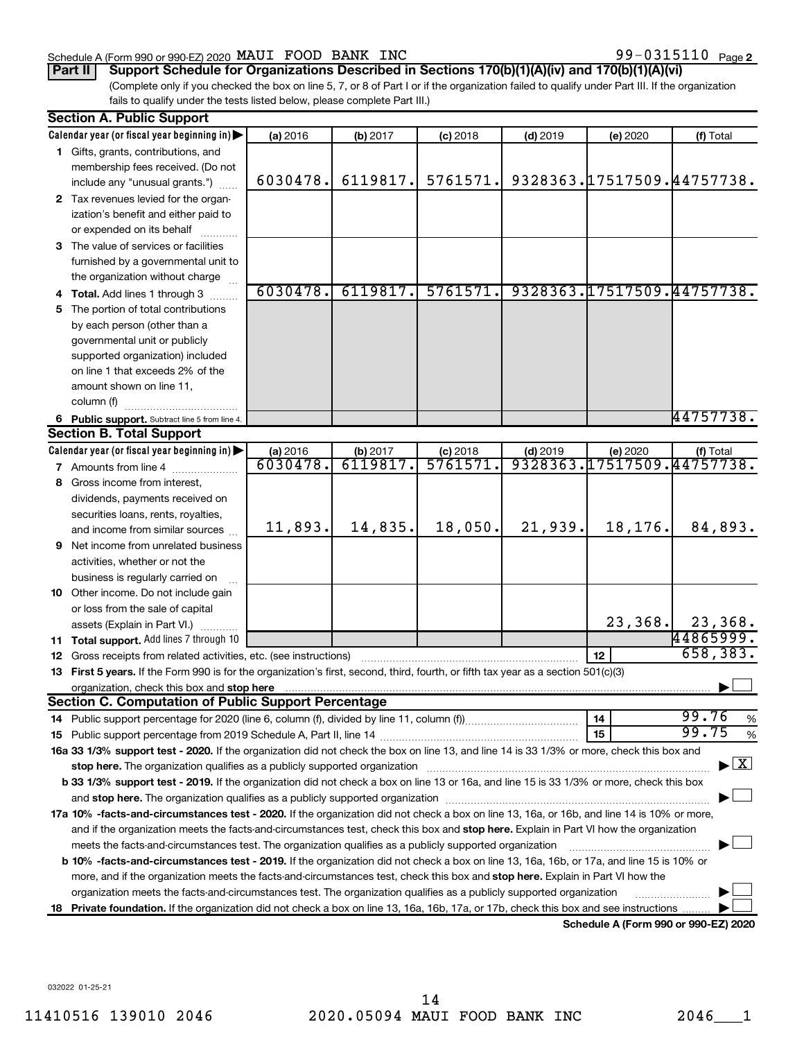Schedule A (Form 990 or 990-EZ) 2020 MAUI FOOD BANK INC 99-0315110 Page 2

**Part II** **Support Schedule for Organizations Described in Sections 170(b)(1)(A)(iv) and 170(b)(1)(A)(vi)**

(Complete only if you checked the box on line 5, 7, or 8 of Part I or if the organization failed to qualify under Part III. If the organization fails to qualify under the tests listed below, please complete Part III.)

### Section A. Public Support

| Calendar year (or fiscal year beginning in) | (a) 2016 | (b) 2017 | (c) 2018 | (d) 2019 | (e) 2020 | (f) Total |
|---|---|---|---|---|---|---|
| 1 Gifts, grants, contributions, and membership fees received. (Do not include any "unusual grants.") | 6030478. | 6119817. | 5761571. | 9328363. | 17517509. | 44757738. |
| 2 Tax revenues levied for the organization's benefit and either paid to or expended on its behalf | | | | | | |
| 3 The value of services or facilities furnished by a governmental unit to the organization without charge | | | | | | |
| 4 Total. Add lines 1 through 3 | 6030478. | 6119817. | 5761571. | 9328363. | 17517509. | 44757738. |
| 5 The portion of total contributions by each person (other than a governmental unit or publicly supported organization) included on line 1 that exceeds 2% of the amount shown on line 11, column (f) | | | | | | |
| 6 Public support. Subtract line 5 from line 4. | | | | | | 44757738. |

### Section B. Total Support

| Calendar year (or fiscal year beginning in) | (a) 2016 | (b) 2017 | (c) 2018 | (d) 2019 | (e) 2020 | (f) Total |
|---|---|---|---|---|---|---|
| 7 Amounts from line 4 | 6030478. | 6119817. | 5761571. | 9328363. | 17517509. | 44757738. |
| 8 Gross income from interest, dividends, payments received on securities loans, rents, royalties, and income from similar sources | 11,893. | 14,835. | 18,050. | 21,939. | 18,176. | 84,893. |
| 9 Net income from unrelated business activities, whether or not the business is regularly carried on | | | | | | |
| 10 Other income. Do not include gain or loss from the sale of capital assets (Explain in Part VI.) | | | | | 23,368. | 23,368. |
| 11 Total support. Add lines 7 through 10 | | | | | | 44865999. |

12 Gross receipts from related activities, etc. (see instructions) ..... 12 | 658,383.

13 **First 5 years.** If the Form 990 is for the organization's first, second, third, fourth, or fifth tax year as a section 501(c)(3) organization, check this box and **stop here** ☐

### Section C. Computation of Public Support Percentage

14 Public support percentage for 2020 (line 6, column (f), divided by line 11, column (f)) ..... 14 | 99.76 %

15 Public support percentage from 2019 Schedule A, Part II, line 14 ..... 15 | 99.75 %

**16a 33 1/3% support test - 2020.** If the organization did not check the box on line 13, and line 14 is 33 1/3% or more, check this box and **stop here.** The organization qualifies as a publicly supported organization ☒

**b 33 1/3% support test - 2019.** If the organization did not check a box on line 13 or 16a, and line 15 is 33 1/3% or more, check this box and **stop here.** The organization qualifies as a publicly supported organization ☐

**17a 10% -facts-and-circumstances test - 2020.** If the organization did not check a box on line 13, 16a, or 16b, and line 14 is 10% or more, and if the organization meets the facts-and-circumstances test, check this box and **stop here.** Explain in Part VI how the organization meets the facts-and-circumstances test. The organization qualifies as a publicly supported organization ☐

**b 10% -facts-and-circumstances test - 2019.** If the organization did not check a box on line 13, 16a, 16b, or 17a, and line 15 is 10% or more, and if the organization meets the facts-and-circumstances test, check this box and **stop here.** Explain in Part VI how the organization meets the facts-and-circumstances test. The organization qualifies as a publicly supported organization ☐

**18 Private foundation.** If the organization did not check a box on line 13, 16a, 16b, 17a, or 17b, check this box and see instructions ☐

**Schedule A (Form 990 or 990-EZ) 2020**

032022 01-25-21

11410516 139010 2046 2020.05094 MAUI FOOD BANK INC 2046___1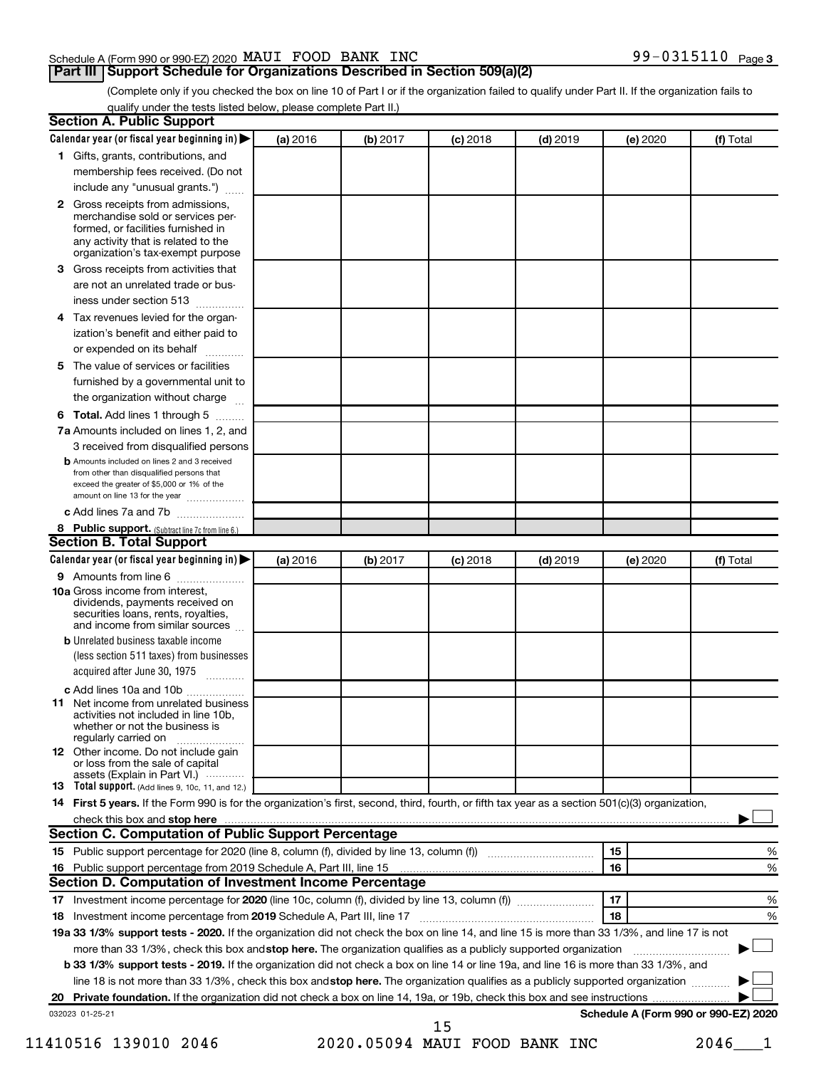Schedule A (Form 990 or 990-EZ) 2020 MAUI FOOD BANK INC 99-0315110 Page 3

## Part III Support Schedule for Organizations Described in Section 509(a)(2)

(Complete only if you checked the box on line 10 of Part I or if the organization failed to qualify under Part II. If the organization fails to qualify under the tests listed below, please complete Part II.)

### Section A. Public Support

| Calendar year (or fiscal year beginning in) ▶ | (a) 2016 | (b) 2017 | (c) 2018 | (d) 2019 | (e) 2020 | (f) Total |
|---|---|---|---|---|---|---|
| **1** Gifts, grants, contributions, and membership fees received. (Do not include any "unusual grants.") | | | | | | |
| **2** Gross receipts from admissions, merchandise sold or services performed, or facilities furnished in any activity that is related to the organization's tax-exempt purpose | | | | | | |
| **3** Gross receipts from activities that are not an unrelated trade or business under section 513 | | | | | | |
| **4** Tax revenues levied for the organization's benefit and either paid to or expended on its behalf | | | | | | |
| **5** The value of services or facilities furnished by a governmental unit to the organization without charge | | | | | | |
| **6 Total.** Add lines 1 through 5 | | | | | | |
| **7a** Amounts included on lines 1, 2, and 3 received from disqualified persons | | | | | | |
| **b** Amounts included on lines 2 and 3 received from other than disqualified persons that exceed the greater of $5,000 or 1% of the amount on line 13 for the year | | | | | | |
| **c** Add lines 7a and 7b | | | | | | |
| **8 Public support.** (Subtract line 7c from line 6.) | | | | | | |

### Section B. Total Support

| Calendar year (or fiscal year beginning in) ▶ | (a) 2016 | (b) 2017 | (c) 2018 | (d) 2019 | (e) 2020 | (f) Total |
|---|---|---|---|---|---|---|
| **9** Amounts from line 6 | | | | | | |
| **10a** Gross income from interest, dividends, payments received on securities loans, rents, royalties, and income from similar sources | | | | | | |
| **b** Unrelated business taxable income (less section 511 taxes) from businesses acquired after June 30, 1975 | | | | | | |
| **c** Add lines 10a and 10b | | | | | | |
| **11** Net income from unrelated business activities not included in line 10b, whether or not the business is regularly carried on | | | | | | |
| **12** Other income. Do not include gain or loss from the sale of capital assets (Explain in Part VI.) | | | | | | |
| **13 Total support.** (Add lines 9, 10c, 11, and 12.) | | | | | | |

**14 First 5 years.** If the Form 990 is for the organization's first, second, third, fourth, or fifth tax year as a section 501(c)(3) organization, check this box and **stop here** ▶ ☐

### Section C. Computation of Public Support Percentage

| | | | |
|---|---|---|---|
| **15** Public support percentage for 2020 (line 8, column (f), divided by line 13, column (f)) | 15 | | % |
| **16** Public support percentage from 2019 Schedule A, Part III, line 15 | 16 | | % |

### Section D. Computation of Investment Income Percentage

| | | | |
|---|---|---|---|
| **17** Investment income percentage for **2020** (line 10c, column (f), divided by line 13, column (f)) | 17 | | % |
| **18** Investment income percentage from **2019** Schedule A, Part III, line 17 | 18 | | % |

**19a 33 1/3% support tests - 2020.** If the organization did not check the box on line 14, and line 15 is more than 33 1/3%, and line 17 is not more than 33 1/3%, check this box and **stop here.** The organization qualifies as a publicly supported organization ▶ ☐

**b 33 1/3% support tests - 2019.** If the organization did not check a box on line 14 or line 19a, and line 16 is more than 33 1/3%, and line 18 is not more than 33 1/3%, check this box and **stop here.** The organization qualifies as a publicly supported organization ▶ ☐

**20 Private foundation.** If the organization did not check a box on line 14, 19a, or 19b, check this box and see instructions ▶ ☐

032023 01-25-21 **Schedule A (Form 990 or 990-EZ) 2020**

11410516 139010 2046 2020.05094 MAUI FOOD BANK INC 2046___1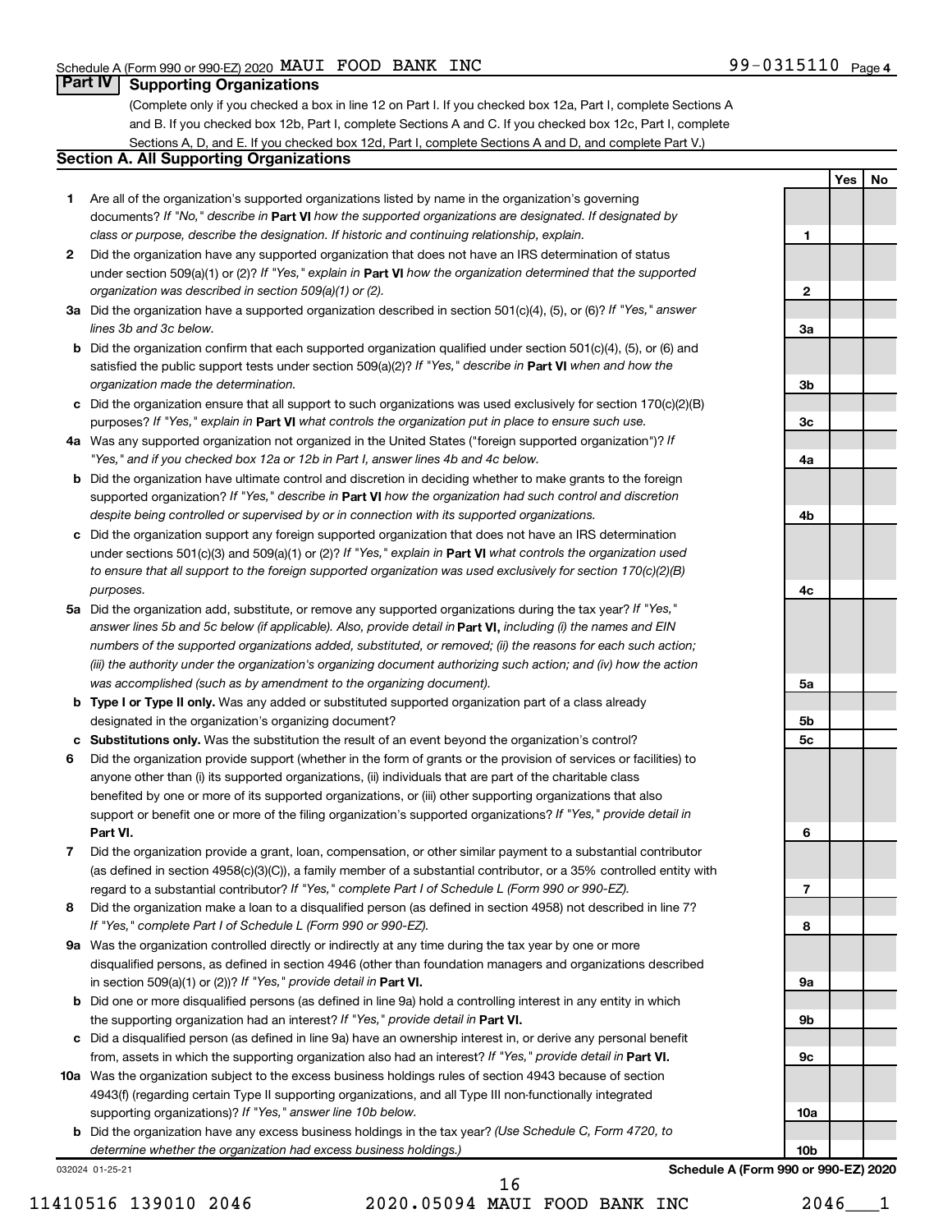Schedule A (Form 990 or 990-EZ) 2020 MAUI FOOD BANK INC 99-0315110 Page 4

## Part IV Supporting Organizations

(Complete only if you checked a box in line 12 on Part I. If you checked box 12a, Part I, complete Sections A and B. If you checked box 12b, Part I, complete Sections A and C. If you checked box 12c, Part I, complete Sections A, D, and E. If you checked box 12d, Part I, complete Sections A and D, and complete Part V.)

### Section A. All Supporting Organizations

| | | | Yes | No |
|---|---|---|---|---|
| **1** | Are all of the organization's supported organizations listed by name in the organization's governing documents? *If "No," describe in* **Part VI** *how the supported organizations are designated. If designated by class or purpose, describe the designation. If historic and continuing relationship, explain.* | 1 | | |
| **2** | Did the organization have any supported organization that does not have an IRS determination of status under section 509(a)(1) or (2)? *If "Yes," explain in* **Part VI** *how the organization determined that the supported organization was described in section 509(a)(1) or (2).* | 2 | | |
| **3a** | Did the organization have a supported organization described in section 501(c)(4), (5), or (6)? *If "Yes," answer lines 3b and 3c below.* | 3a | | |
| **b** | Did the organization confirm that each supported organization qualified under section 501(c)(4), (5), or (6) and satisfied the public support tests under section 509(a)(2)? *If "Yes," describe in* **Part VI** *when and how the organization made the determination.* | 3b | | |
| **c** | Did the organization ensure that all support to such organizations was used exclusively for section 170(c)(2)(B) purposes? *If "Yes," explain in* **Part VI** *what controls the organization put in place to ensure such use.* | 3c | | |
| **4a** | Was any supported organization not organized in the United States ("foreign supported organization")? *If "Yes," and if you checked box 12a or 12b in Part I, answer lines 4b and 4c below.* | 4a | | |
| **b** | Did the organization have ultimate control and discretion in deciding whether to make grants to the foreign supported organization? *If "Yes," describe in* **Part VI** *how the organization had such control and discretion despite being controlled or supervised by or in connection with its supported organizations.* | 4b | | |
| **c** | Did the organization support any foreign supported organization that does not have an IRS determination under sections 501(c)(3) and 509(a)(1) or (2)? *If "Yes," explain in* **Part VI** *what controls the organization used to ensure that all support to the foreign supported organization was used exclusively for section 170(c)(2)(B) purposes.* | 4c | | |
| **5a** | Did the organization add, substitute, or remove any supported organizations during the tax year? *If "Yes," answer lines 5b and 5c below (if applicable). Also, provide detail in* **Part VI,** *including (i) the names and EIN numbers of the supported organizations added, substituted, or removed; (ii) the reasons for each such action; (iii) the authority under the organization's organizing document authorizing such action; and (iv) how the action was accomplished (such as by amendment to the organizing document).* | 5a | | |
| **b** | **Type I or Type II only.** Was any added or substituted supported organization part of a class already designated in the organization's organizing document? | 5b | | |
| **c** | **Substitutions only.** Was the substitution the result of an event beyond the organization's control? | 5c | | |
| **6** | Did the organization provide support (whether in the form of grants or the provision of services or facilities) to anyone other than (i) its supported organizations, (ii) individuals that are part of the charitable class benefited by one or more of its supported organizations, or (iii) other supporting organizations that also support or benefit one or more of the filing organization's supported organizations? *If "Yes," provide detail in* **Part VI.** | 6 | | |
| **7** | Did the organization provide a grant, loan, compensation, or other similar payment to a substantial contributor (as defined in section 4958(c)(3)(C)), a family member of a substantial contributor, or a 35% controlled entity with regard to a substantial contributor? *If "Yes," complete Part I of Schedule L (Form 990 or 990-EZ).* | 7 | | |
| **8** | Did the organization make a loan to a disqualified person (as defined in section 4958) not described in line 7? *If "Yes," complete Part I of Schedule L (Form 990 or 990-EZ).* | 8 | | |
| **9a** | Was the organization controlled directly or indirectly at any time during the tax year by one or more disqualified persons, as defined in section 4946 (other than foundation managers and organizations described in section 509(a)(1) or (2))? *If "Yes," provide detail in* **Part VI.** | 9a | | |
| **b** | Did one or more disqualified persons (as defined in line 9a) hold a controlling interest in any entity in which the supporting organization had an interest? *If "Yes," provide detail in* **Part VI.** | 9b | | |
| **c** | Did a disqualified person (as defined in line 9a) have an ownership interest in, or derive any personal benefit from, assets in which the supporting organization also had an interest? *If "Yes," provide detail in* **Part VI.** | 9c | | |
| **10a** | Was the organization subject to the excess business holdings rules of section 4943 because of section 4943(f) (regarding certain Type II supporting organizations, and all Type III non-functionally integrated supporting organizations)? *If "Yes," answer line 10b below.* | 10a | | |
| **b** | Did the organization have any excess business holdings in the tax year? *(Use Schedule C, Form 4720, to determine whether the organization had excess business holdings.)* | 10b | | |

032024 01-25-21

**Schedule A (Form 990 or 990-EZ) 2020**

11410516 139010 2046 2020.05094 MAUI FOOD BANK INC 2046___1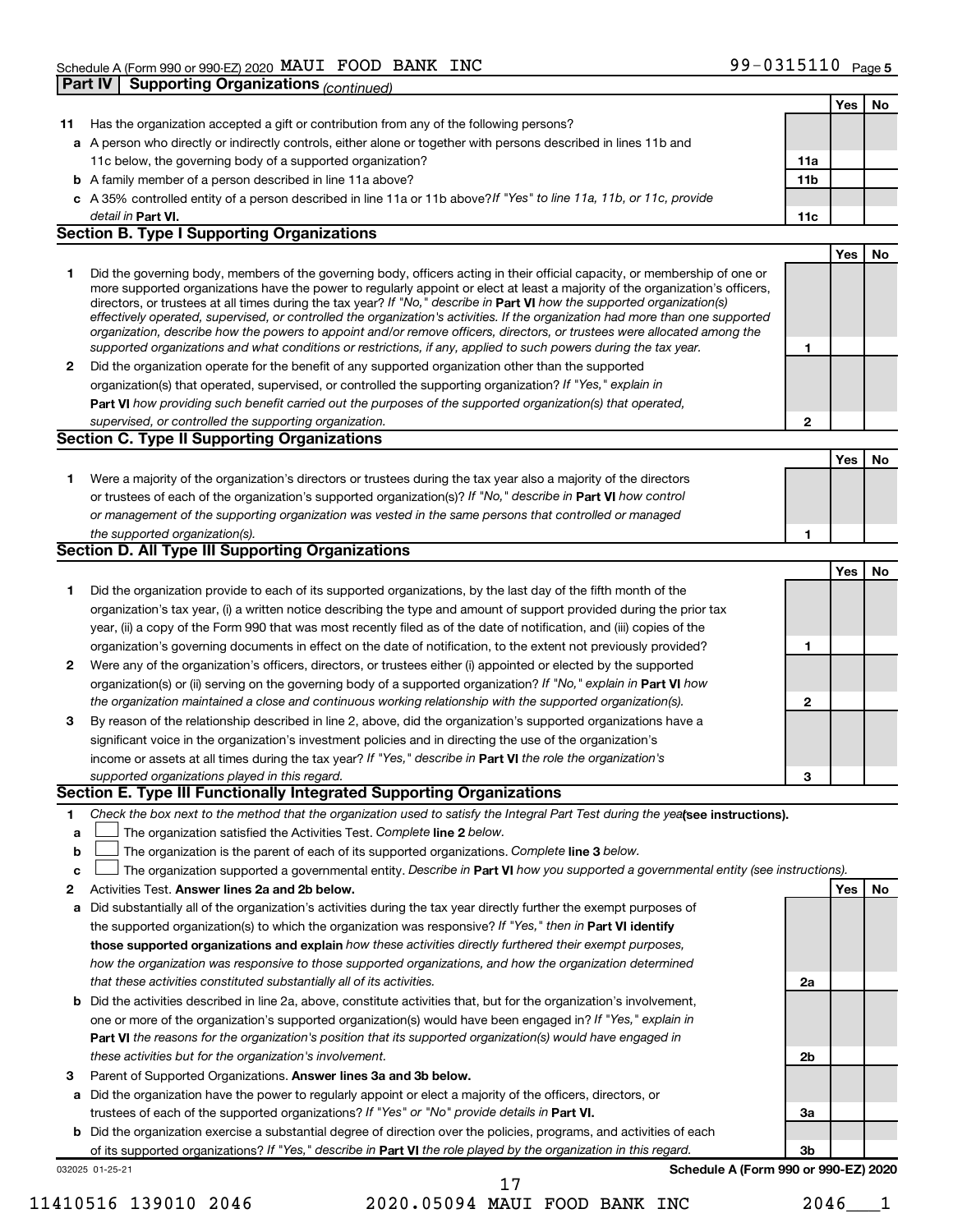Schedule A (Form 990 or 990-EZ) 2020 MAUI FOOD BANK INC 99-0315110 Page 5

**Part IV | Supporting Organizations** *(continued)*

| | | | Yes | No |
|---|---|---|---|---|
| **11** | Has the organization accepted a gift or contribution from any of the following persons? | | | |
| **a** | A person who directly or indirectly controls, either alone or together with persons described in lines 11b and 11c below, the governing body of a supported organization? | **11a** | | |
| **b** | A family member of a person described in line 11a above? | **11b** | | |
| **c** | A 35% controlled entity of a person described in line 11a or 11b above? *If "Yes" to line 11a, 11b, or 11c, provide detail in* **Part VI.** | **11c** | | |

## Section B. Type I Supporting Organizations

| | | | Yes | No |
|---|---|---|---|---|
| **1** | Did the governing body, members of the governing body, officers acting in their official capacity, or membership of one or more supported organizations have the power to regularly appoint or elect at least a majority of the organization's officers, directors, or trustees at all times during the tax year? *If "No," describe in* **Part VI** *how the supported organization(s) effectively operated, supervised, or controlled the organization's activities. If the organization had more than one supported organization, describe how the powers to appoint and/or remove officers, directors, or trustees were allocated among the supported organizations and what conditions or restrictions, if any, applied to such powers during the tax year.* | **1** | | |
| **2** | Did the organization operate for the benefit of any supported organization other than the supported organization(s) that operated, supervised, or controlled the supporting organization? *If "Yes," explain in* **Part VI** *how providing such benefit carried out the purposes of the supported organization(s) that operated, supervised, or controlled the supporting organization.* | **2** | | |

## Section C. Type II Supporting Organizations

| | | | Yes | No |
|---|---|---|---|---|
| **1** | Were a majority of the organization's directors or trustees during the tax year also a majority of the directors or trustees of each of the organization's supported organization(s)? *If "No," describe in* **Part VI** *how control or management of the supporting organization was vested in the same persons that controlled or managed the supported organization(s).* | **1** | | |

## Section D. All Type III Supporting Organizations

| | | | Yes | No |
|---|---|---|---|---|
| **1** | Did the organization provide to each of its supported organizations, by the last day of the fifth month of the organization's tax year, (i) a written notice describing the type and amount of support provided during the prior tax year, (ii) a copy of the Form 990 that was most recently filed as of the date of notification, and (iii) copies of the organization's governing documents in effect on the date of notification, to the extent not previously provided? | **1** | | |
| **2** | Were any of the organization's officers, directors, or trustees either (i) appointed or elected by the supported organization(s) or (ii) serving on the governing body of a supported organization? *If "No," explain in* **Part VI** *how the organization maintained a close and continuous working relationship with the supported organization(s).* | **2** | | |
| **3** | By reason of the relationship described in line 2, above, did the organization's supported organizations have a significant voice in the organization's investment policies and in directing the use of the organization's income or assets at all times during the tax year? *If "Yes," describe in* **Part VI** *the role the organization's supported organizations played in this regard.* | **3** | | |

## Section E. Type III Functionally Integrated Supporting Organizations

**1** *Check the box next to the method that the organization used to satisfy the Integral Part Test during the year* **(see instructions).**

- **a** ☐ The organization satisfied the Activities Test. *Complete* **line 2** *below.*
- **b** ☐ The organization is the parent of each of its supported organizations. *Complete* **line 3** *below.*
- **c** ☐ The organization supported a governmental entity. *Describe in* **Part VI** *how you supported a governmental entity (see instructions).*

| | | | Yes | No |
|---|---|---|---|---|
| **2** | Activities Test. **Answer lines 2a and 2b below.** | | | |
| **a** | Did substantially all of the organization's activities during the tax year directly further the exempt purposes of the supported organization(s) to which the organization was responsive? *If "Yes," then in* **Part VI identify those supported organizations and explain** *how these activities directly furthered their exempt purposes, how the organization was responsive to those supported organizations, and how the organization determined that these activities constituted substantially all of its activities.* | **2a** | | |
| **b** | Did the activities described in line 2a, above, constitute activities that, but for the organization's involvement, one or more of the organization's supported organization(s) would have been engaged in? *If "Yes," explain in* **Part VI** *the reasons for the organization's position that its supported organization(s) would have engaged in these activities but for the organization's involvement.* | **2b** | | |
| **3** | Parent of Supported Organizations. **Answer lines 3a and 3b below.** | | | |
| **a** | Did the organization have the power to regularly appoint or elect a majority of the officers, directors, or trustees of each of the supported organizations? *If "Yes" or "No" provide details in* **Part VI.** | **3a** | | |
| **b** | Did the organization exercise a substantial degree of direction over the policies, programs, and activities of each of its supported organizations? *If "Yes," describe in* **Part VI** *the role played by the organization in this regard.* | **3b** | | |

032025 01-25-21 **Schedule A (Form 990 or 990-EZ) 2020**

11410516 139010 2046 2020.05094 MAUI FOOD BANK INC 2046___1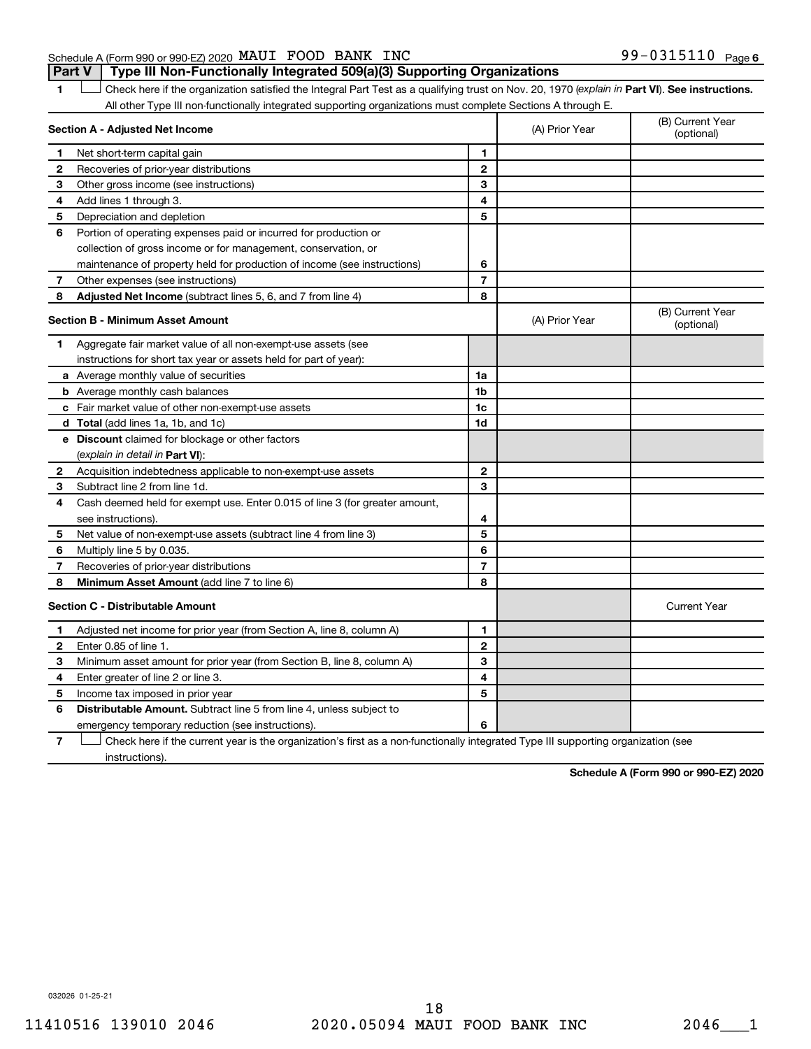Schedule A (Form 990 or 990-EZ) 2020 MAUI FOOD BANK INC 99-0315110 Page 6

## Part V Type III Non-Functionally Integrated 509(a)(3) Supporting Organizations

1 ☐ Check here if the organization satisfied the Integral Part Test as a qualifying trust on Nov. 20, 1970 (*explain in* **Part VI**). **See instructions.** All other Type III non-functionally integrated supporting organizations must complete Sections A through E.

| **Section A - Adjusted Net Income** | | (A) Prior Year | (B) Current Year (optional) |
|---|---|---|---|
| **1** Net short-term capital gain | 1 | | |
| **2** Recoveries of prior-year distributions | 2 | | |
| **3** Other gross income (see instructions) | 3 | | |
| **4** Add lines 1 through 3. | 4 | | |
| **5** Depreciation and depletion | 5 | | |
| **6** Portion of operating expenses paid or incurred for production or collection of gross income or for management, conservation, or maintenance of property held for production of income (see instructions) | 6 | | |
| **7** Other expenses (see instructions) | 7 | | |
| **8** **Adjusted Net Income** (subtract lines 5, 6, and 7 from line 4) | 8 | | |

| **Section B - Minimum Asset Amount** | | (A) Prior Year | (B) Current Year (optional) |
|---|---|---|---|
| **1** Aggregate fair market value of all non-exempt-use assets (see instructions for short tax year or assets held for part of year): | | | |
| **a** Average monthly value of securities | 1a | | |
| **b** Average monthly cash balances | 1b | | |
| **c** Fair market value of other non-exempt-use assets | 1c | | |
| **d** **Total** (add lines 1a, 1b, and 1c) | 1d | | |
| **e** **Discount** claimed for blockage or other factors (*explain in detail in* **Part VI**): | | | |
| **2** Acquisition indebtedness applicable to non-exempt-use assets | 2 | | |
| **3** Subtract line 2 from line 1d. | 3 | | |
| **4** Cash deemed held for exempt use. Enter 0.015 of line 3 (for greater amount, see instructions). | 4 | | |
| **5** Net value of non-exempt-use assets (subtract line 4 from line 3) | 5 | | |
| **6** Multiply line 5 by 0.035. | 6 | | |
| **7** Recoveries of prior-year distributions | 7 | | |
| **8** **Minimum Asset Amount** (add line 7 to line 6) | 8 | | |

| **Section C - Distributable Amount** | | | Current Year |
|---|---|---|---|
| **1** Adjusted net income for prior year (from Section A, line 8, column A) | 1 | | |
| **2** Enter 0.85 of line 1. | 2 | | |
| **3** Minimum asset amount for prior year (from Section B, line 8, column A) | 3 | | |
| **4** Enter greater of line 2 or line 3. | 4 | | |
| **5** Income tax imposed in prior year | 5 | | |
| **6** **Distributable Amount.** Subtract line 5 from line 4, unless subject to emergency temporary reduction (see instructions). | 6 | | |

7 ☐ Check here if the current year is the organization's first as a non-functionally integrated Type III supporting organization (see instructions).

**Schedule A (Form 990 or 990-EZ) 2020**

032026 01-25-21

11410516 139010 2046 2020.05094 MAUI FOOD BANK INC 2046___1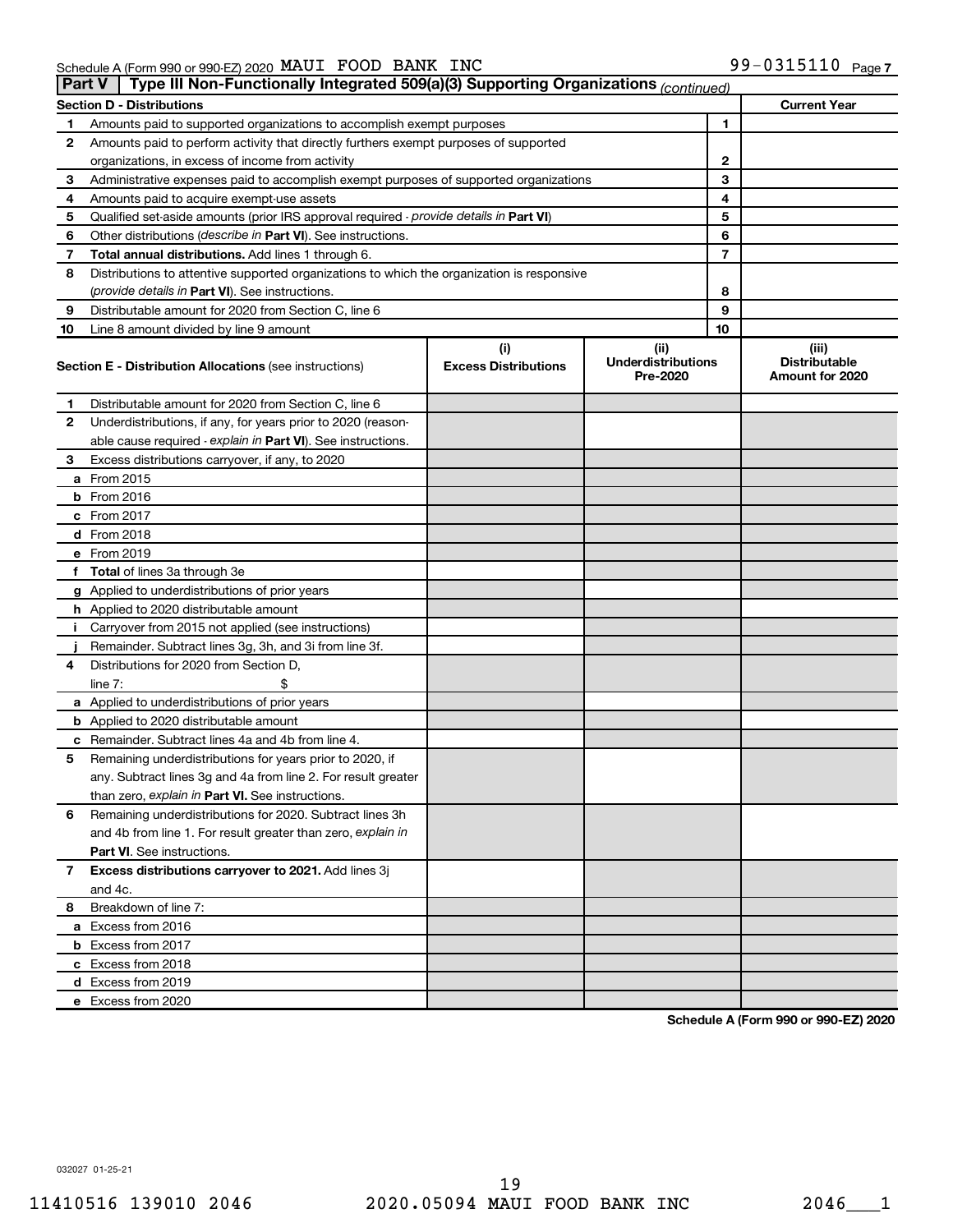Schedule A (Form 990 or 990-EZ) 2020 MAUI FOOD BANK INC 99-0315110 Page 7

## Part V | Type III Non-Functionally Integrated 509(a)(3) Supporting Organizations *(continued)*

| Section D - Distributions | | | Current Year |
|---|---|---|---|
| 1 | Amounts paid to supported organizations to accomplish exempt purposes | 1 | |
| 2 | Amounts paid to perform activity that directly furthers exempt purposes of supported organizations, in excess of income from activity | 2 | |
| 3 | Administrative expenses paid to accomplish exempt purposes of supported organizations | 3 | |
| 4 | Amounts paid to acquire exempt-use assets | 4 | |
| 5 | Qualified set-aside amounts (prior IRS approval required - *provide details in* **Part VI**) | 5 | |
| 6 | Other distributions (*describe in* **Part VI**). See instructions. | 6 | |
| 7 | **Total annual distributions.** Add lines 1 through 6. | 7 | |
| 8 | Distributions to attentive supported organizations to which the organization is responsive (*provide details in* **Part VI**). See instructions. | 8 | |
| 9 | Distributable amount for 2020 from Section C, line 6 | 9 | |
| 10 | Line 8 amount divided by line 9 amount | 10 | |

| | Section E - Distribution Allocations (see instructions) | (i) Excess Distributions | (ii) Underdistributions Pre-2020 | (iii) Distributable Amount for 2020 |
|---|---|---|---|---|
| 1 | Distributable amount for 2020 from Section C, line 6 | | | |
| 2 | Underdistributions, if any, for years prior to 2020 (reasonable cause required - *explain in* **Part VI**). See instructions. | | | |
| 3 | Excess distributions carryover, if any, to 2020 | | | |
| a | From 2015 | | | |
| b | From 2016 | | | |
| c | From 2017 | | | |
| d | From 2018 | | | |
| e | From 2019 | | | |
| f | **Total** of lines 3a through 3e | | | |
| g | Applied to underdistributions of prior years | | | |
| h | Applied to 2020 distributable amount | | | |
| i | Carryover from 2015 not applied (see instructions) | | | |
| j | Remainder. Subtract lines 3g, 3h, and 3i from line 3f. | | | |
| 4 | Distributions for 2020 from Section D, line 7: $ | | | |
| a | Applied to underdistributions of prior years | | | |
| b | Applied to 2020 distributable amount | | | |
| c | Remainder. Subtract lines 4a and 4b from line 4. | | | |
| 5 | Remaining underdistributions for years prior to 2020, if any. Subtract lines 3g and 4a from line 2. For result greater than zero, *explain in* **Part VI.** See instructions. | | | |
| 6 | Remaining underdistributions for 2020. Subtract lines 3h and 4b from line 1. For result greater than zero, *explain in* **Part VI**. See instructions. | | | |
| 7 | **Excess distributions carryover to 2021.** Add lines 3j and 4c. | | | |
| 8 | Breakdown of line 7: | | | |
| a | Excess from 2016 | | | |
| b | Excess from 2017 | | | |
| c | Excess from 2018 | | | |
| d | Excess from 2019 | | | |
| e | Excess from 2020 | | | |

**Schedule A (Form 990 or 990-EZ) 2020**

032027 01-25-21

11410516 139010 2046 2020.05094 MAUI FOOD BANK INC 2046___1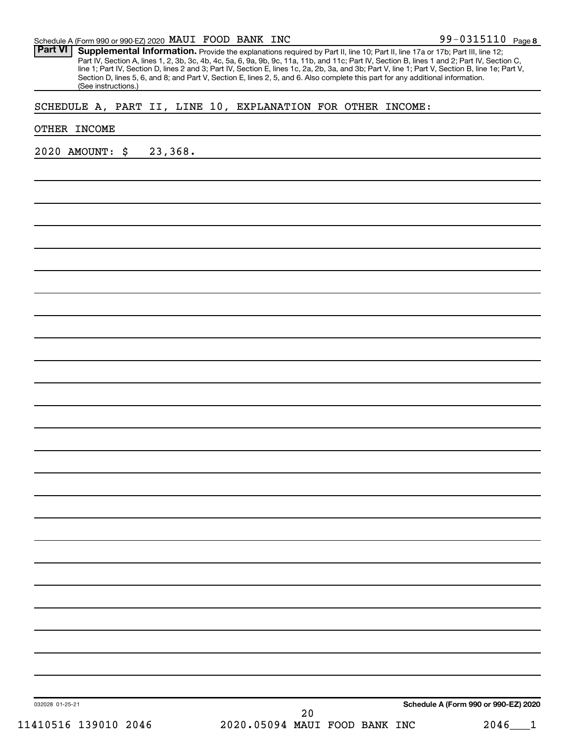Schedule A (Form 990 or 990-EZ) 2020 MAUI FOOD BANK INC 99-0315110 Page 8

**Part VI** **Supplemental Information.** Provide the explanations required by Part II, line 10; Part II, line 17a or 17b; Part III, line 12; Part IV, Section A, lines 1, 2, 3b, 3c, 4b, 4c, 5a, 6, 9a, 9b, 9c, 11a, 11b, and 11c; Part IV, Section B, lines 1 and 2; Part IV, Section C, line 1; Part IV, Section D, lines 2 and 3; Part IV, Section E, lines 1c, 2a, 2b, 3a, and 3b; Part V, line 1; Part V, Section B, line 1e; Part V, Section D, lines 5, 6, and 8; and Part V, Section E, lines 2, 5, and 6. Also complete this part for any additional information. (See instructions.)

SCHEDULE A, PART II, LINE 10, EXPLANATION FOR OTHER INCOME:

OTHER INCOME

2020 AMOUNT: $ 23,368.

032028 01-25-21

**Schedule A (Form 990 or 990-EZ) 2020**

11410516 139010 2046 2020.05094 MAUI FOOD BANK INC 2046___1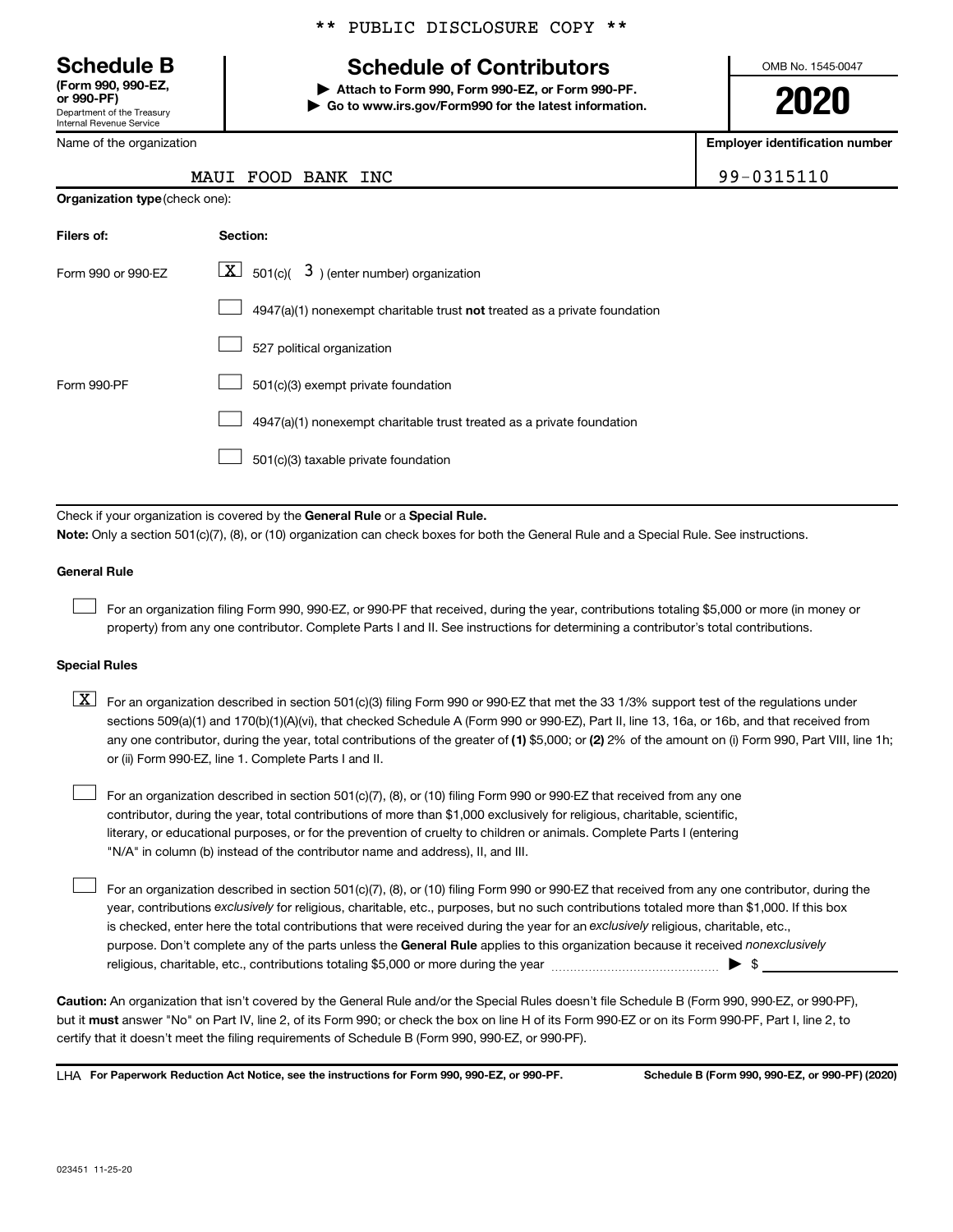** PUBLIC DISCLOSURE COPY **

# Schedule B

**(Form 990, 990-EZ, or 990-PF)**
Department of the Treasury
Internal Revenue Service

## Schedule of Contributors

▶ **Attach to Form 990, Form 990-EZ, or Form 990-PF.**
▶ **Go to www.irs.gov/Form990 for the latest information.**

OMB No. 1545-0047

**2020**

| Name of the organization | Employer identification number |
|---|---|
| MAUI FOOD BANK INC | 99-0315110 |

**Organization type** (check one):

| Filers of: | Section: |
|---|---|
| Form 990 or 990-EZ | [X] 501(c)( 3 ) (enter number) organization |
| | [ ] 4947(a)(1) nonexempt charitable trust **not** treated as a private foundation |
| | [ ] 527 political organization |
| Form 990-PF | [ ] 501(c)(3) exempt private foundation |
| | [ ] 4947(a)(1) nonexempt charitable trust treated as a private foundation |
| | [ ] 501(c)(3) taxable private foundation |

Check if your organization is covered by the **General Rule** or a **Special Rule.**

**Note:** Only a section 501(c)(7), (8), or (10) organization can check boxes for both the General Rule and a Special Rule. See instructions.

### General Rule

[ ] For an organization filing Form 990, 990-EZ, or 990-PF that received, during the year, contributions totaling $5,000 or more (in money or property) from any one contributor. Complete Parts I and II. See instructions for determining a contributor's total contributions.

### Special Rules

[X] For an organization described in section 501(c)(3) filing Form 990 or 990-EZ that met the 33 1/3% support test of the regulations under sections 509(a)(1) and 170(b)(1)(A)(vi), that checked Schedule A (Form 990 or 990-EZ), Part II, line 13, 16a, or 16b, and that received from any one contributor, during the year, total contributions of the greater of **(1)** $5,000; or **(2)** 2% of the amount on (i) Form 990, Part VIII, line 1h; or (ii) Form 990-EZ, line 1. Complete Parts I and II.

[ ] For an organization described in section 501(c)(7), (8), or (10) filing Form 990 or 990-EZ that received from any one contributor, during the year, total contributions of more than $1,000 exclusively for religious, charitable, scientific, literary, or educational purposes, or for the prevention of cruelty to children or animals. Complete Parts I (entering "N/A" in column (b) instead of the contributor name and address), II, and III.

[ ] For an organization described in section 501(c)(7), (8), or (10) filing Form 990 or 990-EZ that received from any one contributor, during the year, contributions *exclusively* for religious, charitable, etc., purposes, but no such contributions totaled more than $1,000. If this box is checked, enter here the total contributions that were received during the year for an *exclusively* religious, charitable, etc., purpose. Don't complete any of the parts unless the **General Rule** applies to this organization because it received *nonexclusively* religious, charitable, etc., contributions totaling $5,000 or more during the year ........ ▶ $ ________

**Caution:** An organization that isn't covered by the General Rule and/or the Special Rules doesn't file Schedule B (Form 990, 990-EZ, or 990-PF), but it **must** answer "No" on Part IV, line 2, of its Form 990; or check the box on line H of its Form 990-EZ or on its Form 990-PF, Part I, line 2, to certify that it doesn't meet the filing requirements of Schedule B (Form 990, 990-EZ, or 990-PF).

LHA **For Paperwork Reduction Act Notice, see the instructions for Form 990, 990-EZ, or 990-PF.** **Schedule B (Form 990, 990-EZ, or 990-PF) (2020)**

023451 11-25-20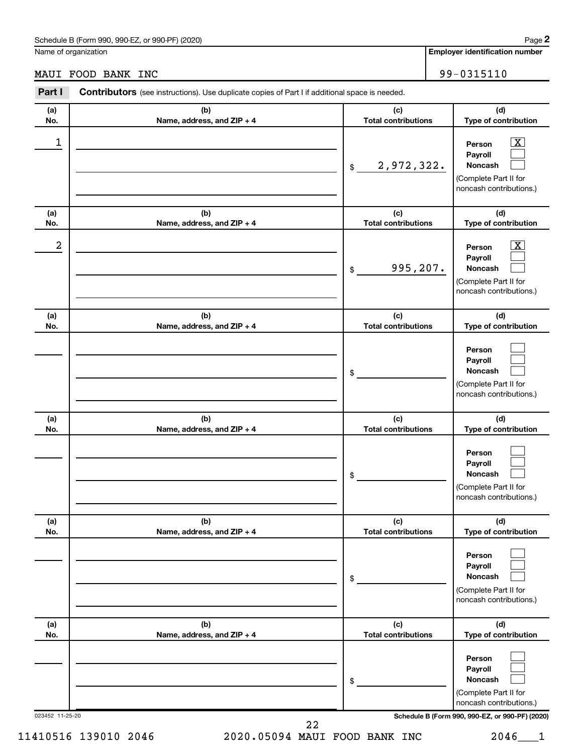Name of organization: MAUI FOOD BANK INC

Employer identification number: 99-0315110

**Part I — Contributors** (see instructions). Use duplicate copies of Part I if additional space is needed.

| (a) No. | (b) Name, address, and ZIP + 4 | (c) Total contributions | (d) Type of contribution |
|---|---|---|---|
| 1 | | $ 2,972,322. | Person [X] Payroll [ ] Noncash [ ] (Complete Part II for noncash contributions.) |
| 2 | | $ 995,207. | Person [X] Payroll [ ] Noncash [ ] (Complete Part II for noncash contributions.) |
| | | $ | Person [ ] Payroll [ ] Noncash [ ] (Complete Part II for noncash contributions.) |
| | | $ | Person [ ] Payroll [ ] Noncash [ ] (Complete Part II for noncash contributions.) |
| | | $ | Person [ ] Payroll [ ] Noncash [ ] (Complete Part II for noncash contributions.) |
| | | $ | Person [ ] Payroll [ ] Noncash [ ] (Complete Part II for noncash contributions.) |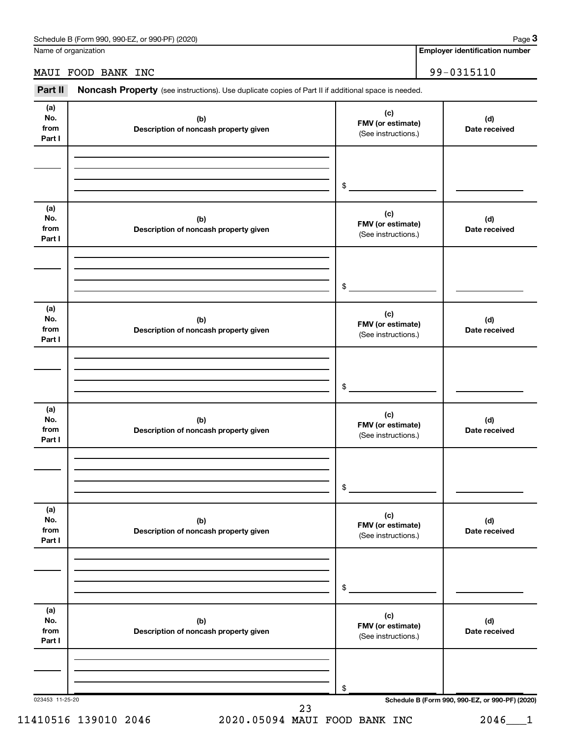Schedule B (Form 990, 990-EZ, or 990-PF) (2020) Page **3**

Name of organization | **Employer identification number**

MAUI FOOD BANK INC | 99-0315110

**Part II** **Noncash Property** (see instructions). Use duplicate copies of Part II if additional space is needed.

| (a) No. from Part I | (b) Description of noncash property given | (c) FMV (or estimate) (See instructions.) | (d) Date received |
|---|---|---|---|
| | | $ | |

| (a) No. from Part I | (b) Description of noncash property given | (c) FMV (or estimate) (See instructions.) | (d) Date received |
|---|---|---|---|
| | | $ | |

| (a) No. from Part I | (b) Description of noncash property given | (c) FMV (or estimate) (See instructions.) | (d) Date received |
|---|---|---|---|
| | | $ | |

| (a) No. from Part I | (b) Description of noncash property given | (c) FMV (or estimate) (See instructions.) | (d) Date received |
|---|---|---|---|
| | | $ | |

| (a) No. from Part I | (b) Description of noncash property given | (c) FMV (or estimate) (See instructions.) | (d) Date received |
|---|---|---|---|
| | | $ | |

| (a) No. from Part I | (b) Description of noncash property given | (c) FMV (or estimate) (See instructions.) | (d) Date received |
|---|---|---|---|
| | | $ | |

023453 11-25-20 **Schedule B (Form 990, 990-EZ, or 990-PF) (2020)**

11410516 139010 2046 2020.05094 MAUI FOOD BANK INC 2046___1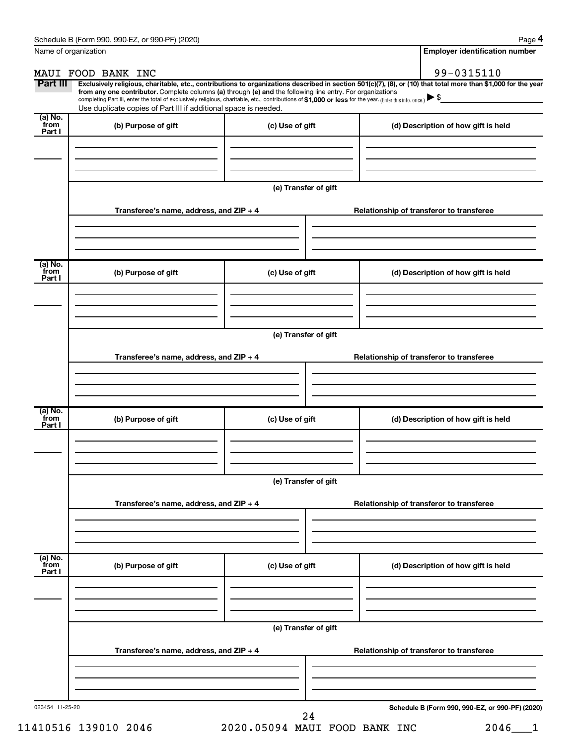Schedule B (Form 990, 990-EZ, or 990-PF) (2020) **Page 4**

Name of organization

MAUI FOOD BANK INC

**Employer identification number**

99-0315110

**Part III** **Exclusively religious, charitable, etc., contributions to organizations described in section 501(c)(7), (8), or (10) that total more than $1,000 for the year from any one contributor.** Complete columns **(a)** through **(e)** and the following line entry. For organizations completing Part III, enter the total of exclusively religious, charitable, etc., contributions of **$1,000 or less** for the year. (Enter this info. once.) ▶ $

Use duplicate copies of Part III if additional space is needed.

| (a) No. from Part I | (b) Purpose of gift | (c) Use of gift | (d) Description of how gift is held |
|---|---|---|---|
| | | | |

**(e) Transfer of gift**

| Transferee's name, address, and ZIP + 4 | Relationship of transferor to transferee |
|---|---|
| | |

| (a) No. from Part I | (b) Purpose of gift | (c) Use of gift | (d) Description of how gift is held |
|---|---|---|---|
| | | | |

**(e) Transfer of gift**

| Transferee's name, address, and ZIP + 4 | Relationship of transferor to transferee |
|---|---|
| | |

| (a) No. from Part I | (b) Purpose of gift | (c) Use of gift | (d) Description of how gift is held |
|---|---|---|---|
| | | | |

**(e) Transfer of gift**

| Transferee's name, address, and ZIP + 4 | Relationship of transferor to transferee |
|---|---|
| | |

| (a) No. from Part I | (b) Purpose of gift | (c) Use of gift | (d) Description of how gift is held |
|---|---|---|---|
| | | | |

**(e) Transfer of gift**

| Transferee's name, address, and ZIP + 4 | Relationship of transferor to transferee |
|---|---|
| | |

023454 11-25-20 **Schedule B (Form 990, 990-EZ, or 990-PF) (2020)**

11410516 139010 2046 2020.05094 MAUI FOOD BANK INC 2046___1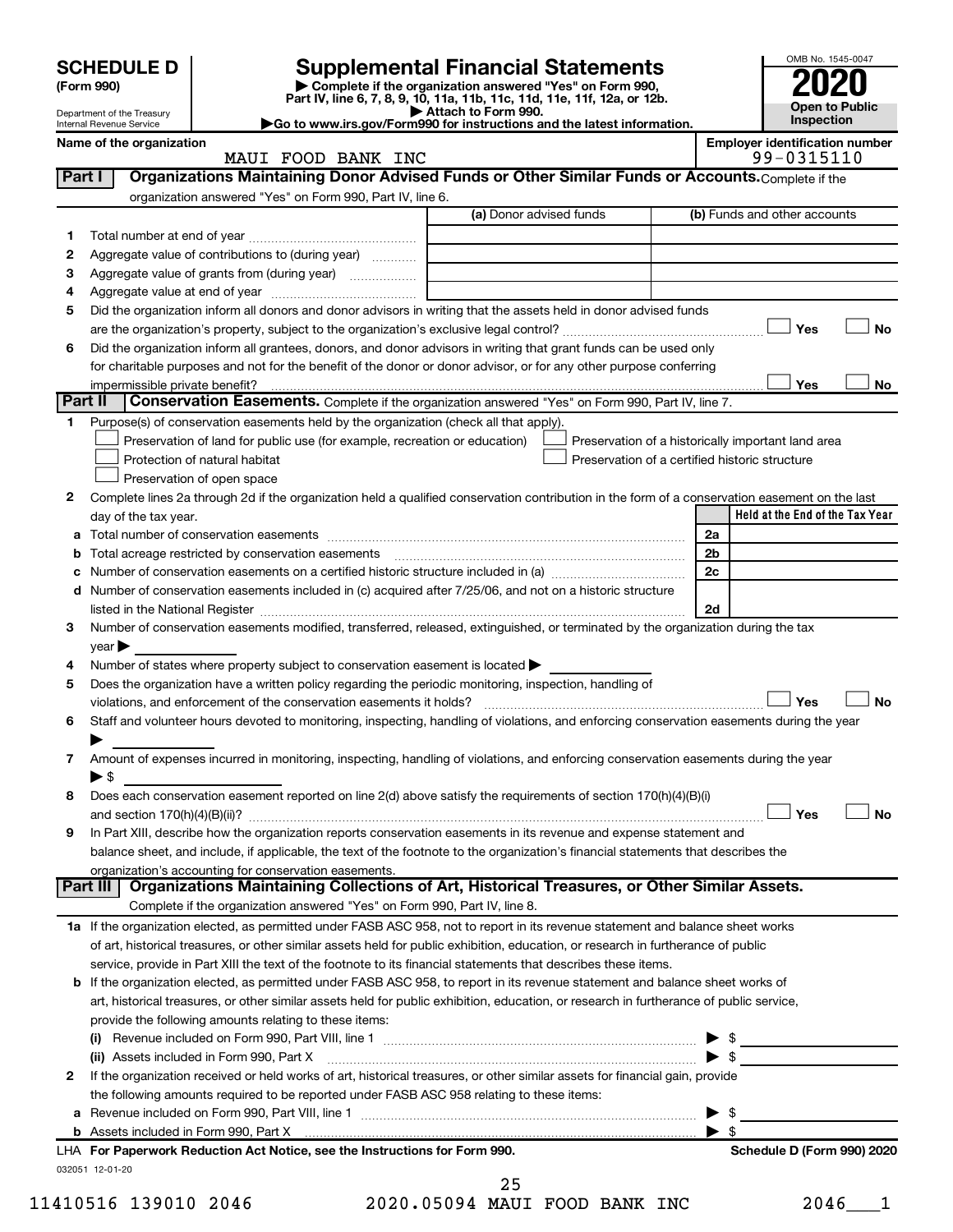# SCHEDULE D (Form 990)

Department of the Treasury
Internal Revenue Service

## Supplemental Financial Statements

▶ Complete if the organization answered "Yes" on Form 990, Part IV, line 6, 7, 8, 9, 10, 11a, 11b, 11c, 11d, 11e, 11f, 12a, or 12b.
▶ Attach to Form 990.
▶Go to www.irs.gov/Form990 for instructions and the latest information.

OMB No. 1545-0047
**2020**
**Open to Public Inspection**

**Name of the organization:** MAUI FOOD BANK INC
**Employer identification number:** 99-0315110

### Part I  Organizations Maintaining Donor Advised Funds or Other Similar Funds or Accounts.
Complete if the organization answered "Yes" on Form 990, Part IV, line 6.

| | | (a) Donor advised funds | (b) Funds and other accounts |
|---|---|---|---|
| 1 | Total number at end of year | | |
| 2 | Aggregate value of contributions to (during year) | | |
| 3 | Aggregate value of grants from (during year) | | |
| 4 | Aggregate value at end of year | | |

5 Did the organization inform all donors and donor advisors in writing that the assets held in donor advised funds are the organization's property, subject to the organization's exclusive legal control? ☐ Yes ☐ No

6 Did the organization inform all grantees, donors, and donor advisors in writing that grant funds can be used only for charitable purposes and not for the benefit of the donor or donor advisor, or for any other purpose conferring impermissible private benefit? ☐ Yes ☐ No

### Part II  Conservation Easements.
Complete if the organization answered "Yes" on Form 990, Part IV, line 7.

1 Purpose(s) of conservation easements held by the organization (check all that apply).
- ☐ Preservation of land for public use (for example, recreation or education)
- ☐ Protection of natural habitat
- ☐ Preservation of open space
- ☐ Preservation of a historically important land area
- ☐ Preservation of a certified historic structure

2 Complete lines 2a through 2d if the organization held a qualified conservation contribution in the form of a conservation easement on the last day of the tax year.

| | | | Held at the End of the Tax Year |
|---|---|---|---|
| a | Total number of conservation easements | 2a | |
| b | Total acreage restricted by conservation easements | 2b | |
| c | Number of conservation easements on a certified historic structure included in (a) | 2c | |
| d | Number of conservation easements included in (c) acquired after 7/25/06, and not on a historic structure listed in the National Register | 2d | |

3 Number of conservation easements modified, transferred, released, extinguished, or terminated by the organization during the tax year ▶

4 Number of states where property subject to conservation easement is located ▶

5 Does the organization have a written policy regarding the periodic monitoring, inspection, handling of violations, and enforcement of the conservation easements it holds? ☐ Yes ☐ No

6 Staff and volunteer hours devoted to monitoring, inspecting, handling of violations, and enforcing conservation easements during the year ▶

7 Amount of expenses incurred in monitoring, inspecting, handling of violations, and enforcing conservation easements during the year ▶ $

8 Does each conservation easement reported on line 2(d) above satisfy the requirements of section 170(h)(4)(B)(i) and section 170(h)(4)(B)(ii)? ☐ Yes ☐ No

9 In Part XIII, describe how the organization reports conservation easements in its revenue and expense statement and balance sheet, and include, if applicable, the text of the footnote to the organization's financial statements that describes the organization's accounting for conservation easements.

### Part III  Organizations Maintaining Collections of Art, Historical Treasures, or Other Similar Assets.
Complete if the organization answered "Yes" on Form 990, Part IV, line 8.

1a If the organization elected, as permitted under FASB ASC 958, not to report in its revenue statement and balance sheet works of art, historical treasures, or other similar assets held for public exhibition, education, or research in furtherance of public service, provide in Part XIII the text of the footnote to its financial statements that describes these items.

b If the organization elected, as permitted under FASB ASC 958, to report in its revenue statement and balance sheet works of art, historical treasures, or other similar assets held for public exhibition, education, or research in furtherance of public service, provide the following amounts relating to these items:

(i) Revenue included on Form 990, Part VIII, line 1 ▶ $

(ii) Assets included in Form 990, Part X ▶ $

2 If the organization received or held works of art, historical treasures, or other similar assets for financial gain, provide the following amounts required to be reported under FASB ASC 958 relating to these items:

a Revenue included on Form 990, Part VIII, line 1 ▶ $

b Assets included in Form 990, Part X ▶ $

LHA For Paperwork Reduction Act Notice, see the Instructions for Form 990. Schedule D (Form 990) 2020

032051 12-01-20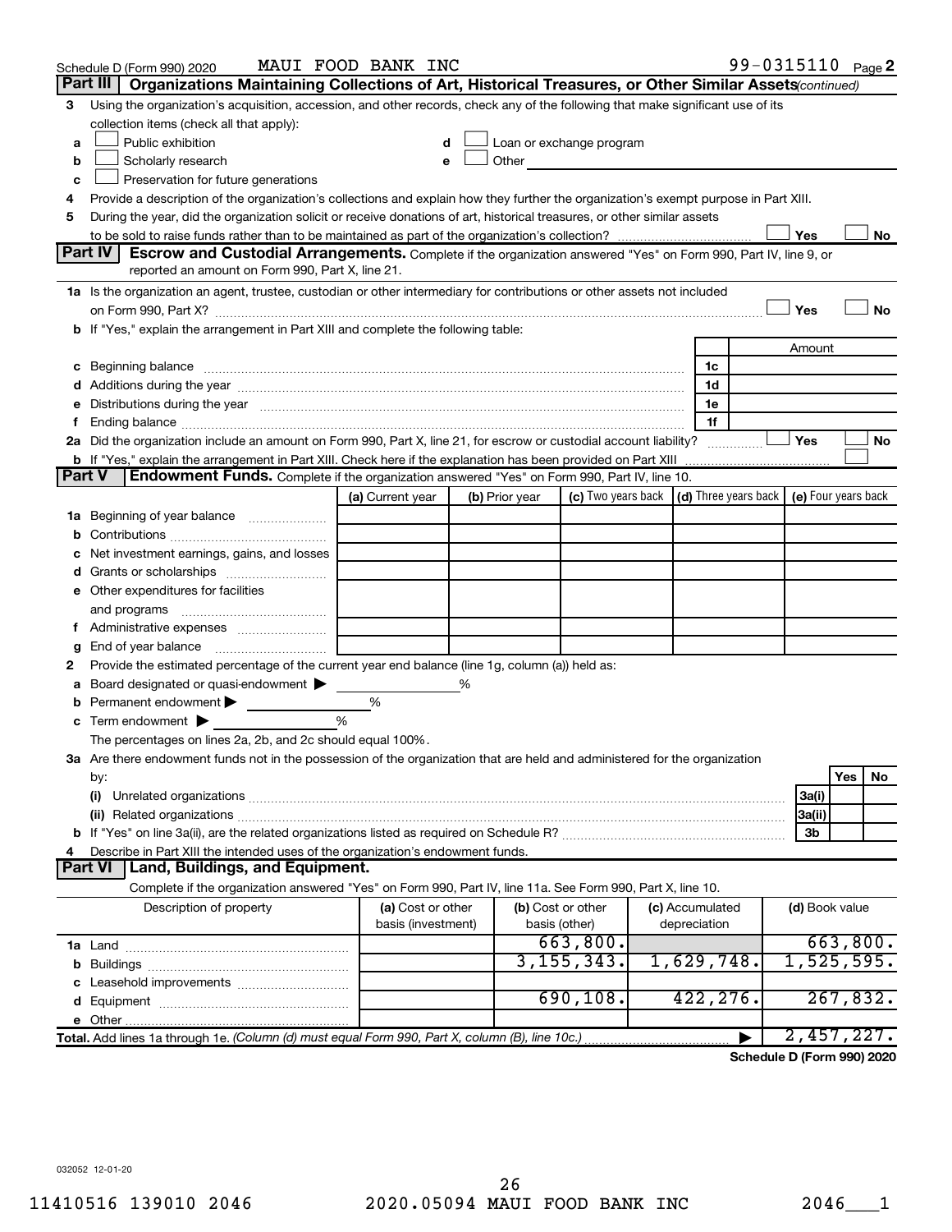Schedule D (Form 990) 2020 MAUI FOOD BANK INC 99-0315110 Page 2

## Part III Organizations Maintaining Collections of Art, Historical Treasures, or Other Similar Assets *(continued)*

3 Using the organization's acquisition, accession, and other records, check any of the following that make significant use of its collection items (check all that apply):

- a ☐ Public exhibition
- b ☐ Scholarly research
- c ☐ Preservation for future generations
- d ☐ Loan or exchange program
- e ☐ Other

4 Provide a description of the organization's collections and explain how they further the organization's exempt purpose in Part XIII.

5 During the year, did the organization solicit or receive donations of art, historical treasures, or other similar assets to be sold to raise funds rather than to be maintained as part of the organization's collection? ☐ Yes ☐ No

## Part IV Escrow and Custodial Arrangements.

Complete if the organization answered "Yes" on Form 990, Part IV, line 9, or reported an amount on Form 990, Part X, line 21.

1a Is the organization an agent, trustee, custodian or other intermediary for contributions or other assets not included on Form 990, Part X? ☐ Yes ☐ No

b If "Yes," explain the arrangement in Part XIII and complete the following table:

| | | Amount |
|---|---|---|
| c Beginning balance | 1c | |
| d Additions during the year | 1d | |
| e Distributions during the year | 1e | |
| f Ending balance | 1f | |

2a Did the organization include an amount on Form 990, Part X, line 21, for escrow or custodial account liability? ☐ Yes ☐ No

b If "Yes," explain the arrangement in Part XIII. Check here if the explanation has been provided on Part XIII ☐

## Part V Endowment Funds.

Complete if the organization answered "Yes" on Form 990, Part IV, line 10.

| | (a) Current year | (b) Prior year | (c) Two years back | (d) Three years back | (e) Four years back |
|---|---|---|---|---|---|
| 1a Beginning of year balance | | | | | |
| b Contributions | | | | | |
| c Net investment earnings, gains, and losses | | | | | |
| d Grants or scholarships | | | | | |
| e Other expenditures for facilities and programs | | | | | |
| f Administrative expenses | | | | | |
| g End of year balance | | | | | |

2 Provide the estimated percentage of the current year end balance (line 1g, column (a)) held as:

- a Board designated or quasi-endowment ▶ %
- b Permanent endowment ▶ %
- c Term endowment ▶ %

The percentages on lines 2a, 2b, and 2c should equal 100%.

3a Are there endowment funds not in the possession of the organization that are held and administered for the organization by:

| | | Yes | No |
|---|---|---|---|
| (i) Unrelated organizations | 3a(i) | | |
| (ii) Related organizations | 3a(ii) | | |
| b If "Yes" on line 3a(ii), are the related organizations listed as required on Schedule R? | 3b | | |

4 Describe in Part XIII the intended uses of the organization's endowment funds.

## Part VI Land, Buildings, and Equipment.

Complete if the organization answered "Yes" on Form 990, Part IV, line 11a. See Form 990, Part X, line 10.

| Description of property | (a) Cost or other basis (investment) | (b) Cost or other basis (other) | (c) Accumulated depreciation | (d) Book value |
|---|---|---|---|---|
| 1a Land | | 663,800. | | 663,800. |
| b Buildings | | 3,155,343. | 1,629,748. | 1,525,595. |
| c Leasehold improvements | | | | |
| d Equipment | | 690,108. | 422,276. | 267,832. |
| e Other | | | | |
| **Total.** Add lines 1a through 1e. *(Column (d) must equal Form 990, Part X, column (B), line 10c.)* | | | ▶ | 2,457,227. |

**Schedule D (Form 990) 2020**

032052 12-01-20

11410516 139010 2046 2020.05094 MAUI FOOD BANK INC 2046___1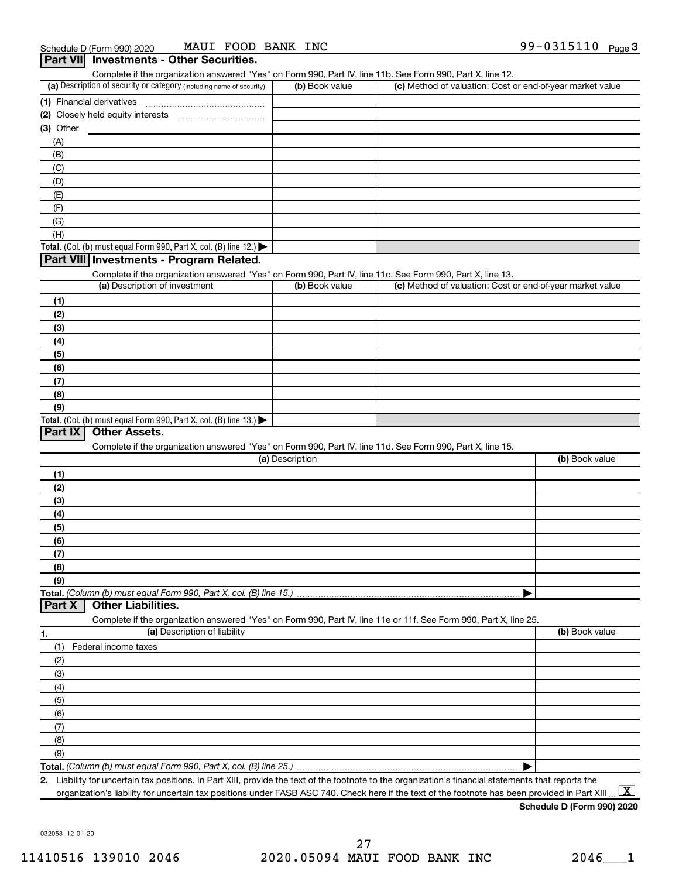Schedule D (Form 990) 2020 MAUI FOOD BANK INC 99-0315110 Page 3

## Part VII Investments - Other Securities.

Complete if the organization answered "Yes" on Form 990, Part IV, line 11b. See Form 990, Part X, line 12.

| (a) Description of security or category (including name of security) | (b) Book value | (c) Method of valuation: Cost or end-of-year market value |
|---|---|---|
| (1) Financial derivatives | | |
| (2) Closely held equity interests | | |
| (3) Other | | |
| (A) | | |
| (B) | | |
| (C) | | |
| (D) | | |
| (E) | | |
| (F) | | |
| (G) | | |
| (H) | | |
| **Total.** (Col. (b) must equal Form 990, Part X, col. (B) line 12.) | | |

## Part VIII Investments - Program Related.

Complete if the organization answered "Yes" on Form 990, Part IV, line 11c. See Form 990, Part X, line 13.

| (a) Description of investment | (b) Book value | (c) Method of valuation: Cost or end-of-year market value |
|---|---|---|
| (1) | | |
| (2) | | |
| (3) | | |
| (4) | | |
| (5) | | |
| (6) | | |
| (7) | | |
| (8) | | |
| (9) | | |
| **Total.** (Col. (b) must equal Form 990, Part X, col. (B) line 13.) | | |

## Part IX Other Assets.

Complete if the organization answered "Yes" on Form 990, Part IV, line 11d. See Form 990, Part X, line 15.

| (a) Description | (b) Book value |
|---|---|
| (1) | |
| (2) | |
| (3) | |
| (4) | |
| (5) | |
| (6) | |
| (7) | |
| (8) | |
| (9) | |
| **Total.** *(Column (b) must equal Form 990, Part X, col. (B) line 15.)* | |

## Part X Other Liabilities.

Complete if the organization answered "Yes" on Form 990, Part IV, line 11e or 11f. See Form 990, Part X, line 25.

| 1. (a) Description of liability | (b) Book value |
|---|---|
| (1) Federal income taxes | |
| (2) | |
| (3) | |
| (4) | |
| (5) | |
| (6) | |
| (7) | |
| (8) | |
| (9) | |
| **Total.** *(Column (b) must equal Form 990, Part X, col. (B) line 25.)* | |

2. Liability for uncertain tax positions. In Part XIII, provide the text of the footnote to the organization's financial statements that reports the organization's liability for uncertain tax positions under FASB ASC 740. Check here if the text of the footnote has been provided in Part XIII [X]

**Schedule D (Form 990) 2020**

032053 12-01-20

11410516 139010 2046 2020.05094 MAUI FOOD BANK INC 2046___1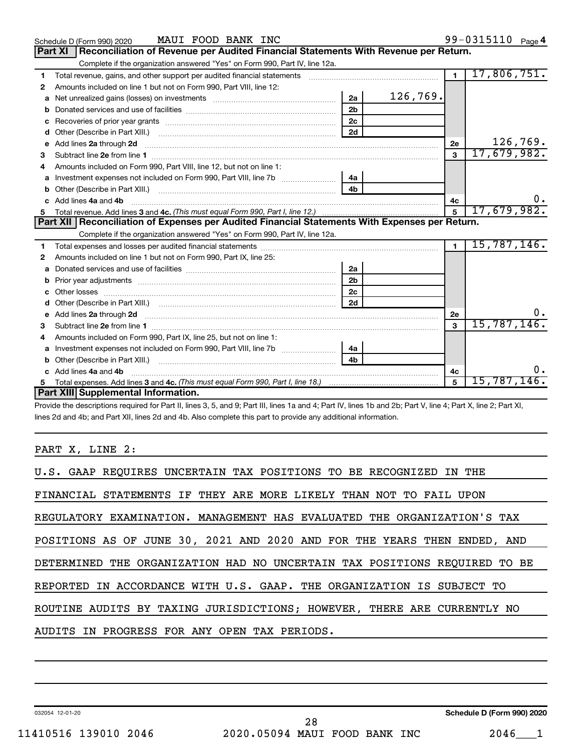Schedule D (Form 990) 2020 MAUI FOOD BANK INC 99-0315110 Page 4

## Part XI Reconciliation of Revenue per Audited Financial Statements With Revenue per Return.

Complete if the organization answered "Yes" on Form 990, Part IV, line 12a.

| | | | | | |
|---|---|---|---|---|---|
| 1 | Total revenue, gains, and other support per audited financial statements | | | 1 | 17,806,751. |
| 2 | Amounts included on line 1 but not on Form 990, Part VIII, line 12: | | | | |
| a | Net unrealized gains (losses) on investments | 2a | 126,769. | | |
| b | Donated services and use of facilities | 2b | | | |
| c | Recoveries of prior year grants | 2c | | | |
| d | Other (Describe in Part XIII.) | 2d | | | |
| e | Add lines 2a through 2d | | | 2e | 126,769. |
| 3 | Subtract line 2e from line 1 | | | 3 | 17,679,982. |
| 4 | Amounts included on Form 990, Part VIII, line 12, but not on line 1: | | | | |
| a | Investment expenses not included on Form 990, Part VIII, line 7b | 4a | | | |
| b | Other (Describe in Part XIII.) | 4b | | | |
| c | Add lines 4a and 4b | | | 4c | 0. |
| 5 | Total revenue. Add lines 3 and 4c. *(This must equal Form 990, Part I, line 12.)* | | | 5 | 17,679,982. |

## Part XII Reconciliation of Expenses per Audited Financial Statements With Expenses per Return.

Complete if the organization answered "Yes" on Form 990, Part IV, line 12a.

| | | | | | |
|---|---|---|---|---|---|
| 1 | Total expenses and losses per audited financial statements | | | 1 | 15,787,146. |
| 2 | Amounts included on line 1 but not on Form 990, Part IX, line 25: | | | | |
| a | Donated services and use of facilities | 2a | | | |
| b | Prior year adjustments | 2b | | | |
| c | Other losses | 2c | | | |
| d | Other (Describe in Part XIII.) | 2d | | | |
| e | Add lines 2a through 2d | | | 2e | 0. |
| 3 | Subtract line 2e from line 1 | | | 3 | 15,787,146. |
| 4 | Amounts included on Form 990, Part IX, line 25, but not on line 1: | | | | |
| a | Investment expenses not included on Form 990, Part VIII, line 7b | 4a | | | |
| b | Other (Describe in Part XIII.) | 4b | | | |
| c | Add lines 4a and 4b | | | 4c | 0. |
| 5 | Total expenses. Add lines 3 and 4c. *(This must equal Form 990, Part I, line 18.)* | | | 5 | 15,787,146. |

## Part XIII Supplemental Information.

Provide the descriptions required for Part II, lines 3, 5, and 9; Part III, lines 1a and 4; Part IV, lines 1b and 2b; Part V, line 4; Part X, line 2; Part XI, lines 2d and 4b; and Part XII, lines 2d and 4b. Also complete this part to provide any additional information.

PART X, LINE 2:

U.S. GAAP REQUIRES UNCERTAIN TAX POSITIONS TO BE RECOGNIZED IN THE FINANCIAL STATEMENTS IF THEY ARE MORE LIKELY THAN NOT TO FAIL UPON REGULATORY EXAMINATION. MANAGEMENT HAS EVALUATED THE ORGANIZATION'S TAX POSITIONS AS OF JUNE 30, 2021 AND 2020 AND FOR THE YEARS THEN ENDED, AND DETERMINED THE ORGANIZATION HAD NO UNCERTAIN TAX POSITIONS REQUIRED TO BE REPORTED IN ACCORDANCE WITH U.S. GAAP. THE ORGANIZATION IS SUBJECT TO ROUTINE AUDITS BY TAXING JURISDICTIONS; HOWEVER, THERE ARE CURRENTLY NO AUDITS IN PROGRESS FOR ANY OPEN TAX PERIODS.

032054 12-01-20 Schedule D (Form 990) 2020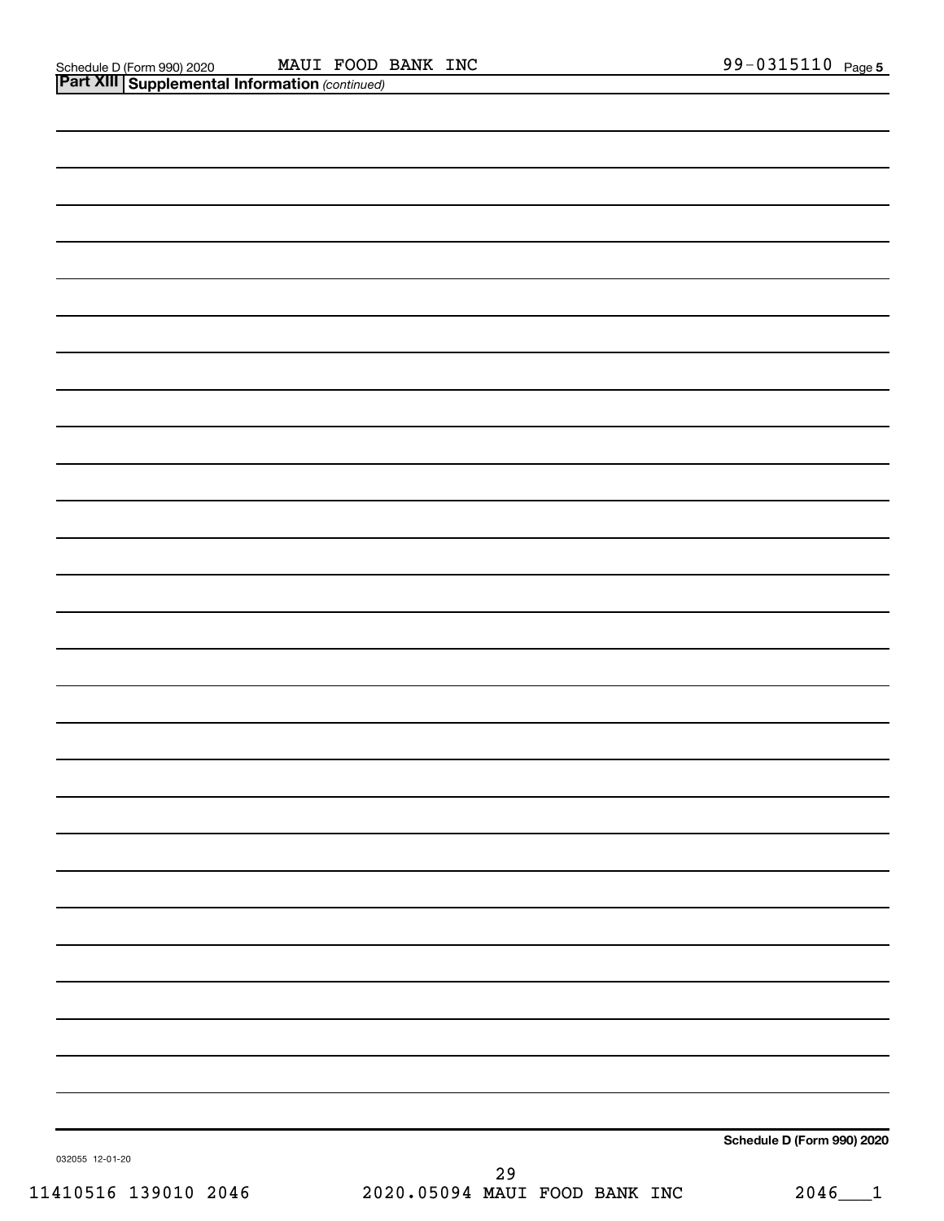Schedule D (Form 990) 2020 MAUI FOOD BANK INC 99-0315110 Page 5

**Part XIII Supplemental Information** *(continued)*

**Schedule D (Form 990) 2020**

032055 12-01-20

11410516 139010 2046 2020.05094 MAUI FOOD BANK INC 2046___1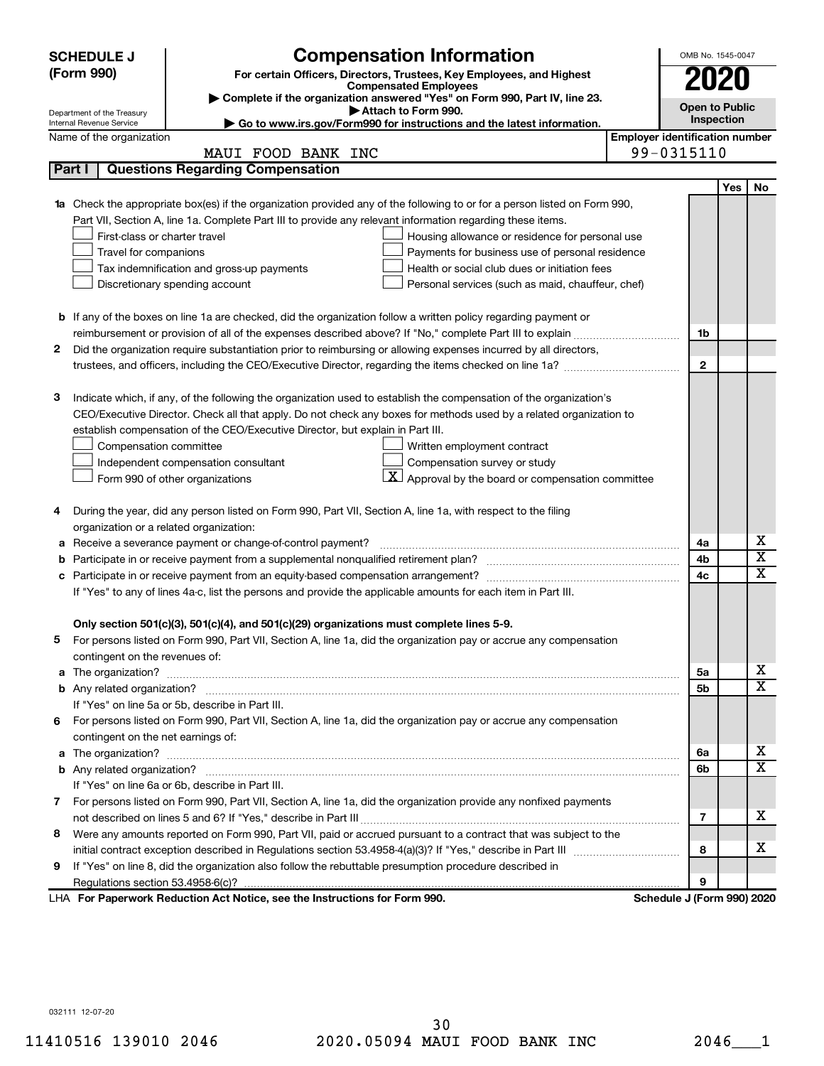**SCHEDULE J (Form 990)**

Department of the Treasury
Internal Revenue Service

# Compensation Information

**For certain Officers, Directors, Trustees, Key Employees, and Highest Compensated Employees**

▶ Complete if the organization answered "Yes" on Form 990, Part IV, line 23.
▶ Attach to Form 990.
▶ Go to www.irs.gov/Form990 for instructions and the latest information.

OMB No. 1545-0047

**2020**

**Open to Public Inspection**

Name of the organization: MAUI FOOD BANK INC

Employer identification number: 99-0315110

**Part I — Questions Regarding Compensation**

| | | | Yes | No |
|---|---|---|---|---|
| **1a** | Check the appropriate box(es) if the organization provided any of the following to or for a person listed on Form 990, Part VII, Section A, line 1a. Complete Part III to provide any relevant information regarding these items.<br>☐ First-class or charter travel ☐ Housing allowance or residence for personal use<br>☐ Travel for companions ☐ Payments for business use of personal residence<br>☐ Tax indemnification and gross-up payments ☐ Health or social club dues or initiation fees<br>☐ Discretionary spending account ☐ Personal services (such as maid, chauffeur, chef) | | | |
| **b** | If any of the boxes on line 1a are checked, did the organization follow a written policy regarding payment or reimbursement or provision of all of the expenses described above? If "No," complete Part III to explain | 1b | | |
| **2** | Did the organization require substantiation prior to reimbursing or allowing expenses incurred by all directors, trustees, and officers, including the CEO/Executive Director, regarding the items checked on line 1a? | 2 | | |
| **3** | Indicate which, if any, of the following the organization used to establish the compensation of the organization's CEO/Executive Director. Check all that apply. Do not check any boxes for methods used by a related organization to establish compensation of the CEO/Executive Director, but explain in Part III.<br>☐ Compensation committee ☐ Written employment contract<br>☐ Independent compensation consultant ☐ Compensation survey or study<br>☐ Form 990 of other organizations ☒ Approval by the board or compensation committee | | | |
| **4** | During the year, did any person listed on Form 990, Part VII, Section A, line 1a, with respect to the filing organization or a related organization: | | | |
| **a** | Receive a severance payment or change-of-control payment? | 4a | | X |
| **b** | Participate in or receive payment from a supplemental nonqualified retirement plan? | 4b | | X |
| **c** | Participate in or receive payment from an equity-based compensation arrangement? | 4c | | X |
| | If "Yes" to any of lines 4a-c, list the persons and provide the applicable amounts for each item in Part III. | | | |
| | **Only section 501(c)(3), 501(c)(4), and 501(c)(29) organizations must complete lines 5-9.** | | | |
| **5** | For persons listed on Form 990, Part VII, Section A, line 1a, did the organization pay or accrue any compensation contingent on the revenues of: | | | |
| **a** | The organization? | 5a | | X |
| **b** | Any related organization? | 5b | | X |
| | If "Yes" on line 5a or 5b, describe in Part III. | | | |
| **6** | For persons listed on Form 990, Part VII, Section A, line 1a, did the organization pay or accrue any compensation contingent on the net earnings of: | | | |
| **a** | The organization? | 6a | | X |
| **b** | Any related organization? | 6b | | X |
| | If "Yes" on line 6a or 6b, describe in Part III. | | | |
| **7** | For persons listed on Form 990, Part VII, Section A, line 1a, did the organization provide any nonfixed payments not described on lines 5 and 6? If "Yes," describe in Part III | 7 | | X |
| **8** | Were any amounts reported on Form 990, Part VII, paid or accrued pursuant to a contract that was subject to the initial contract exception described in Regulations section 53.4958-4(a)(3)? If "Yes," describe in Part III | 8 | | X |
| **9** | If "Yes" on line 8, did the organization also follow the rebuttable presumption procedure described in Regulations section 53.4958-6(c)? | 9 | | |

LHA **For Paperwork Reduction Act Notice, see the Instructions for Form 990.** **Schedule J (Form 990) 2020**

032111 12-07-20

11410516 139010 2046 2020.05094 MAUI FOOD BANK INC 2046___1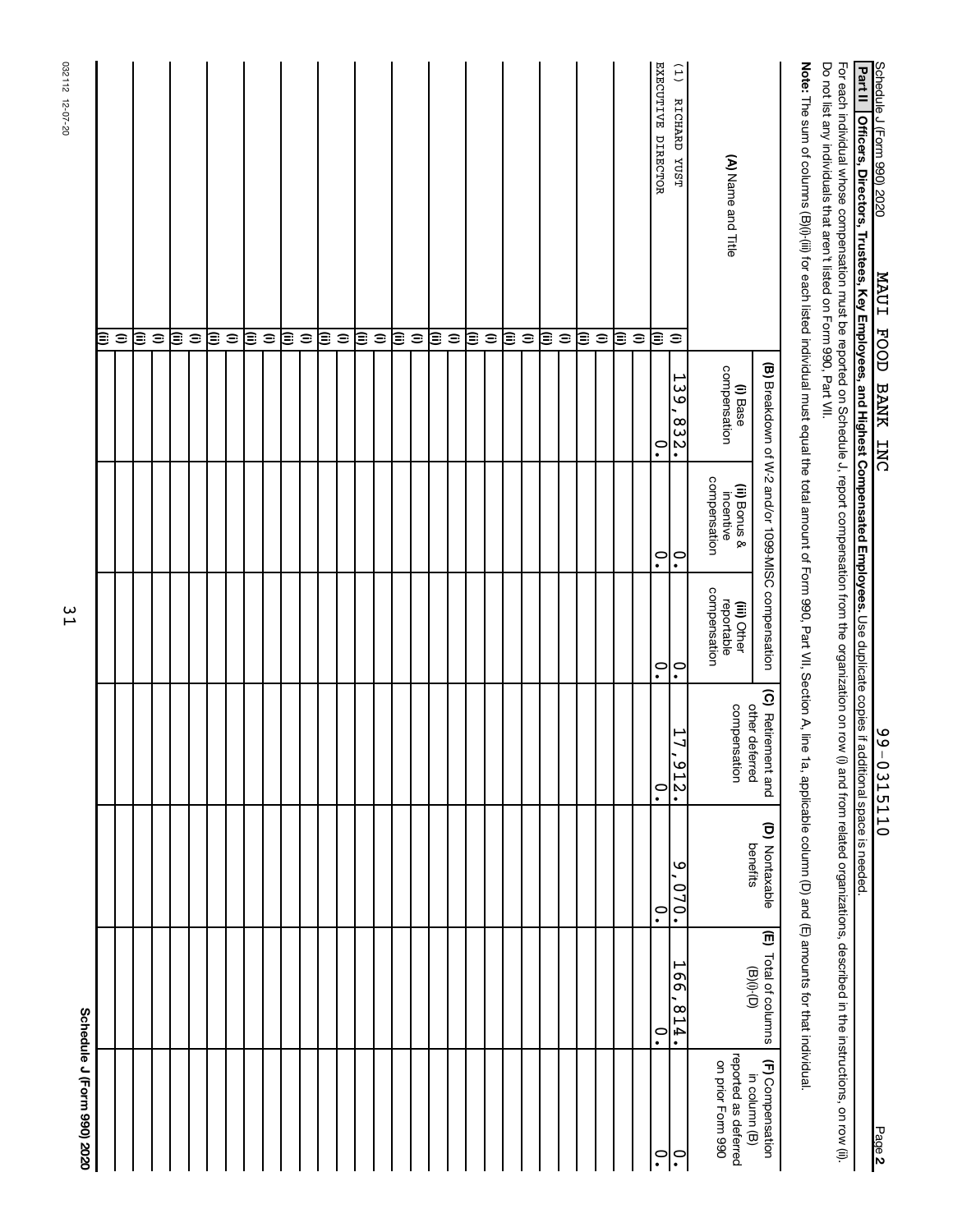Schedule J (Form 990) 2020 MAUI FOOD BANK INC 99-0315110 Page 2

**Part II** **Officers, Directors, Trustees, Key Employees, and Highest Compensated Employees.** Use duplicate copies if additional space is needed.

For each individual whose compensation must be reported on Schedule J, report compensation from the organization on row (i) and from related organizations, described in the instructions, on row (ii).

Do not list any individuals that aren't listed on Form 990, Part VII.

**Note:** The sum of columns (B)(i)-(iii) for each listed individual must equal the total amount of Form 990, Part VII, Section A, line 1a, applicable column (D) and (E) amounts for that individual.

| (A) Name and Title | | (B) Breakdown of W-2 and/or 1099-MISC compensation | | | (C) Retirement and other deferred compensation | (D) Nontaxable benefits | (E) Total of columns (B)(i)-(D) | (F) Compensation in column (B) reported as deferred on prior Form 990 |
|---|---|---|---|---|---|---|---|---|
| | | (i) Base compensation | (ii) Bonus & incentive compensation | (iii) Other reportable compensation | | | | |
| (1) RICHARD YUST | (i) | 139,832. | 0. | 0. | 17,912. | 9,070. | 166,814. | 0. |
| EXECUTIVE DIRECTOR | (ii) | 0. | 0. | 0. | 0. | 0. | 0. | 0. |
| | (i) | | | | | | | |
| | (ii) | | | | | | | |
| | (i) | | | | | | | |
| | (ii) | | | | | | | |
| | (i) | | | | | | | |
| | (ii) | | | | | | | |
| | (i) | | | | | | | |
| | (ii) | | | | | | | |
| | (i) | | | | | | | |
| | (ii) | | | | | | | |
| | (i) | | | | | | | |
| | (ii) | | | | | | | |
| | (i) | | | | | | | |
| | (ii) | | | | | | | |
| | (i) | | | | | | | |
| | (ii) | | | | | | | |
| | (i) | | | | | | | |
| | (ii) | | | | | | | |
| | (i) | | | | | | | |
| | (ii) | | | | | | | |
| | (i) | | | | | | | |
| | (ii) | | | | | | | |
| | (i) | | | | | | | |
| | (ii) | | | | | | | |
| | (i) | | | | | | | |
| | (ii) | | | | | | | |
| | (i) | | | | | | | |
| | (ii) | | | | | | | |
| | (i) | | | | | | | |
| | (ii) | | | | | | | |

032112 12-07-20

Schedule J (Form 990) 2020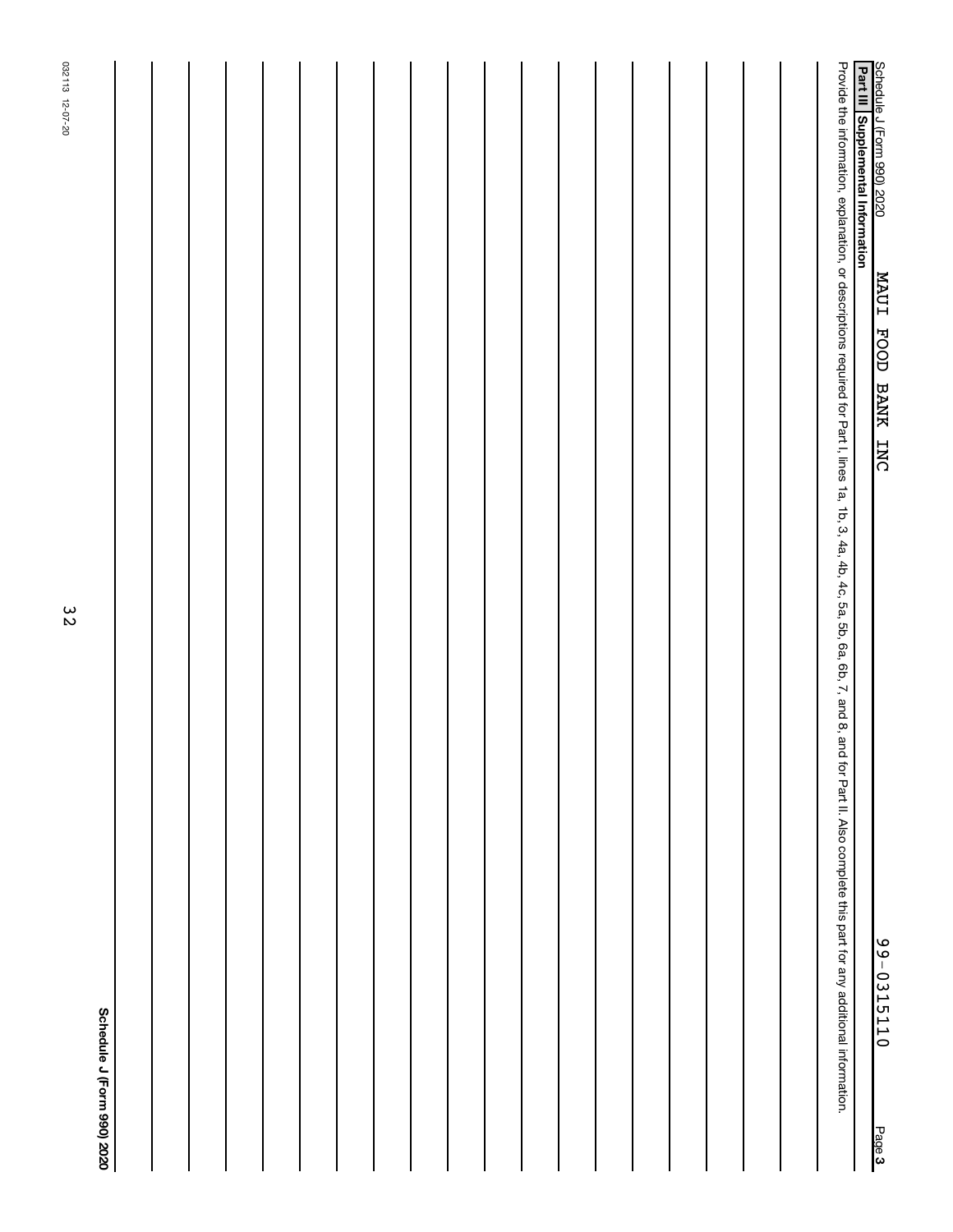Schedule J (Form 990) 2020 MAUI FOOD BANK INC 99-0315110 Page 3

**Part III Supplemental Information**

Provide the information, explanation, or descriptions required for Part I, lines 1a, 1b, 3, 4a, 4b, 4c, 5a, 5b, 6a, 6b, 7, and 8, and for Part II. Also complete this part for any additional information.

032113 12-07-20

**Schedule J (Form 990) 2020**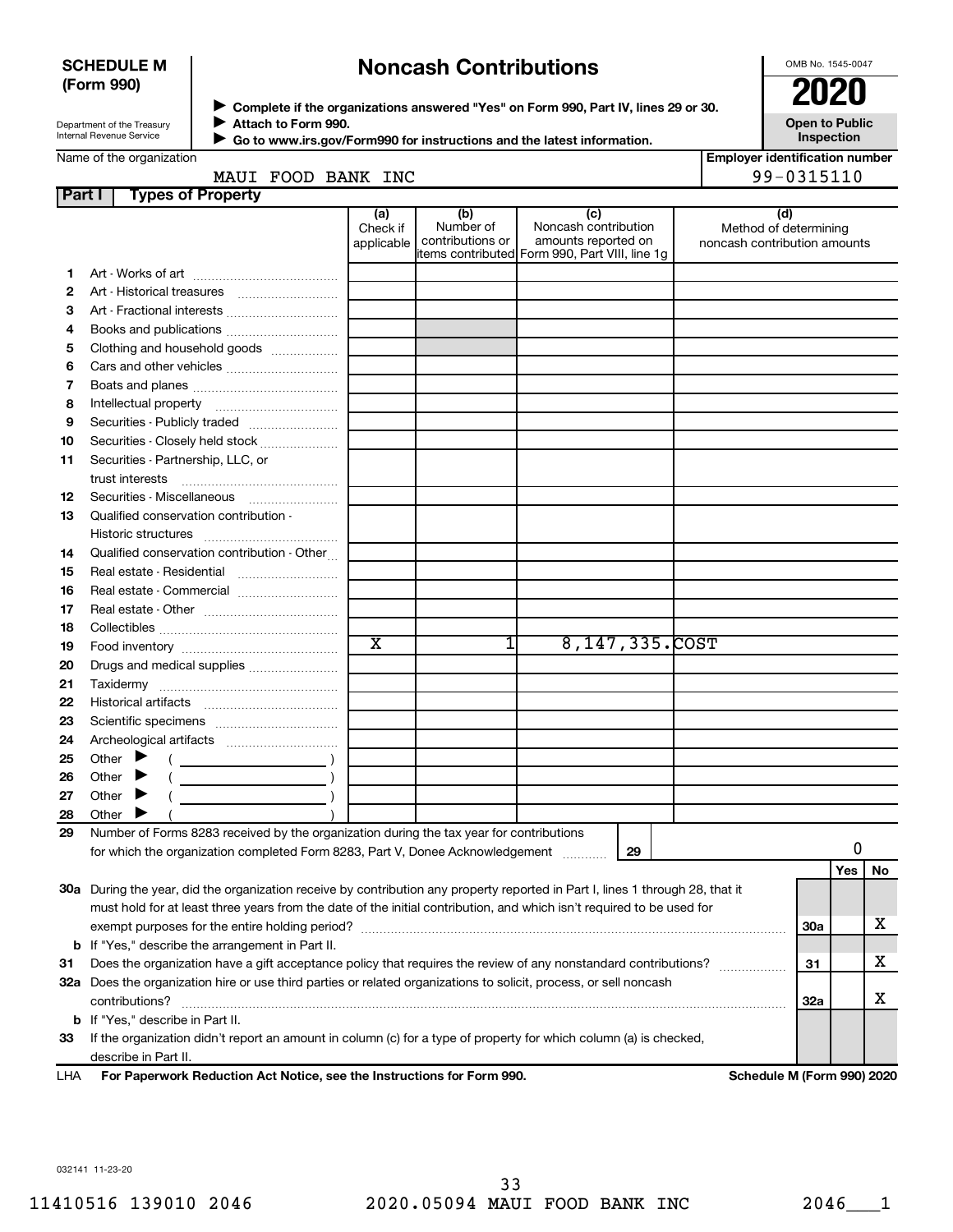**SCHEDULE M (Form 990)**

Department of the Treasury
Internal Revenue Service

# Noncash Contributions

▶ Complete if the organizations answered "Yes" on Form 990, Part IV, lines 29 or 30.
▶ Attach to Form 990.
▶ Go to www.irs.gov/Form990 for instructions and the latest information.

OMB No. 1545-0047

**2020**

**Open to Public Inspection**

Name of the organization: MAUI FOOD BANK INC

Employer identification number: 99-0315110

**Part I — Types of Property**

| | | (a) Check if applicable | (b) Number of contributions or items contributed | (c) Noncash contribution amounts reported on Form 990, Part VIII, line 1g | (d) Method of determining noncash contribution amounts |
|---|---|---|---|---|---|
| 1 | Art - Works of art | | | | |
| 2 | Art - Historical treasures | | | | |
| 3 | Art - Fractional interests | | | | |
| 4 | Books and publications | | | | |
| 5 | Clothing and household goods | | | | |
| 6 | Cars and other vehicles | | | | |
| 7 | Boats and planes | | | | |
| 8 | Intellectual property | | | | |
| 9 | Securities - Publicly traded | | | | |
| 10 | Securities - Closely held stock | | | | |
| 11 | Securities - Partnership, LLC, or trust interests | | | | |
| 12 | Securities - Miscellaneous | | | | |
| 13 | Qualified conservation contribution - Historic structures | | | | |
| 14 | Qualified conservation contribution - Other | | | | |
| 15 | Real estate - Residential | | | | |
| 16 | Real estate - Commercial | | | | |
| 17 | Real estate - Other | | | | |
| 18 | Collectibles | | | | |
| 19 | Food inventory | X | 1 | 8,147,335. | COST |
| 20 | Drugs and medical supplies | | | | |
| 21 | Taxidermy | | | | |
| 22 | Historical artifacts | | | | |
| 23 | Scientific specimens | | | | |
| 24 | Archeological artifacts | | | | |
| 25 | Other ▶ ( ) | | | | |
| 26 | Other ▶ ( ) | | | | |
| 27 | Other ▶ ( ) | | | | |
| 28 | Other ▶ ( ) | | | | |

29 Number of Forms 8283 received by the organization during the tax year for contributions for which the organization completed Form 8283, Part V, Donee Acknowledgement .......... **29** — 0

| | | | Yes | No |
|---|---|---|---|---|
| 30a | During the year, did the organization receive by contribution any property reported in Part I, lines 1 through 28, that it must hold for at least three years from the date of the initial contribution, and which isn't required to be used for exempt purposes for the entire holding period? | 30a | | X |
| b | If "Yes," describe the arrangement in Part II. | | | |
| 31 | Does the organization have a gift acceptance policy that requires the review of any nonstandard contributions? | 31 | | X |
| 32a | Does the organization hire or use third parties or related organizations to solicit, process, or sell noncash contributions? | 32a | | X |
| b | If "Yes," describe in Part II. | | | |
| 33 | If the organization didn't report an amount in column (c) for a type of property for which column (a) is checked, describe in Part II. | | | |

LHA **For Paperwork Reduction Act Notice, see the Instructions for Form 990.** **Schedule M (Form 990) 2020**

032141 11-23-20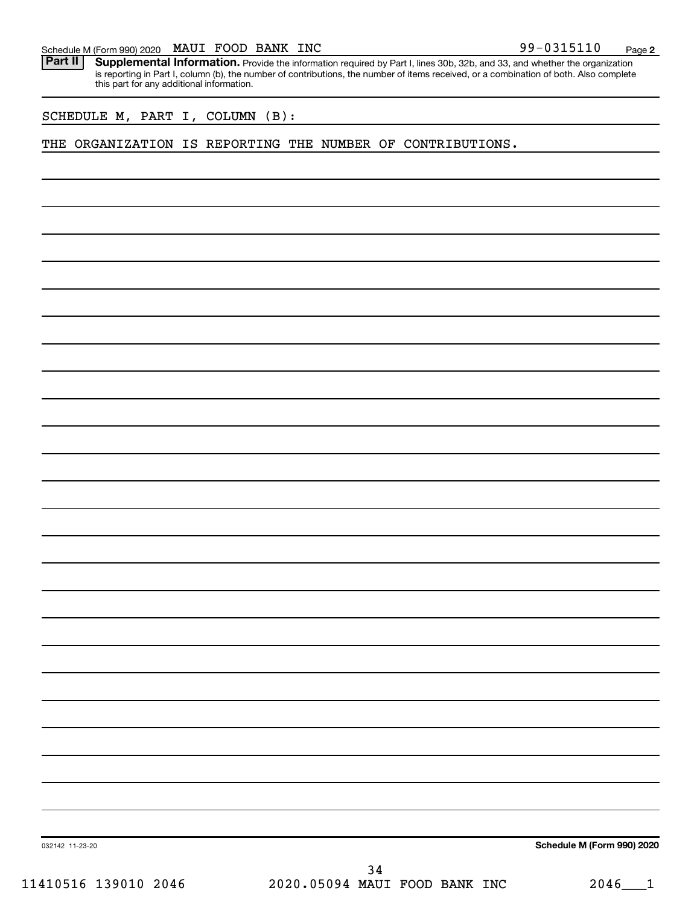Schedule M (Form 990) 2020 MAUI FOOD BANK INC 99-0315110 Page 2

**Part II** **Supplemental Information.** Provide the information required by Part I, lines 30b, 32b, and 33, and whether the organization is reporting in Part I, column (b), the number of contributions, the number of items received, or a combination of both. Also complete this part for any additional information.

SCHEDULE M, PART I, COLUMN (B):

THE ORGANIZATION IS REPORTING THE NUMBER OF CONTRIBUTIONS.

032142 11-23-20 **Schedule M (Form 990) 2020**

11410516 139010 2046 2020.05094 MAUI FOOD BANK INC 2046___1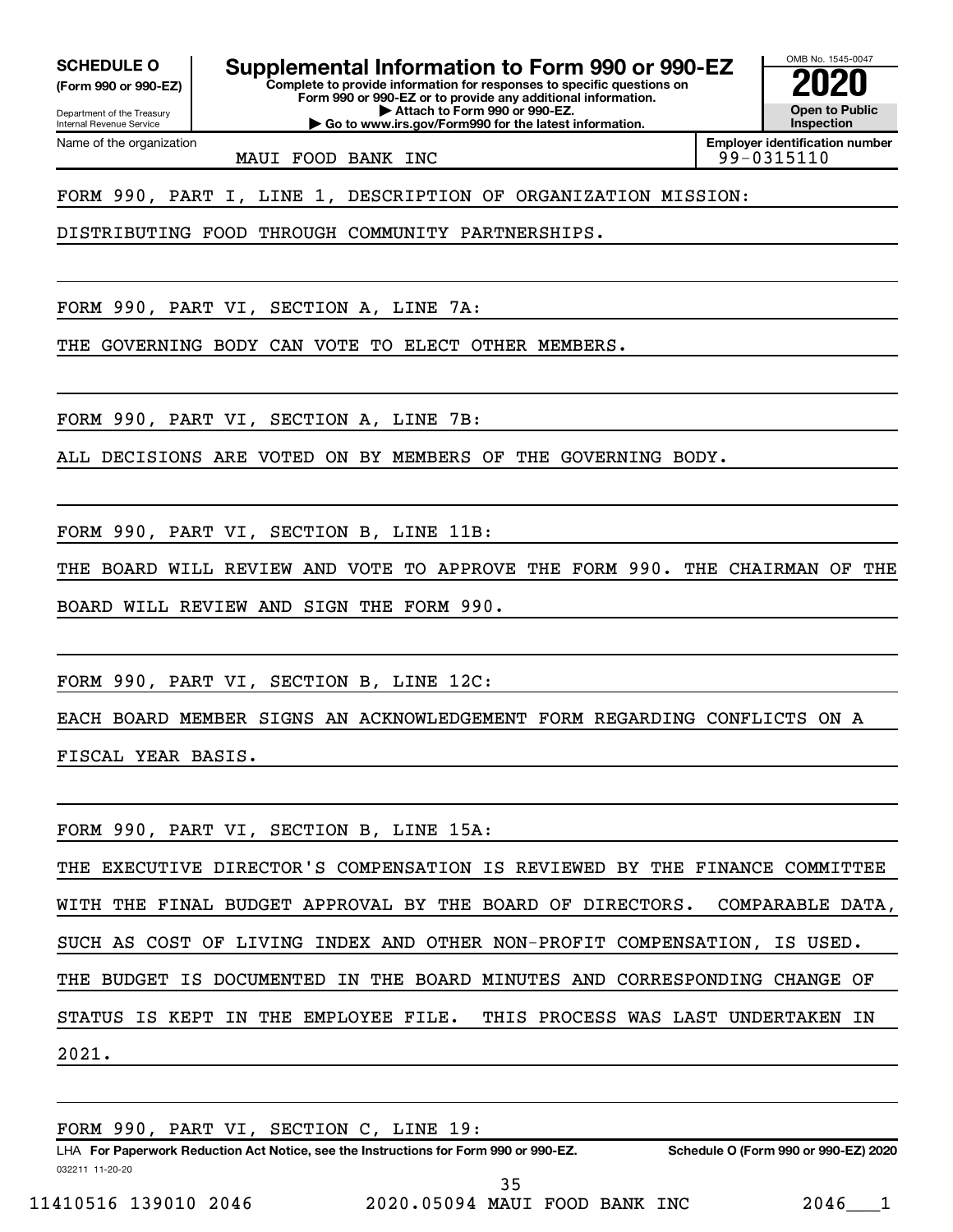**SCHEDULE O**
**(Form 990 or 990-EZ)**

Department of the Treasury
Internal Revenue Service

# Supplemental Information to Form 990 or 990-EZ

**Complete to provide information for responses to specific questions on Form 990 or 990-EZ or to provide any additional information.**
**▶ Attach to Form 990 or 990-EZ.**
**▶ Go to www.irs.gov/Form990 for the latest information.**

OMB No. 1545-0047
**2020**
**Open to Public Inspection**

Name of the organization: MAUI FOOD BANK INC

**Employer identification number**: 99-0315110

FORM 990, PART I, LINE 1, DESCRIPTION OF ORGANIZATION MISSION:

DISTRIBUTING FOOD THROUGH COMMUNITY PARTNERSHIPS.

FORM 990, PART VI, SECTION A, LINE 7A:

THE GOVERNING BODY CAN VOTE TO ELECT OTHER MEMBERS.

FORM 990, PART VI, SECTION A, LINE 7B:

ALL DECISIONS ARE VOTED ON BY MEMBERS OF THE GOVERNING BODY.

FORM 990, PART VI, SECTION B, LINE 11B:

THE BOARD WILL REVIEW AND VOTE TO APPROVE THE FORM 990. THE CHAIRMAN OF THE BOARD WILL REVIEW AND SIGN THE FORM 990.

FORM 990, PART VI, SECTION B, LINE 12C:

EACH BOARD MEMBER SIGNS AN ACKNOWLEDGEMENT FORM REGARDING CONFLICTS ON A FISCAL YEAR BASIS.

FORM 990, PART VI, SECTION B, LINE 15A:

THE EXECUTIVE DIRECTOR'S COMPENSATION IS REVIEWED BY THE FINANCE COMMITTEE WITH THE FINAL BUDGET APPROVAL BY THE BOARD OF DIRECTORS. COMPARABLE DATA, SUCH AS COST OF LIVING INDEX AND OTHER NON-PROFIT COMPENSATION, IS USED. THE BUDGET IS DOCUMENTED IN THE BOARD MINUTES AND CORRESPONDING CHANGE OF STATUS IS KEPT IN THE EMPLOYEE FILE. THIS PROCESS WAS LAST UNDERTAKEN IN 2021.

FORM 990, PART VI, SECTION C, LINE 19:

LHA **For Paperwork Reduction Act Notice, see the Instructions for Form 990 or 990-EZ.** **Schedule O (Form 990 or 990-EZ) 2020**
032211 11-20-20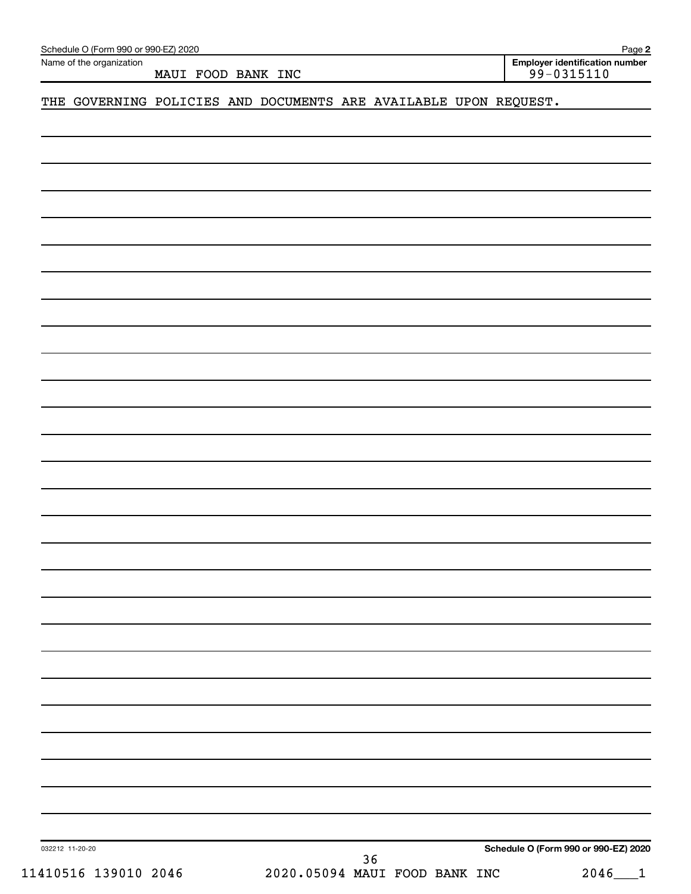Name of the organization: MAUI FOOD BANK INC

Employer identification number: 99-0315110

THE GOVERNING POLICIES AND DOCUMENTS ARE AVAILABLE UPON REQUEST.